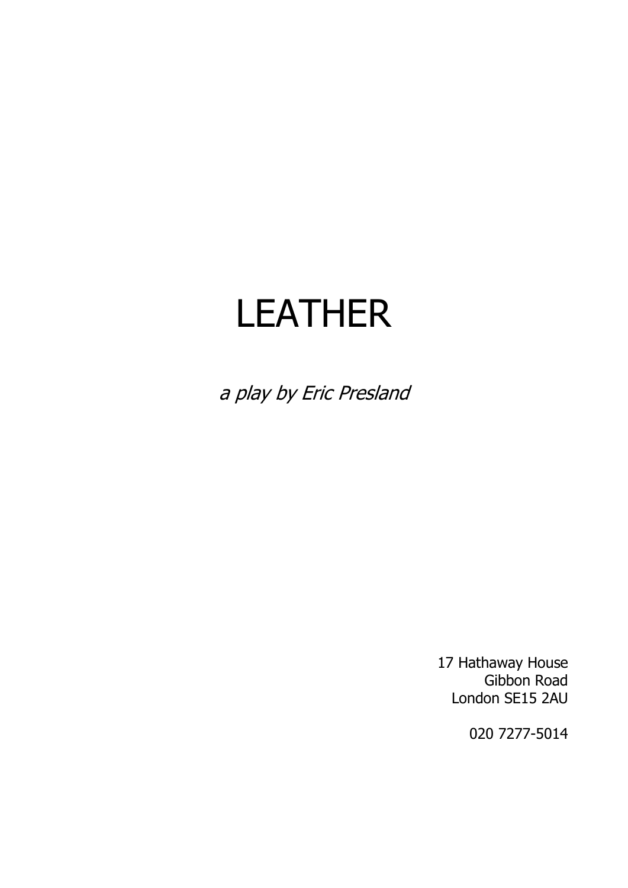# LEATHER

*a play by Eric Presland*

17 Hathaway House
Gibbon Road
London SE15 2AU

020 7277-5014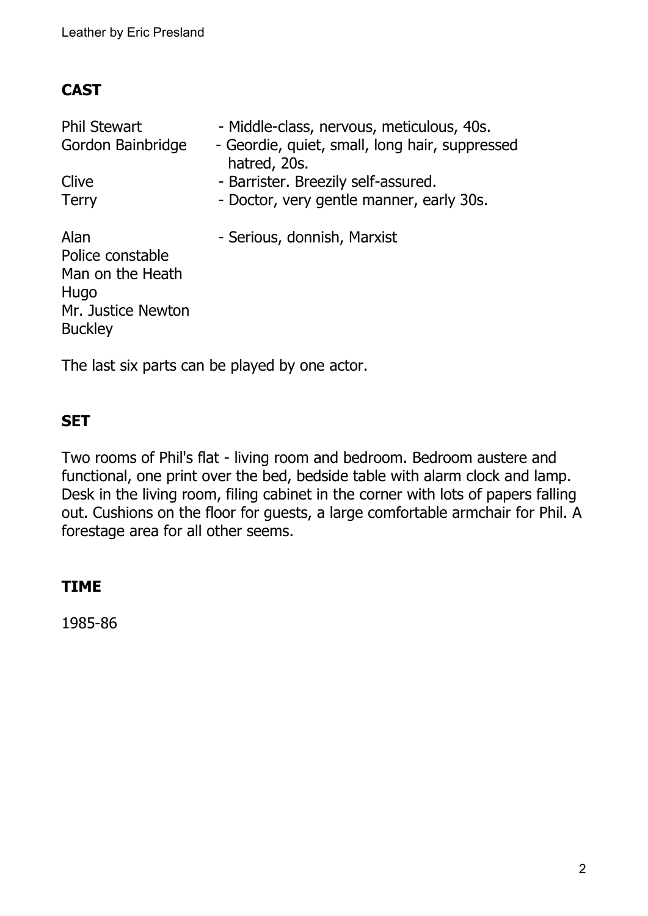## CAST

| | |
|---|---|
| Phil Stewart | - Middle-class, nervous, meticulous, 40s. |
| Gordon Bainbridge | - Geordie, quiet, small, long hair, suppressed hatred, 20s. |
| Clive | - Barrister. Breezily self-assured. |
| Terry | - Doctor, very gentle manner, early 30s. |
| Alan | - Serious, donnish, Marxist |
| Police constable | |
| Man on the Heath | |
| Hugo | |
| Mr. Justice Newton | |
| Buckley | |

The last six parts can be played by one actor.

## SET

Two rooms of Phil's flat - living room and bedroom. Bedroom austere and functional, one print over the bed, bedside table with alarm clock and lamp. Desk in the living room, filing cabinet in the corner with lots of papers falling out. Cushions on the floor for guests, a large comfortable armchair for Phil. A forestage area for all other seems.

## TIME

1985-86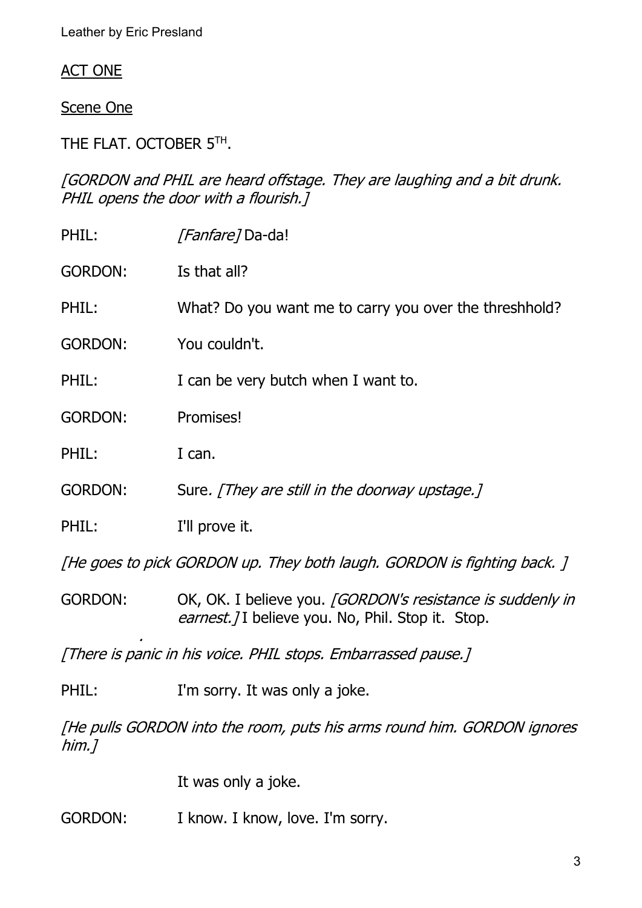## ACT ONE

### Scene One

THE FLAT. OCTOBER 5TH.

*[GORDON and PHIL are heard offstage. They are laughing and a bit drunk. PHIL opens the door with a flourish.]*

PHIL: *[Fanfare]* Da-da!

GORDON: Is that all?

PHIL: What? Do you want me to carry you over the threshhold?

GORDON: You couldn't.

PHIL: I can be very butch when I want to.

GORDON: Promises!

PHIL: I can.

GORDON: Sure. *[They are still in the doorway upstage.]*

PHIL: I'll prove it.

*[He goes to pick GORDON up. They both laugh. GORDON is fighting back. ]*

GORDON: OK, OK. I believe you. *[GORDON's resistance is suddenly in earnest.]* I believe you. No, Phil. Stop it. Stop.

*[There is panic in his voice. PHIL stops. Embarrassed pause.]*

PHIL: I'm sorry. It was only a joke.

*[He pulls GORDON into the room, puts his arms round him. GORDON ignores him.]*

It was only a joke.

GORDON: I know. I know, love. I'm sorry.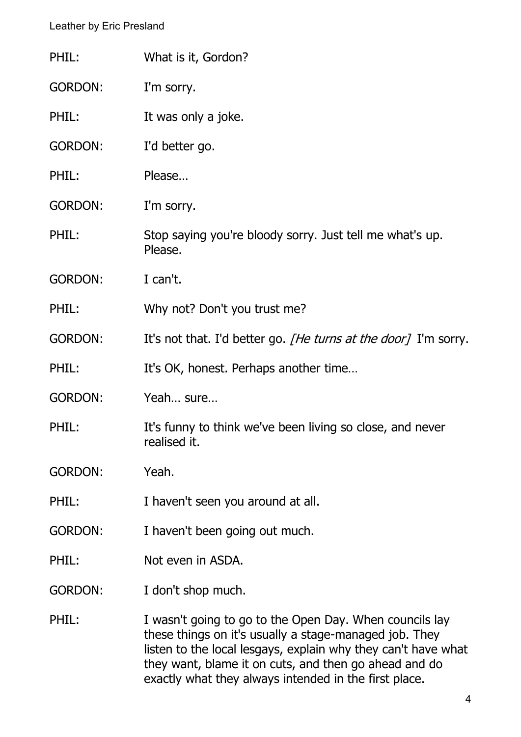PHIL: What is it, Gordon?

GORDON: I'm sorry.

PHIL: It was only a joke.

GORDON: I'd better go.

PHIL: Please…

GORDON: I'm sorry.

PHIL: Stop saying you're bloody sorry. Just tell me what's up. Please.

GORDON: I can't.

PHIL: Why not? Don't you trust me?

GORDON: It's not that. I'd better go. *[He turns at the door]* I'm sorry.

PHIL: It's OK, honest. Perhaps another time…

GORDON: Yeah… sure…

PHIL: It's funny to think we've been living so close, and never realised it.

GORDON: Yeah.

PHIL: I haven't seen you around at all.

GORDON: I haven't been going out much.

PHIL: Not even in ASDA.

GORDON: I don't shop much.

PHIL: I wasn't going to go to the Open Day. When councils lay these things on it's usually a stage-managed job. They listen to the local lesgays, explain why they can't have what they want, blame it on cuts, and then go ahead and do exactly what they always intended in the first place.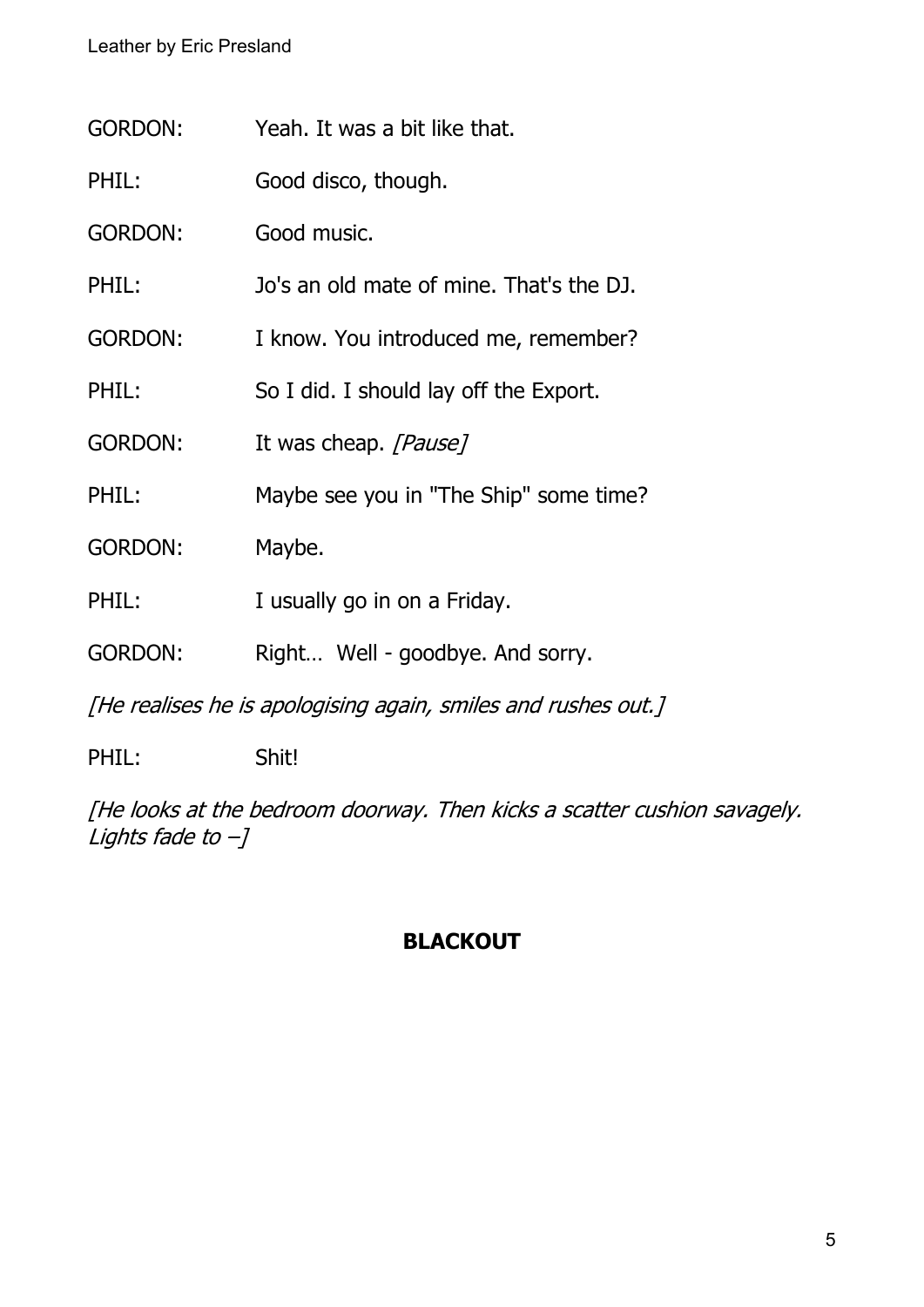GORDON: Yeah. It was a bit like that.

PHIL: Good disco, though.

GORDON: Good music.

PHIL: Jo's an old mate of mine. That's the DJ.

GORDON: I know. You introduced me, remember?

PHIL: So I did. I should lay off the Export.

GORDON: It was cheap. *[Pause]*

PHIL: Maybe see you in "The Ship" some time?

GORDON: Maybe.

PHIL: I usually go in on a Friday.

GORDON: Right… Well - goodbye. And sorry.

*[He realises he is apologising again, smiles and rushes out.]*

PHIL: Shit!

*[He looks at the bedroom doorway. Then kicks a scatter cushion savagely. Lights fade to –]*

**BLACKOUT**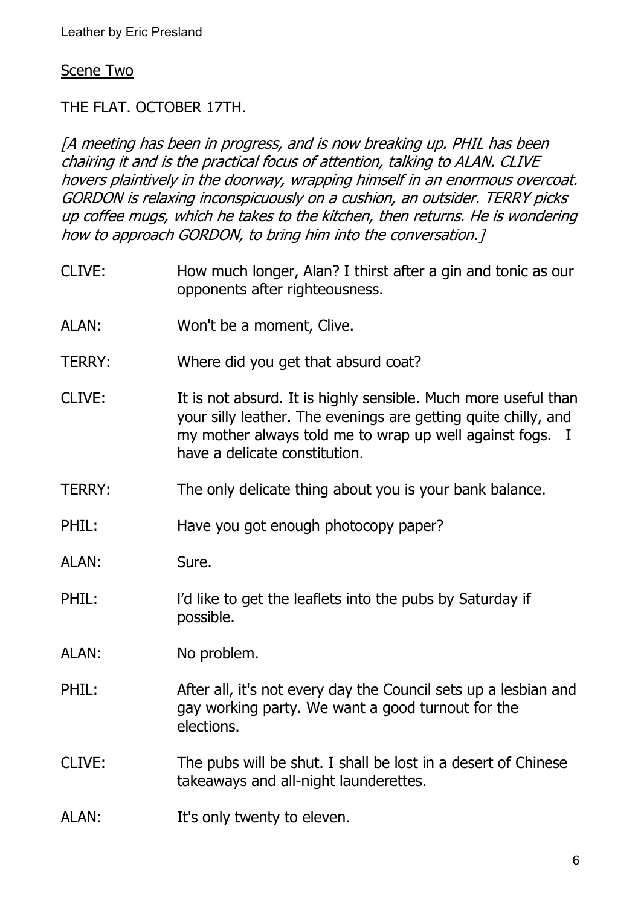## Scene Two

THE FLAT. OCTOBER 17TH.

*[A meeting has been in progress, and is now breaking up. PHIL has been chairing it and is the practical focus of attention, talking to ALAN. CLIVE hovers plaintively in the doorway, wrapping himself in an enormous overcoat. GORDON is relaxing inconspicuously on a cushion, an outsider. TERRY picks up coffee mugs, which he takes to the kitchen, then returns. He is wondering how to approach GORDON, to bring him into the conversation.]*

CLIVE: How much longer, Alan? I thirst after a gin and tonic as our opponents after righteousness.

ALAN: Won't be a moment, Clive.

TERRY: Where did you get that absurd coat?

CLIVE: It is not absurd. It is highly sensible. Much more useful than your silly leather. The evenings are getting quite chilly, and my mother always told me to wrap up well against fogs. I have a delicate constitution.

TERRY: The only delicate thing about you is your bank balance.

PHIL: Have you got enough photocopy paper?

ALAN: Sure.

PHIL: I'd like to get the leaflets into the pubs by Saturday if possible.

ALAN: No problem.

PHIL: After all, it's not every day the Council sets up a lesbian and gay working party. We want a good turnout for the elections.

CLIVE: The pubs will be shut. I shall be lost in a desert of Chinese takeaways and all-night launderettes.

ALAN: It's only twenty to eleven.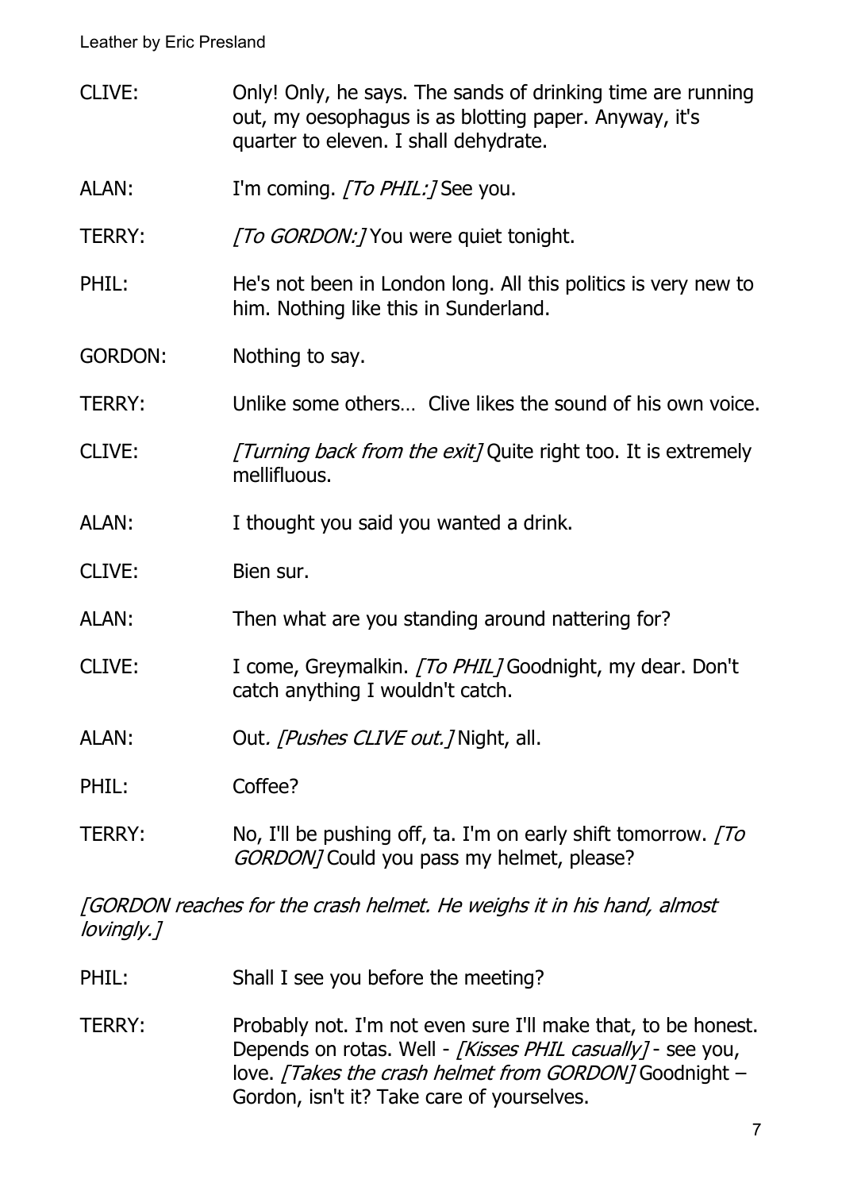CLIVE: Only! Only, he says. The sands of drinking time are running out, my oesophagus is as blotting paper. Anyway, it's quarter to eleven. I shall dehydrate.

ALAN: I'm coming. *[To PHIL:]* See you.

TERRY: *[To GORDON:]* You were quiet tonight.

PHIL: He's not been in London long. All this politics is very new to him. Nothing like this in Sunderland.

GORDON: Nothing to say.

TERRY: Unlike some others… Clive likes the sound of his own voice.

CLIVE: *[Turning back from the exit]* Quite right too. It is extremely mellifluous.

ALAN: I thought you said you wanted a drink.

CLIVE: Bien sur.

ALAN: Then what are you standing around nattering for?

CLIVE: I come, Greymalkin. *[To PHIL]* Goodnight, my dear. Don't catch anything I wouldn't catch.

ALAN: Out*. [Pushes CLIVE out.]* Night, all.

PHIL: Coffee?

TERRY: No, I'll be pushing off, ta. I'm on early shift tomorrow. *[To GORDON]* Could you pass my helmet, please?

*[GORDON reaches for the crash helmet. He weighs it in his hand, almost lovingly.]*

PHIL: Shall I see you before the meeting?

TERRY: Probably not. I'm not even sure I'll make that, to be honest. Depends on rotas. Well - *[Kisses PHIL casually]* - see you, love. *[Takes the crash helmet from GORDON]* Goodnight – Gordon, isn't it? Take care of yourselves.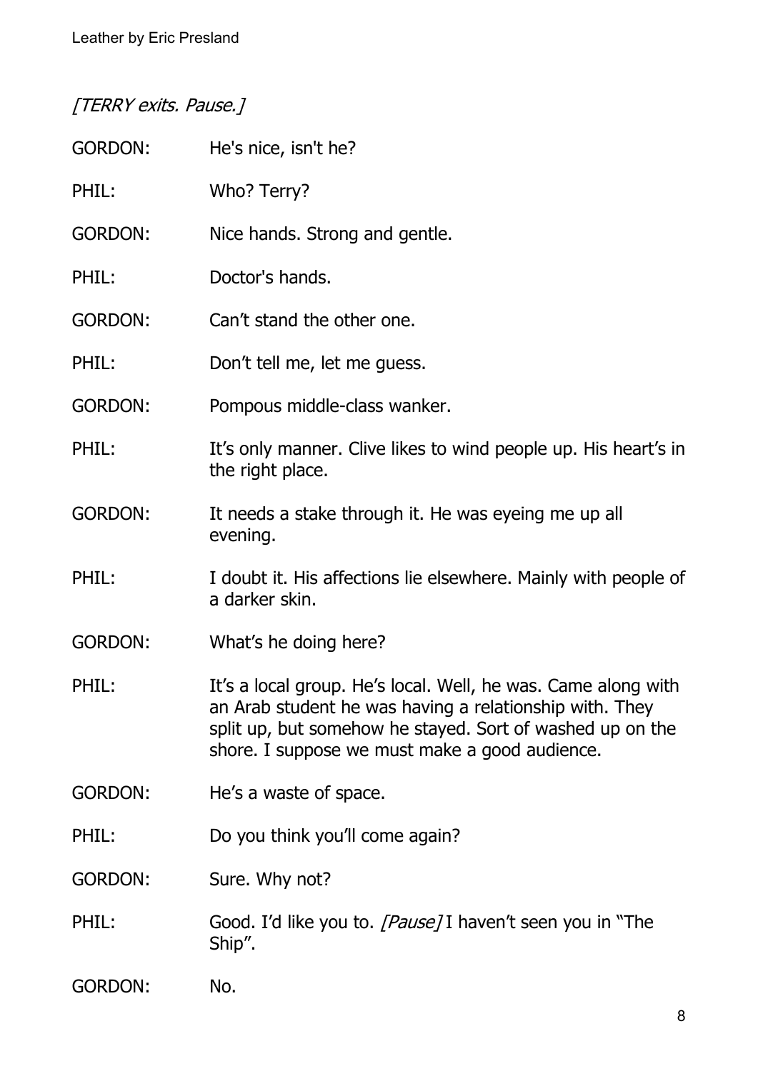*[TERRY exits. Pause.]*

GORDON: He's nice, isn't he?

PHIL: Who? Terry?

GORDON: Nice hands. Strong and gentle.

PHIL: Doctor's hands.

GORDON: Can't stand the other one.

PHIL: Don't tell me, let me guess.

GORDON: Pompous middle-class wanker.

PHIL: It's only manner. Clive likes to wind people up. His heart's in the right place.

GORDON: It needs a stake through it. He was eyeing me up all evening.

PHIL: I doubt it. His affections lie elsewhere. Mainly with people of a darker skin.

GORDON: What's he doing here?

PHIL: It's a local group. He's local. Well, he was. Came along with an Arab student he was having a relationship with. They split up, but somehow he stayed. Sort of washed up on the shore. I suppose we must make a good audience.

GORDON: He's a waste of space.

PHIL: Do you think you'll come again?

GORDON: Sure. Why not?

PHIL: Good. I'd like you to. *[Pause]* I haven't seen you in "The Ship".

GORDON: No.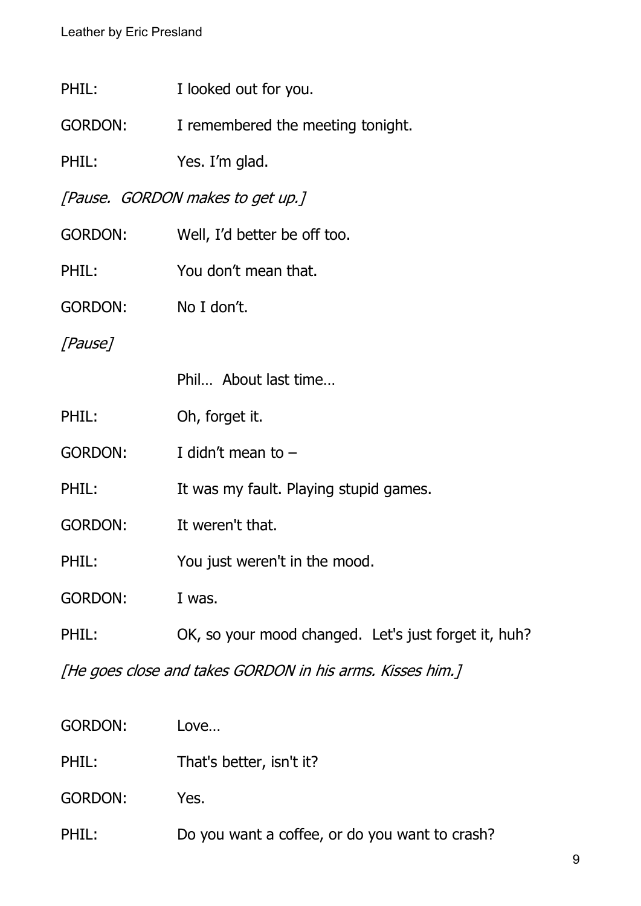PHIL: I looked out for you.

GORDON: I remembered the meeting tonight.

PHIL: Yes. I'm glad.

*[Pause. GORDON makes to get up.]*

GORDON: Well, I'd better be off too.

PHIL: You don't mean that.

GORDON: No I don't.

*[Pause]*

Phil… About last time…

PHIL: Oh, forget it.

GORDON: I didn't mean to –

PHIL: It was my fault. Playing stupid games.

GORDON: It weren't that.

PHIL: You just weren't in the mood.

GORDON: I was.

PHIL: OK, so your mood changed. Let's just forget it, huh?

*[He goes close and takes GORDON in his arms. Kisses him.]*

GORDON: Love…

PHIL: That's better, isn't it?

GORDON: Yes.

PHIL: Do you want a coffee, or do you want to crash?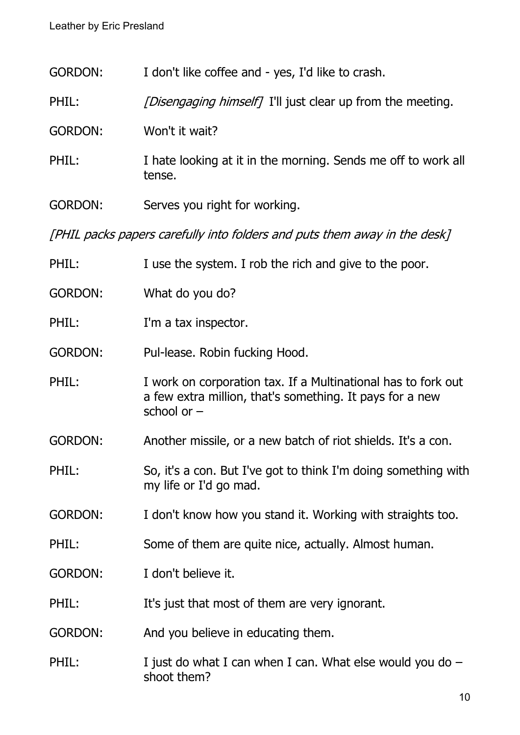GORDON: I don't like coffee and - yes, I'd like to crash.

PHIL: *[Disengaging himself]* I'll just clear up from the meeting.

GORDON: Won't it wait?

PHIL: I hate looking at it in the morning. Sends me off to work all tense.

GORDON: Serves you right for working.

*[PHIL packs papers carefully into folders and puts them away in the desk]*

PHIL: I use the system. I rob the rich and give to the poor.

GORDON: What do you do?

PHIL: I'm a tax inspector.

GORDON: Pul-lease. Robin fucking Hood.

PHIL: I work on corporation tax. If a Multinational has to fork out a few extra million, that's something. It pays for a new school or –

GORDON: Another missile, or a new batch of riot shields. It's a con.

PHIL: So, it's a con. But I've got to think I'm doing something with my life or I'd go mad.

GORDON: I don't know how you stand it. Working with straights too.

PHIL: Some of them are quite nice, actually. Almost human.

GORDON: I don't believe it.

PHIL: It's just that most of them are very ignorant.

GORDON: And you believe in educating them.

PHIL: I just do what I can when I can. What else would you do – shoot them?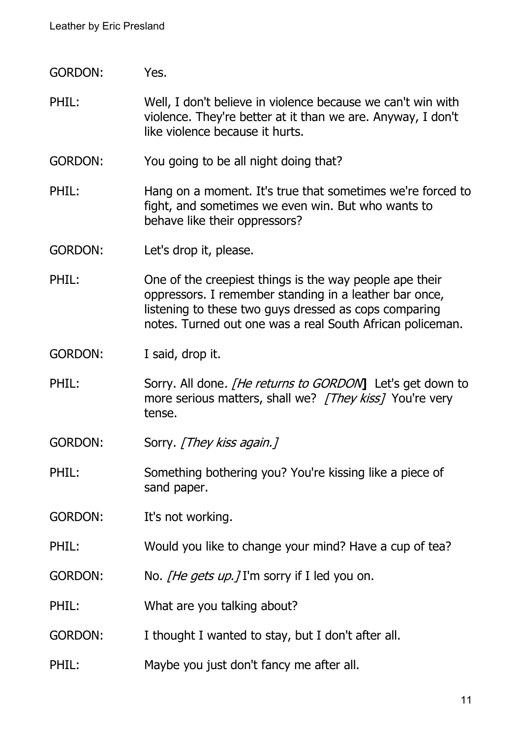GORDON: Yes.

PHIL: Well, I don't believe in violence because we can't win with violence. They're better at it than we are. Anyway, I don't like violence because it hurts.

GORDON: You going to be all night doing that?

PHIL: Hang on a moment. It's true that sometimes we're forced to fight, and sometimes we even win. But who wants to behave like their oppressors?

GORDON: Let's drop it, please.

PHIL: One of the creepiest things is the way people ape their oppressors. I remember standing in a leather bar once, listening to these two guys dressed as cops comparing notes. Turned out one was a real South African policeman.

GORDON: I said, drop it.

PHIL: Sorry. All done. *[He returns to GORDON]* Let's get down to more serious matters, shall we? *[They kiss]* You're very tense.

GORDON: Sorry. *[They kiss again.]*

PHIL: Something bothering you? You're kissing like a piece of sand paper.

GORDON: It's not working.

PHIL: Would you like to change your mind? Have a cup of tea?

GORDON: No. *[He gets up.]* I'm sorry if I led you on.

PHIL: What are you talking about?

GORDON: I thought I wanted to stay, but I don't after all.

PHIL: Maybe you just don't fancy me after all.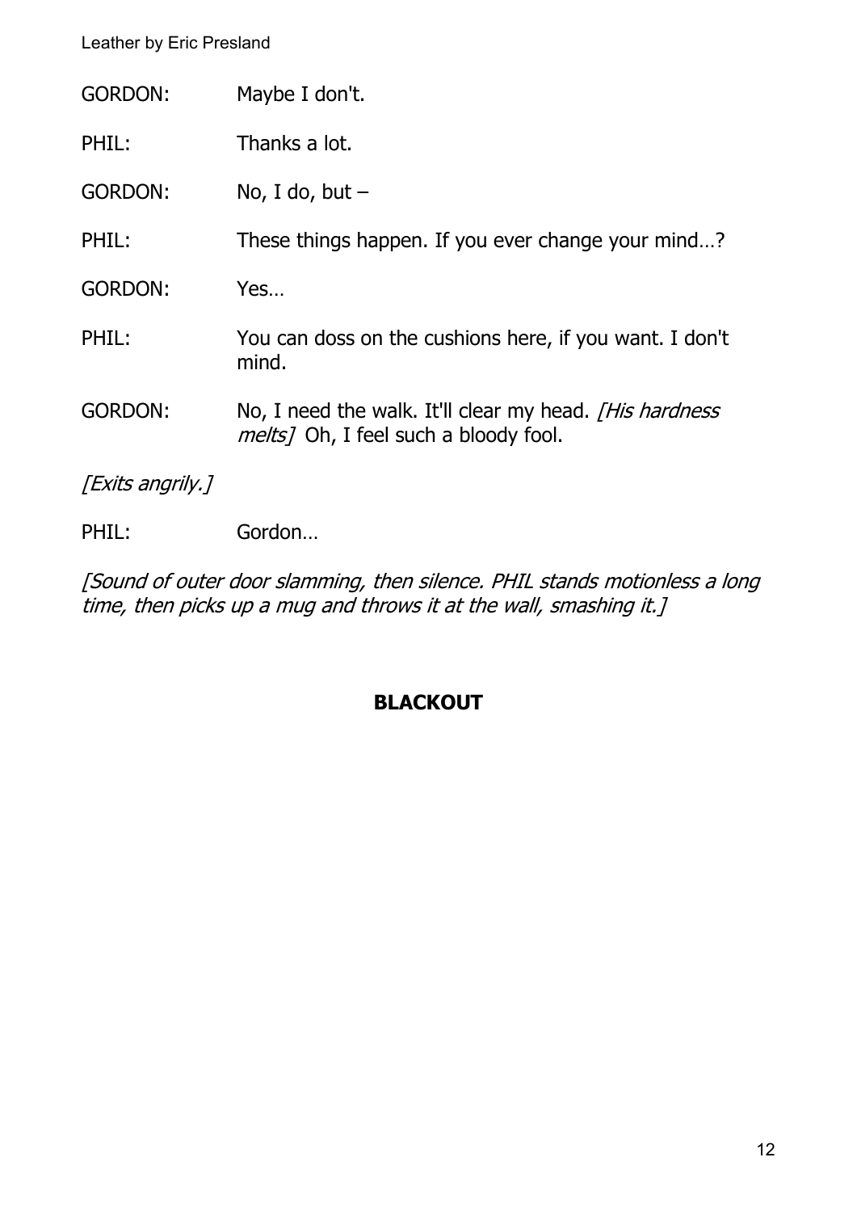GORDON: Maybe I don't.

PHIL: Thanks a lot.

GORDON: No, I do, but –

PHIL: These things happen. If you ever change your mind…?

GORDON: Yes…

PHIL: You can doss on the cushions here, if you want. I don't mind.

GORDON: No, I need the walk. It'll clear my head. *[His hardness melts]* Oh, I feel such a bloody fool.

*[Exits angrily.]*

PHIL: Gordon…

*[Sound of outer door slamming, then silence. PHIL stands motionless a long time, then picks up a mug and throws it at the wall, smashing it.]*

**BLACKOUT**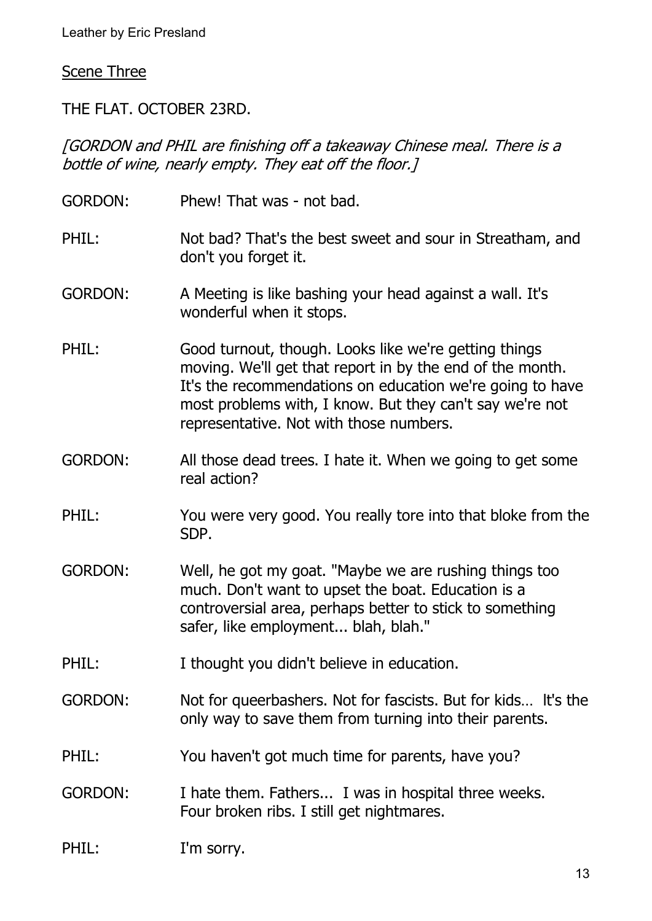## Scene Three

THE FLAT. OCTOBER 23RD.

*[GORDON and PHIL are finishing off a takeaway Chinese meal. There is a bottle of wine, nearly empty. They eat off the floor.]*

GORDON: Phew! That was - not bad.

PHIL: Not bad? That's the best sweet and sour in Streatham, and don't you forget it.

GORDON: A Meeting is like bashing your head against a wall. It's wonderful when it stops.

PHIL: Good turnout, though. Looks like we're getting things moving. We'll get that report in by the end of the month. It's the recommendations on education we're going to have most problems with, I know. But they can't say we're not representative. Not with those numbers.

GORDON: All those dead trees. I hate it. When we going to get some real action?

PHIL: You were very good. You really tore into that bloke from the SDP.

GORDON: Well, he got my goat. "Maybe we are rushing things too much. Don't want to upset the boat. Education is a controversial area, perhaps better to stick to something safer, like employment... blah, blah."

PHIL: I thought you didn't believe in education.

GORDON: Not for queerbashers. Not for fascists. But for kids… It's the only way to save them from turning into their parents.

PHIL: You haven't got much time for parents, have you?

GORDON: I hate them. Fathers... I was in hospital three weeks. Four broken ribs. I still get nightmares.

PHIL: I'm sorry.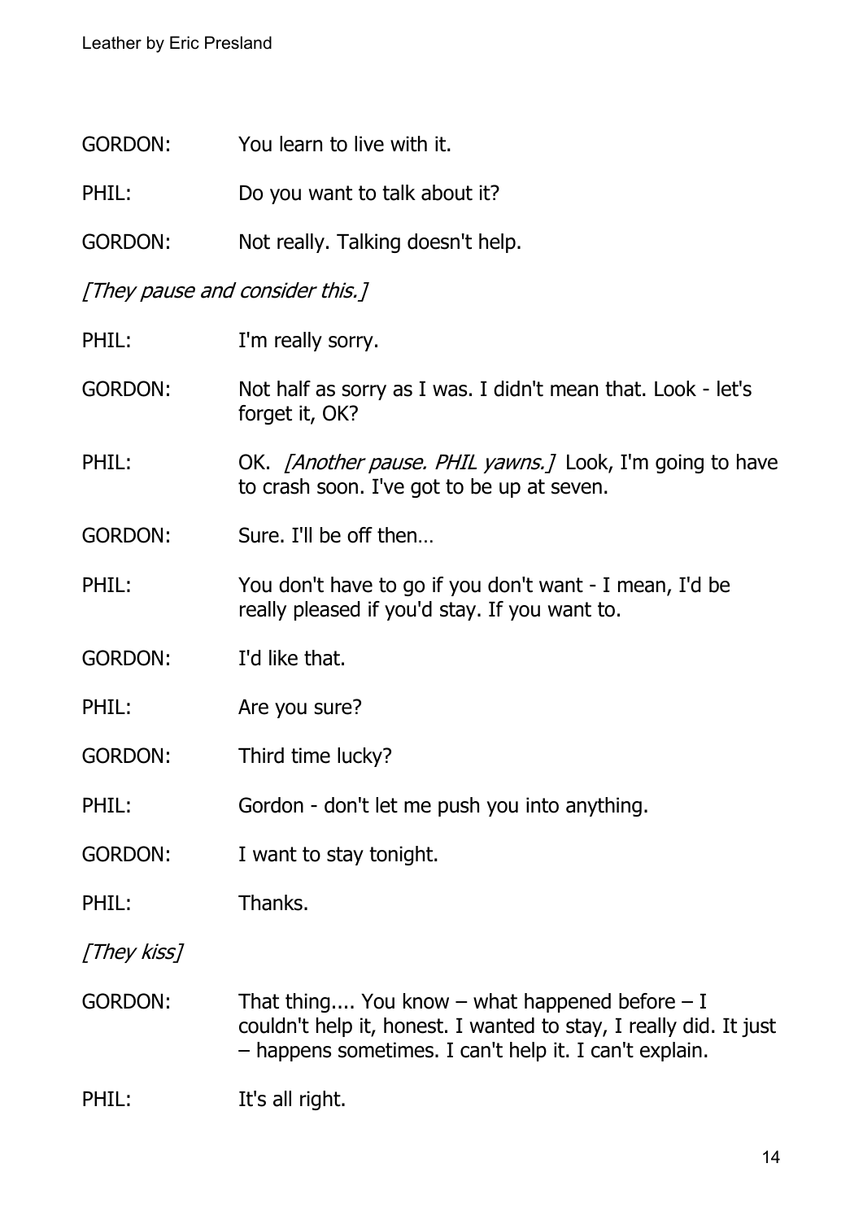GORDON: You learn to live with it.

PHIL: Do you want to talk about it?

GORDON: Not really. Talking doesn't help.

*[They pause and consider this.]*

PHIL: I'm really sorry.

GORDON: Not half as sorry as I was. I didn't mean that. Look - let's forget it, OK?

PHIL: OK. *[Another pause. PHIL yawns.]* Look, I'm going to have to crash soon. I've got to be up at seven.

GORDON: Sure. I'll be off then…

PHIL: You don't have to go if you don't want - I mean, I'd be really pleased if you'd stay. If you want to.

GORDON: I'd like that.

PHIL: Are you sure?

GORDON: Third time lucky?

PHIL: Gordon - don't let me push you into anything.

GORDON: I want to stay tonight.

PHIL: Thanks.

*[They kiss]*

GORDON: That thing.... You know – what happened before – I couldn't help it, honest. I wanted to stay, I really did. It just – happens sometimes. I can't help it. I can't explain.

PHIL: It's all right.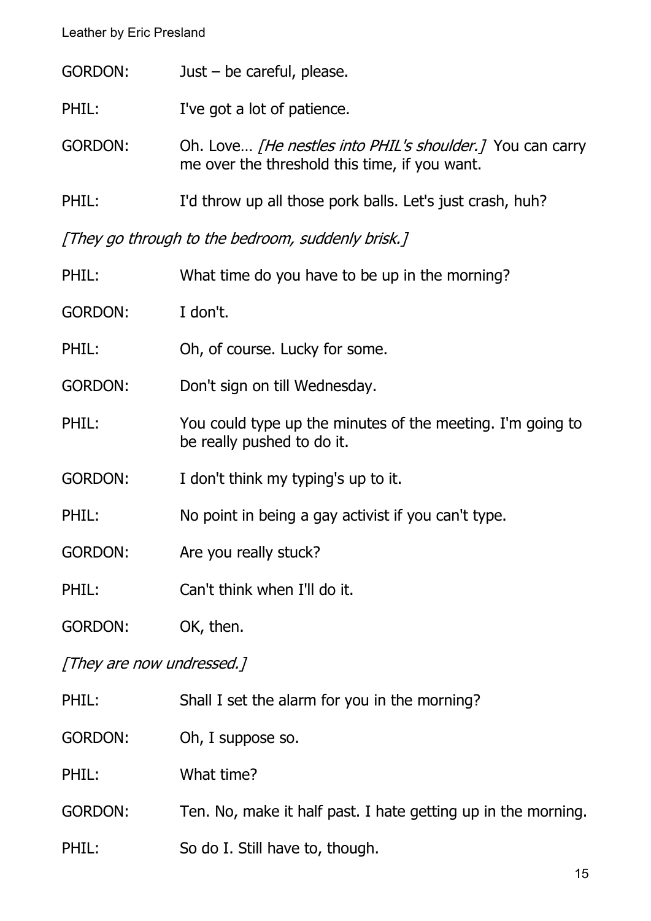GORDON: Just – be careful, please.

PHIL: I've got a lot of patience.

GORDON: Oh. Love… *[He nestles into PHIL's shoulder.]* You can carry me over the threshold this time, if you want.

PHIL: I'd throw up all those pork balls. Let's just crash, huh?

*[They go through to the bedroom, suddenly brisk.]*

PHIL: What time do you have to be up in the morning?

GORDON: I don't.

PHIL: Oh, of course. Lucky for some.

GORDON: Don't sign on till Wednesday.

PHIL: You could type up the minutes of the meeting. I'm going to be really pushed to do it.

GORDON: I don't think my typing's up to it.

PHIL: No point in being a gay activist if you can't type.

GORDON: Are you really stuck?

PHIL: Can't think when I'll do it.

GORDON: OK, then.

*[They are now undressed.]*

PHIL: Shall I set the alarm for you in the morning?

GORDON: Oh, I suppose so.

PHIL: What time?

GORDON: Ten. No, make it half past. I hate getting up in the morning.

PHIL: So do I. Still have to, though.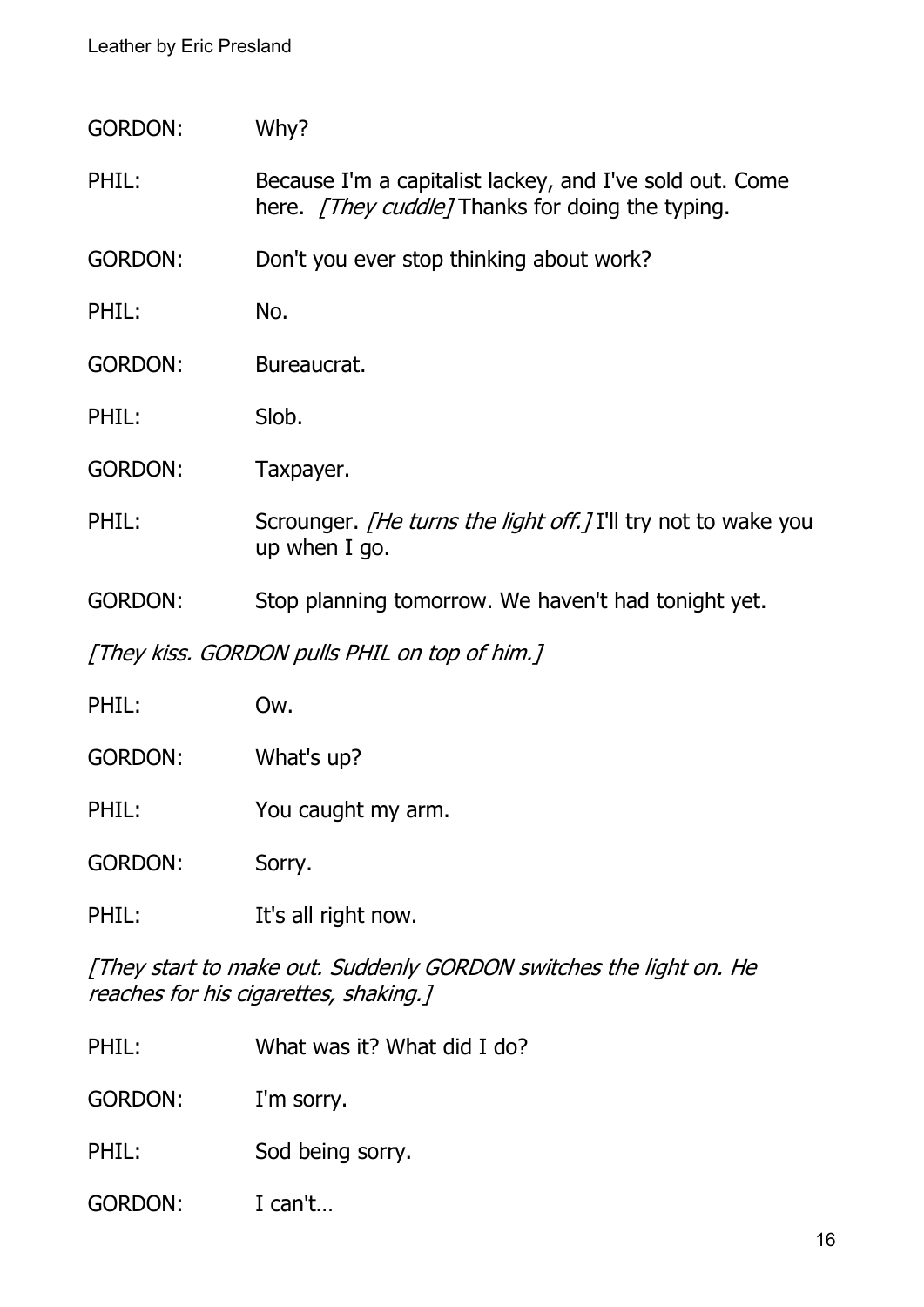GORDON: Why?

PHIL: Because I'm a capitalist lackey, and I've sold out. Come here. *[They cuddle]* Thanks for doing the typing.

GORDON: Don't you ever stop thinking about work?

PHIL: No.

GORDON: Bureaucrat.

PHIL: Slob.

GORDON: Taxpayer.

PHIL: Scrounger. *[He turns the light off.]* I'll try not to wake you up when I go.

GORDON: Stop planning tomorrow. We haven't had tonight yet.

*[They kiss. GORDON pulls PHIL on top of him.]*

PHIL: Ow.

GORDON: What's up?

PHIL: You caught my arm.

GORDON: Sorry.

PHIL: It's all right now.

*[They start to make out. Suddenly GORDON switches the light on. He reaches for his cigarettes, shaking.]*

PHIL: What was it? What did I do?

GORDON: I'm sorry.

PHIL: Sod being sorry.

GORDON: I can't…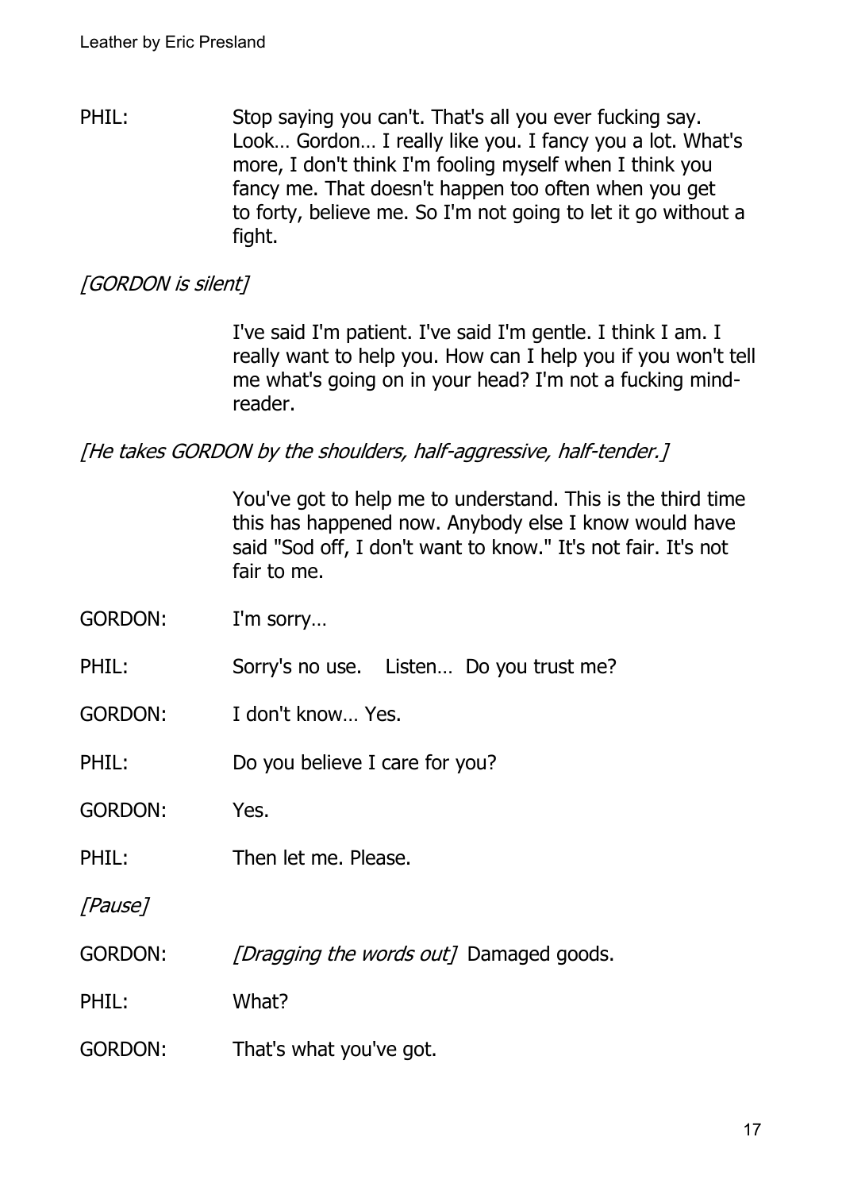PHIL: Stop saying you can't. That's all you ever fucking say. Look… Gordon… I really like you. I fancy you a lot. What's more, I don't think I'm fooling myself when I think you fancy me. That doesn't happen too often when you get to forty, believe me. So I'm not going to let it go without a fight.

*[GORDON is silent]*

I've said I'm patient. I've said I'm gentle. I think I am. I really want to help you. How can I help you if you won't tell me what's going on in your head? I'm not a fucking mind-reader.

*[He takes GORDON by the shoulders, half-aggressive, half-tender.]*

You've got to help me to understand. This is the third time this has happened now. Anybody else I know would have said "Sod off, I don't want to know." It's not fair. It's not fair to me.

GORDON: I'm sorry…

PHIL: Sorry's no use. Listen… Do you trust me?

GORDON: I don't know… Yes.

PHIL: Do you believe I care for you?

GORDON: Yes.

PHIL: Then let me. Please.

*[Pause]*

GORDON: *[Dragging the words out]* Damaged goods.

PHIL: What?

GORDON: That's what you've got.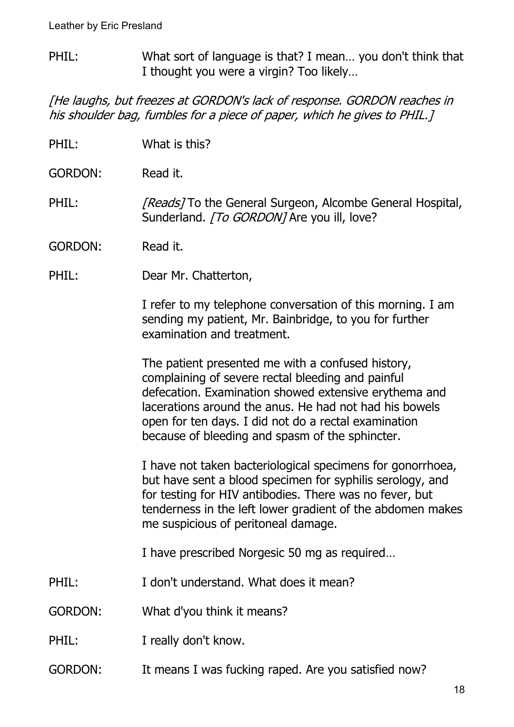PHIL: What sort of language is that? I mean… you don't think that I thought you were a virgin? Too likely…

*[He laughs, but freezes at GORDON's lack of response. GORDON reaches in his shoulder bag, fumbles for a piece of paper, which he gives to PHIL.]*

PHIL: What is this?

GORDON: Read it.

PHIL: *[Reads]* To the General Surgeon, Alcombe General Hospital, Sunderland. *[To GORDON]* Are you ill, love?

GORDON: Read it.

PHIL: Dear Mr. Chatterton,

I refer to my telephone conversation of this morning. I am sending my patient, Mr. Bainbridge, to you for further examination and treatment.

The patient presented me with a confused history, complaining of severe rectal bleeding and painful defecation. Examination showed extensive erythema and lacerations around the anus. He had not had his bowels open for ten days. I did not do a rectal examination because of bleeding and spasm of the sphincter.

I have not taken bacteriological specimens for gonorrhoea, but have sent a blood specimen for syphilis serology, and for testing for HIV antibodies. There was no fever, but tenderness in the left lower gradient of the abdomen makes me suspicious of peritoneal damage.

I have prescribed Norgesic 50 mg as required…

PHIL: I don't understand. What does it mean?

GORDON: What d'you think it means?

PHIL: I really don't know.

GORDON: It means I was fucking raped. Are you satisfied now?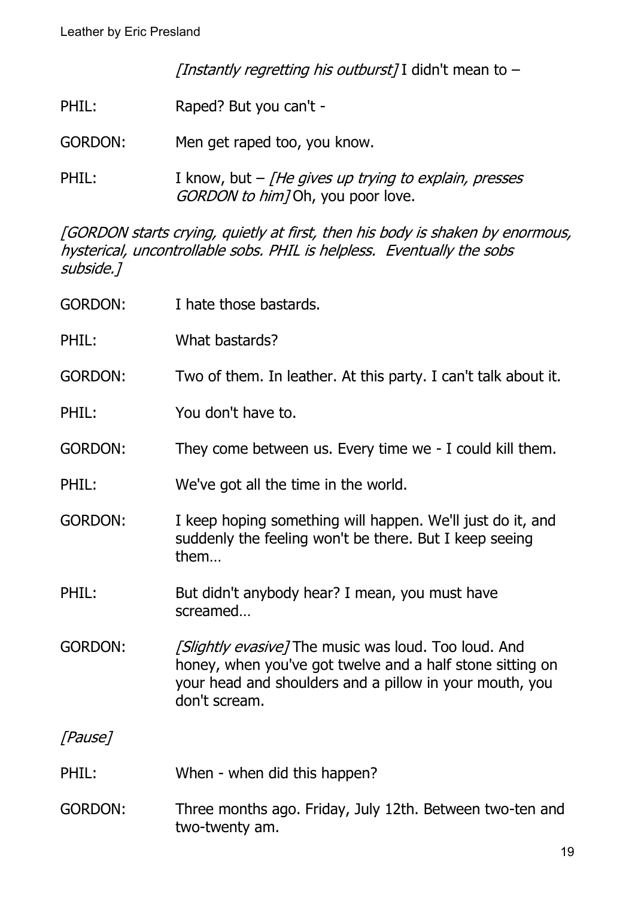*[Instantly regretting his outburst]* I didn't mean to –

PHIL: Raped? But you can't -

GORDON: Men get raped too, you know.

PHIL: I know, but – *[He gives up trying to explain, presses GORDON to him]* Oh, you poor love.

*[GORDON starts crying, quietly at first, then his body is shaken by enormous, hysterical, uncontrollable sobs. PHIL is helpless. Eventually the sobs subside.]*

GORDON: I hate those bastards.

PHIL: What bastards?

GORDON: Two of them. In leather. At this party. I can't talk about it.

PHIL: You don't have to.

GORDON: They come between us. Every time we - I could kill them.

PHIL: We've got all the time in the world.

GORDON: I keep hoping something will happen. We'll just do it, and suddenly the feeling won't be there. But I keep seeing them…

PHIL: But didn't anybody hear? I mean, you must have screamed…

GORDON: *[Slightly evasive]* The music was loud. Too loud. And honey, when you've got twelve and a half stone sitting on your head and shoulders and a pillow in your mouth, you don't scream.

*[Pause]*

PHIL: When - when did this happen?

GORDON: Three months ago. Friday, July 12th. Between two-ten and two-twenty am.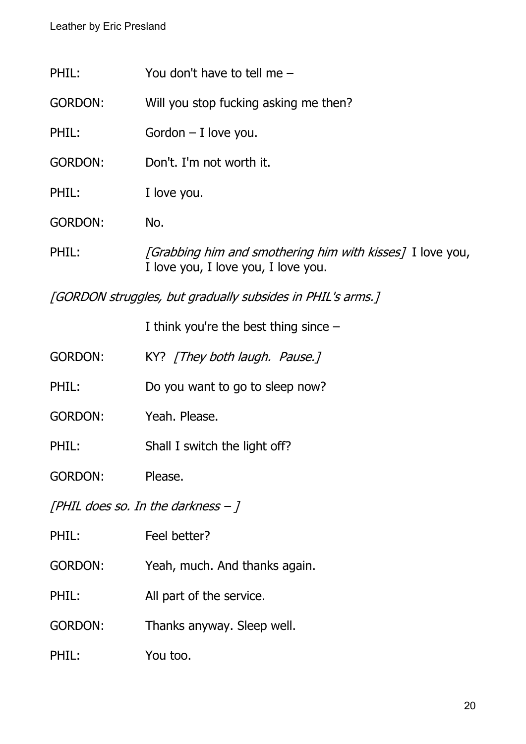PHIL: You don't have to tell me –

GORDON: Will you stop fucking asking me then?

PHIL: Gordon – I love you.

GORDON: Don't. I'm not worth it.

PHIL: I love you.

GORDON: No.

PHIL: *[Grabbing him and smothering him with kisses]* I love you, I love you, I love you, I love you.

*[GORDON struggles, but gradually subsides in PHIL's arms.]*

I think you're the best thing since –

GORDON: KY? *[They both laugh. Pause.]*

PHIL: Do you want to go to sleep now?

GORDON: Yeah. Please.

PHIL: Shall I switch the light off?

GORDON: Please.

*[PHIL does so. In the darkness – ]*

PHIL: Feel better?

GORDON: Yeah, much. And thanks again.

PHIL: All part of the service.

GORDON: Thanks anyway. Sleep well.

PHIL: You too.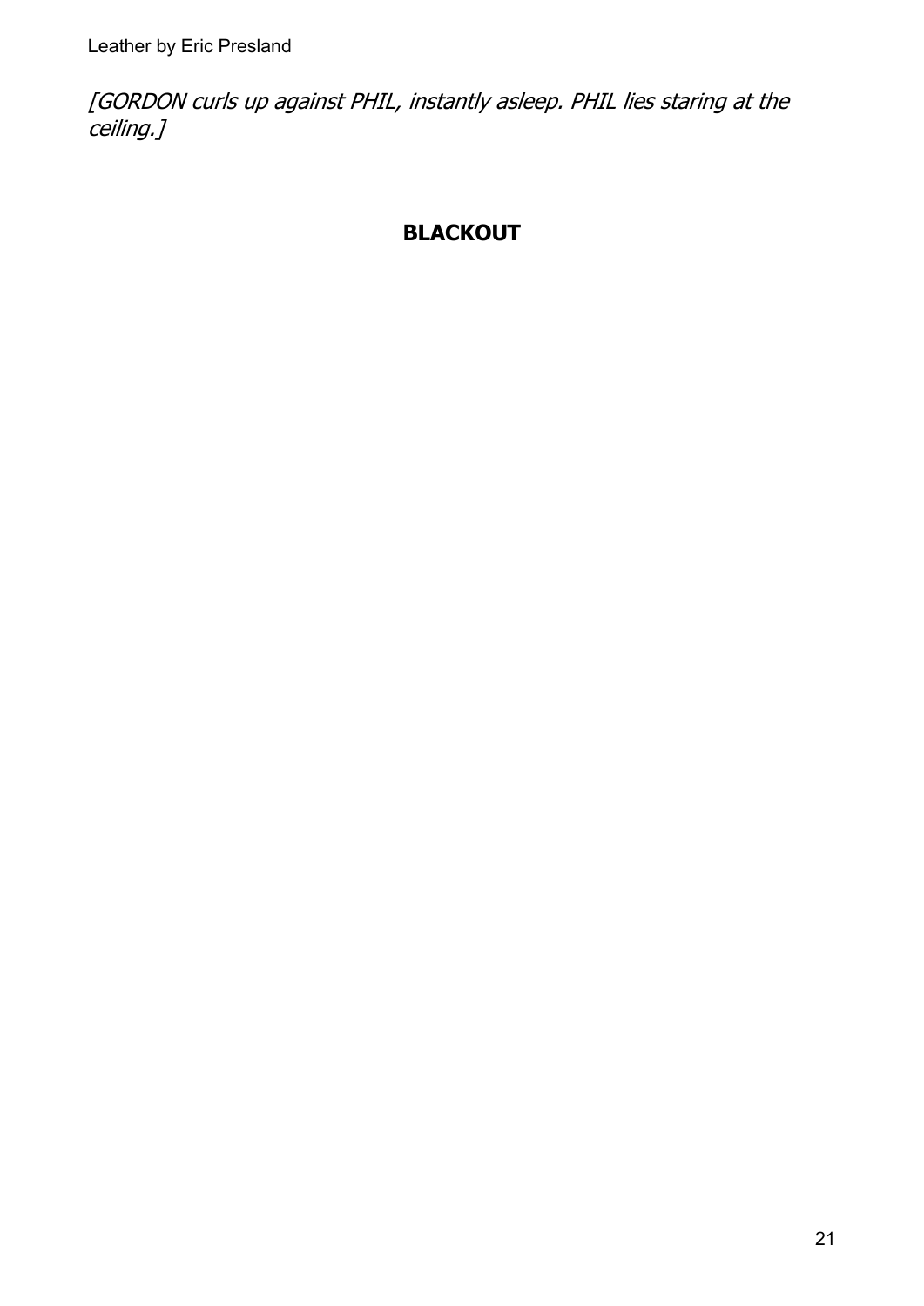*[GORDON curls up against PHIL, instantly asleep. PHIL lies staring at the ceiling.]*

**BLACKOUT**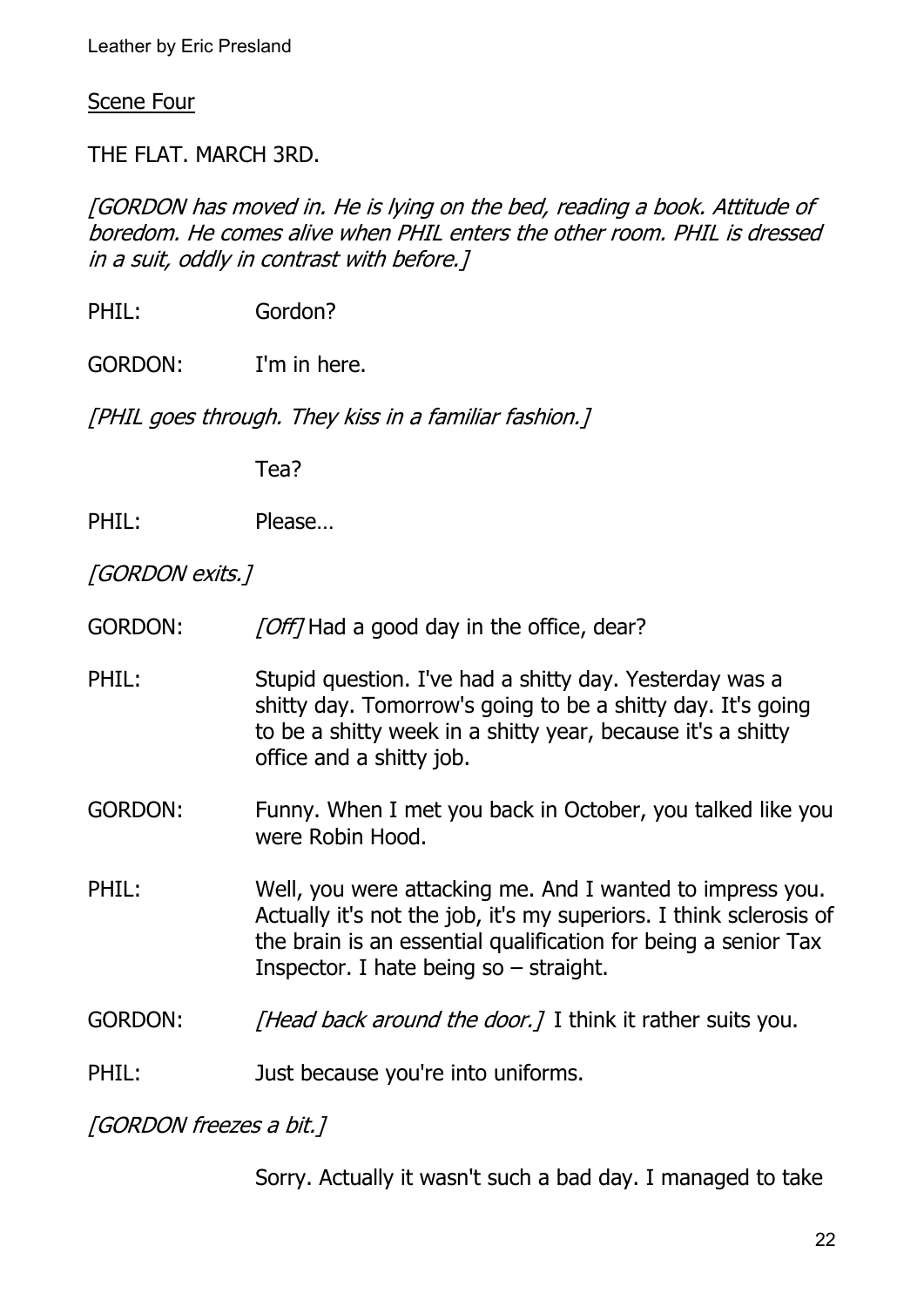Scene Four

THE FLAT. MARCH 3RD.

*[GORDON has moved in. He is lying on the bed, reading a book. Attitude of boredom. He comes alive when PHIL enters the other room. PHIL is dressed in a suit, oddly in contrast with before.]*

PHIL: Gordon?

GORDON: I'm in here.

*[PHIL goes through. They kiss in a familiar fashion.]*

Tea?

PHIL: Please…

*[GORDON exits.]*

GORDON: *[Off]* Had a good day in the office, dear?

PHIL: Stupid question. I've had a shitty day. Yesterday was a shitty day. Tomorrow's going to be a shitty day. It's going to be a shitty week in a shitty year, because it's a shitty office and a shitty job.

GORDON: Funny. When I met you back in October, you talked like you were Robin Hood.

PHIL: Well, you were attacking me. And I wanted to impress you. Actually it's not the job, it's my superiors. I think sclerosis of the brain is an essential qualification for being a senior Tax Inspector. I hate being so – straight.

GORDON: *[Head back around the door.]* I think it rather suits you.

PHIL: Just because you're into uniforms.

*[GORDON freezes a bit.]*

Sorry. Actually it wasn't such a bad day. I managed to take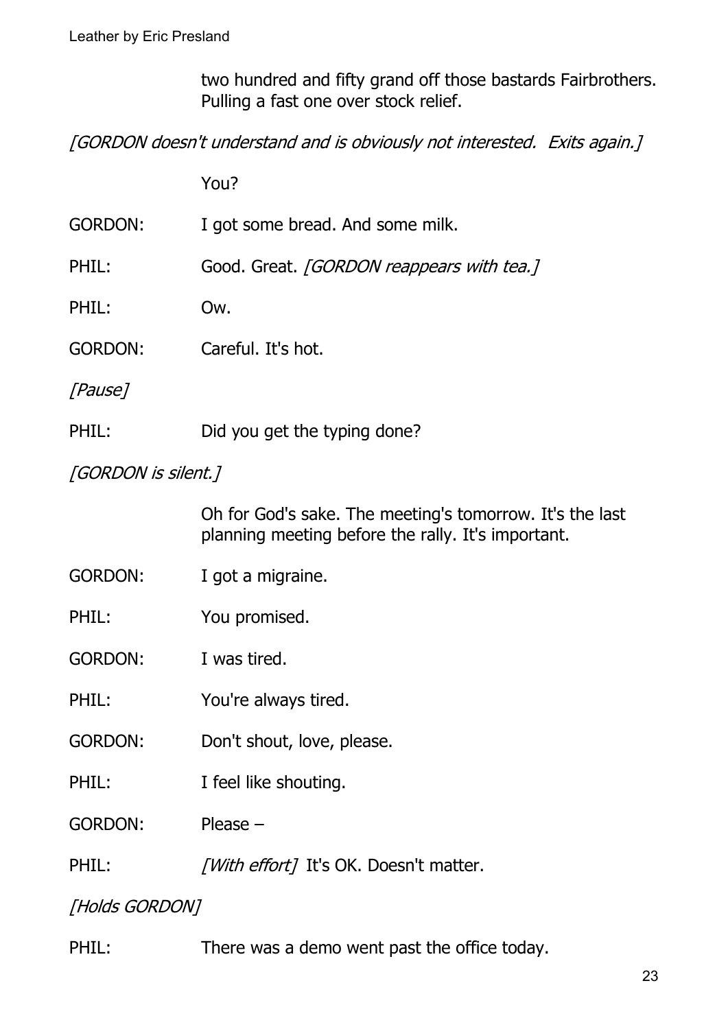two hundred and fifty grand off those bastards Fairbrothers. Pulling a fast one over stock relief.

*[GORDON doesn't understand and is obviously not interested. Exits again.]*

You?

GORDON: I got some bread. And some milk.

PHIL: Good. Great. *[GORDON reappears with tea.]*

PHIL: Ow.

GORDON: Careful. It's hot.

*[Pause]*

PHIL: Did you get the typing done?

*[GORDON is silent.]*

Oh for God's sake. The meeting's tomorrow. It's the last planning meeting before the rally. It's important.

GORDON: I got a migraine.

PHIL: You promised.

GORDON: I was tired.

PHIL: You're always tired.

GORDON: Don't shout, love, please.

PHIL: I feel like shouting.

GORDON: Please –

PHIL: *[With effort]* It's OK. Doesn't matter.

*[Holds GORDON]*

PHIL: There was a demo went past the office today.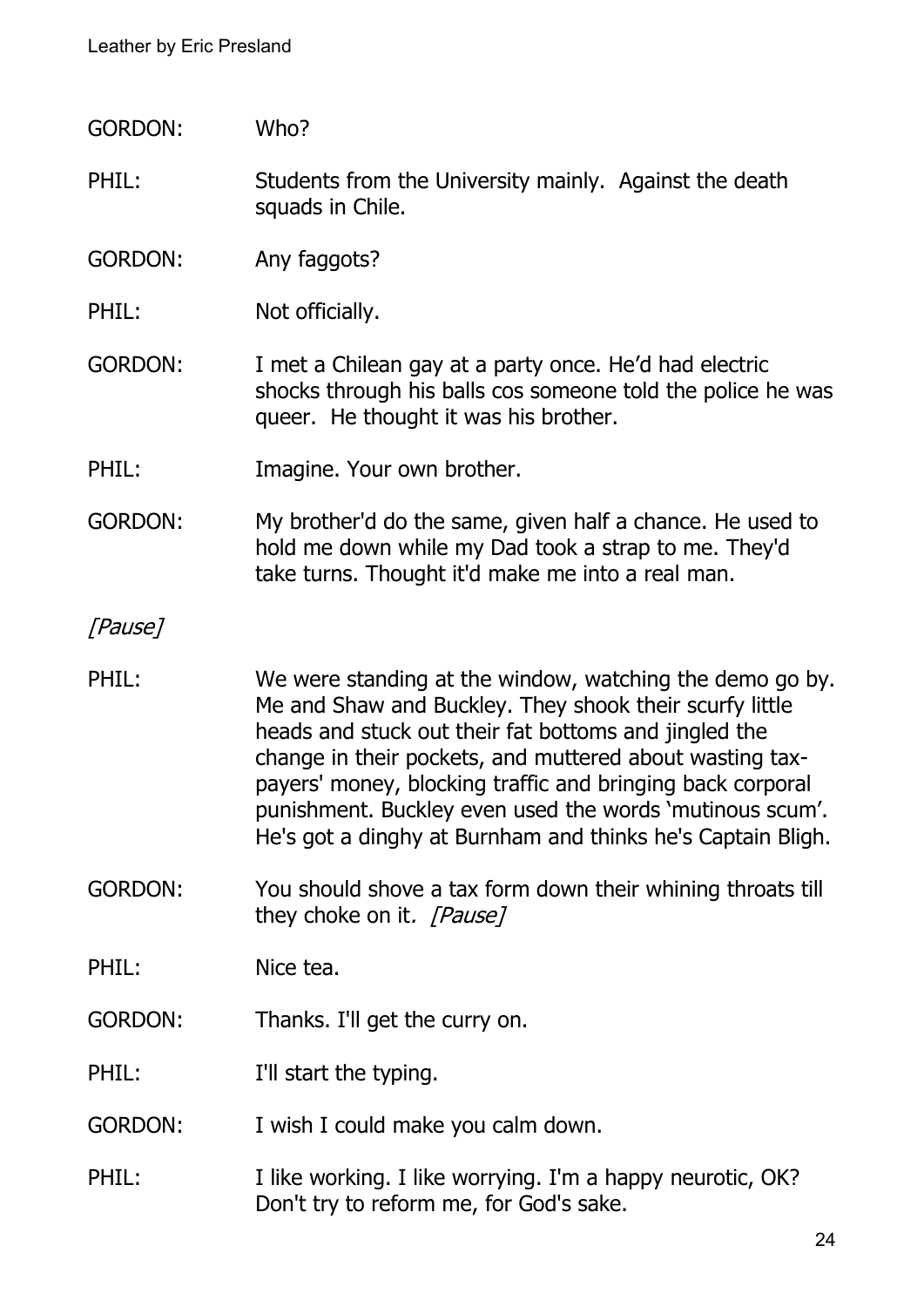GORDON: Who?

PHIL: Students from the University mainly. Against the death squads in Chile.

GORDON: Any faggots?

PHIL: Not officially.

GORDON: I met a Chilean gay at a party once. He'd had electric shocks through his balls cos someone told the police he was queer. He thought it was his brother.

PHIL: Imagine. Your own brother.

GORDON: My brother'd do the same, given half a chance. He used to hold me down while my Dad took a strap to me. They'd take turns. Thought it'd make me into a real man.

*[Pause]*

PHIL: We were standing at the window, watching the demo go by. Me and Shaw and Buckley. They shook their scurfy little heads and stuck out their fat bottoms and jingled the change in their pockets, and muttered about wasting tax-payers' money, blocking traffic and bringing back corporal punishment. Buckley even used the words 'mutinous scum'. He's got a dinghy at Burnham and thinks he's Captain Bligh.

GORDON: You should shove a tax form down their whining throats till they choke on it. *[Pause]*

PHIL: Nice tea.

GORDON: Thanks. I'll get the curry on.

PHIL: I'll start the typing.

GORDON: I wish I could make you calm down.

PHIL: I like working. I like worrying. I'm a happy neurotic, OK? Don't try to reform me, for God's sake.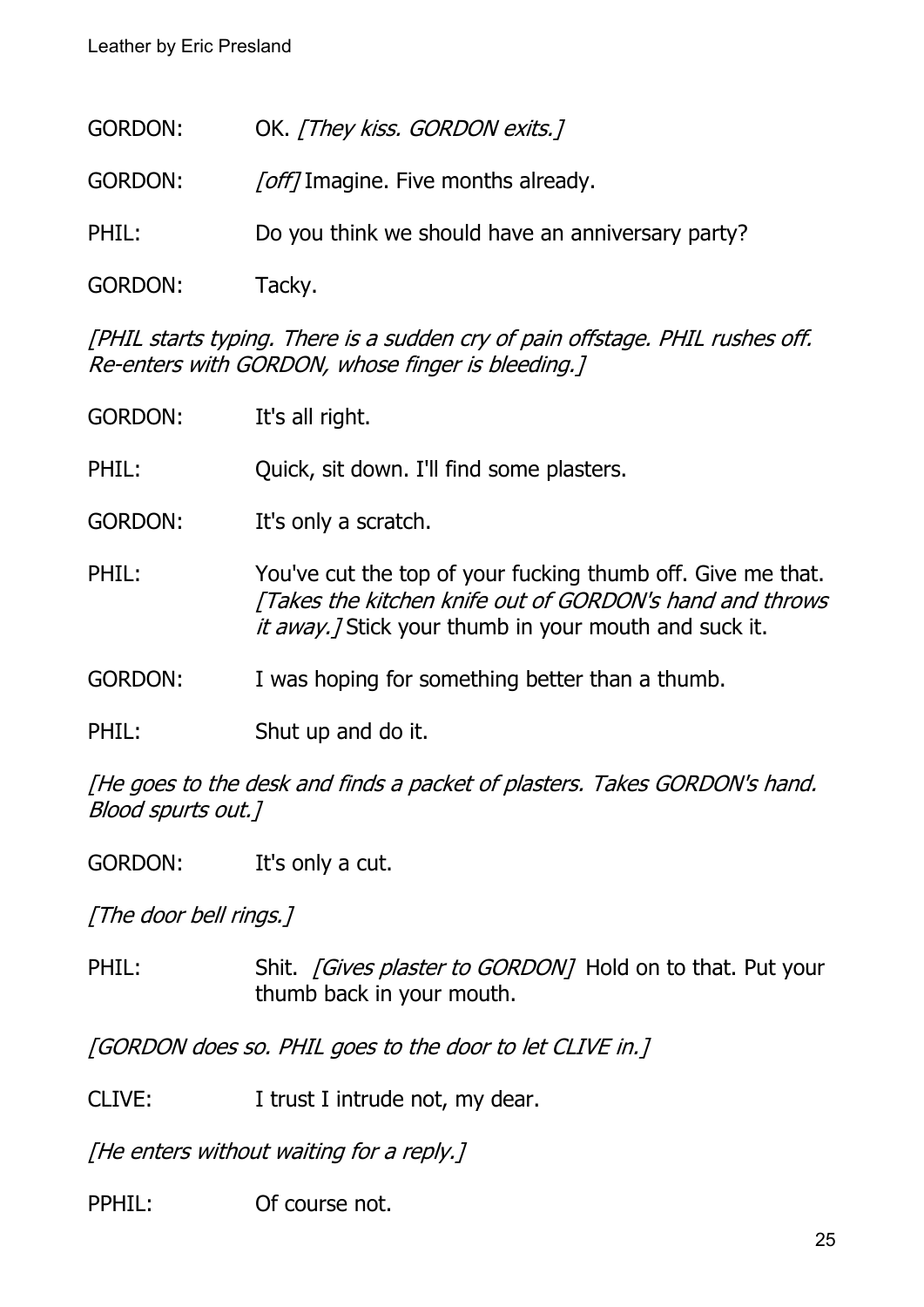GORDON: OK. *[They kiss. GORDON exits.]*

GORDON: *[off]* Imagine. Five months already.

PHIL: Do you think we should have an anniversary party?

GORDON: Tacky.

*[PHIL starts typing. There is a sudden cry of pain offstage. PHIL rushes off. Re-enters with GORDON, whose finger is bleeding.]*

GORDON: It's all right.

PHIL: Quick, sit down. I'll find some plasters.

GORDON: It's only a scratch.

PHIL: You've cut the top of your fucking thumb off. Give me that. *[Takes the kitchen knife out of GORDON's hand and throws it away.]* Stick your thumb in your mouth and suck it.

GORDON: I was hoping for something better than a thumb.

PHIL: Shut up and do it.

*[He goes to the desk and finds a packet of plasters. Takes GORDON's hand. Blood spurts out.]*

GORDON: It's only a cut.

*[The door bell rings.]*

PHIL: Shit. *[Gives plaster to GORDON]* Hold on to that. Put your thumb back in your mouth.

*[GORDON does so. PHIL goes to the door to let CLIVE in.]*

CLIVE: I trust I intrude not, my dear.

*[He enters without waiting for a reply.]*

PPHIL: Of course not.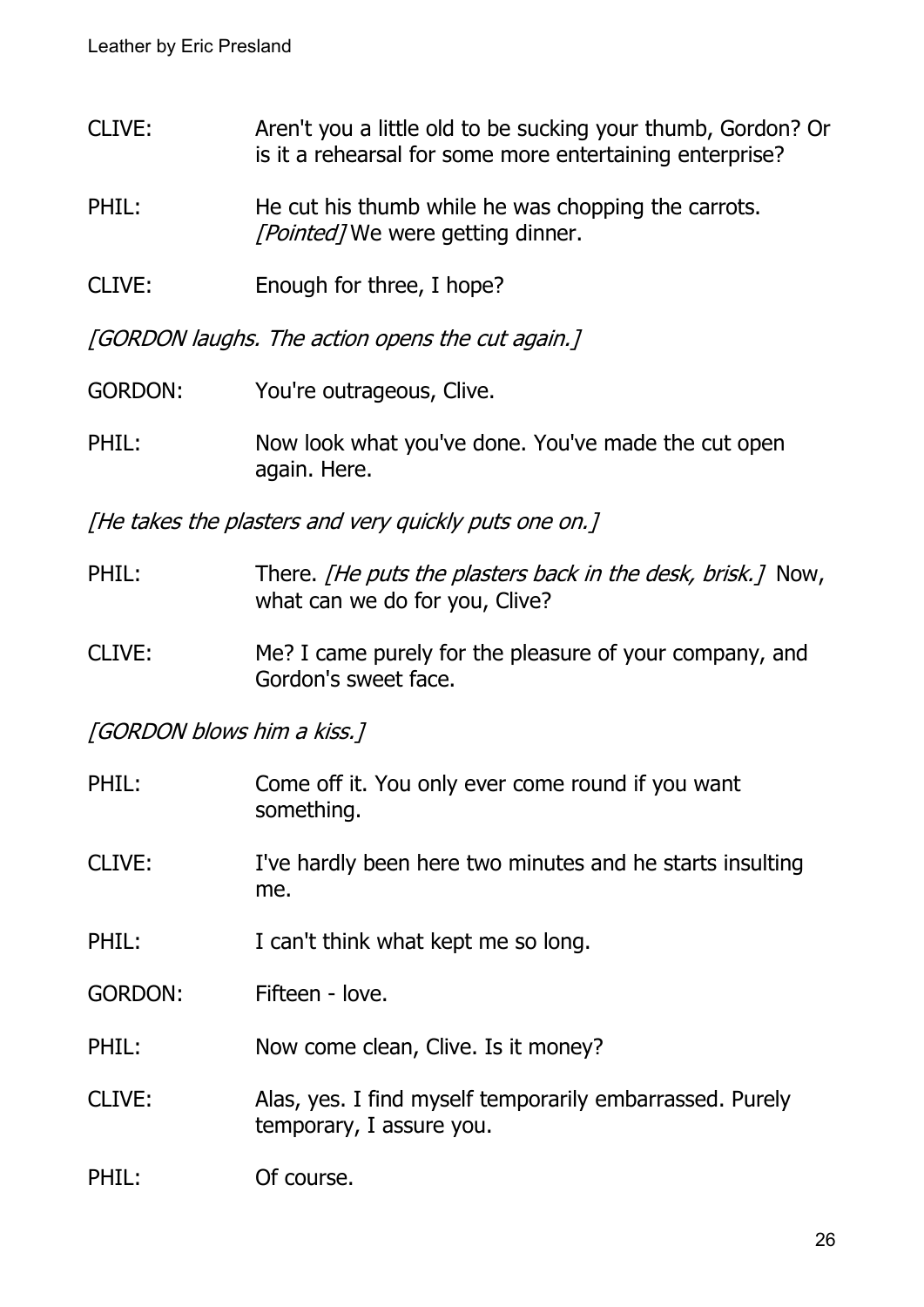CLIVE: Aren't you a little old to be sucking your thumb, Gordon? Or is it a rehearsal for some more entertaining enterprise?

PHIL: He cut his thumb while he was chopping the carrots. *[Pointed]* We were getting dinner.

CLIVE: Enough for three, I hope?

*[GORDON laughs. The action opens the cut again.]*

GORDON: You're outrageous, Clive.

PHIL: Now look what you've done. You've made the cut open again. Here.

*[He takes the plasters and very quickly puts one on.]*

PHIL: There. *[He puts the plasters back in the desk, brisk.]* Now, what can we do for you, Clive?

CLIVE: Me? I came purely for the pleasure of your company, and Gordon's sweet face.

*[GORDON blows him a kiss.]*

PHIL: Come off it. You only ever come round if you want something.

CLIVE: I've hardly been here two minutes and he starts insulting me.

PHIL: I can't think what kept me so long.

GORDON: Fifteen - love.

PHIL: Now come clean, Clive. Is it money?

CLIVE: Alas, yes. I find myself temporarily embarrassed. Purely temporary, I assure you.

PHIL: Of course.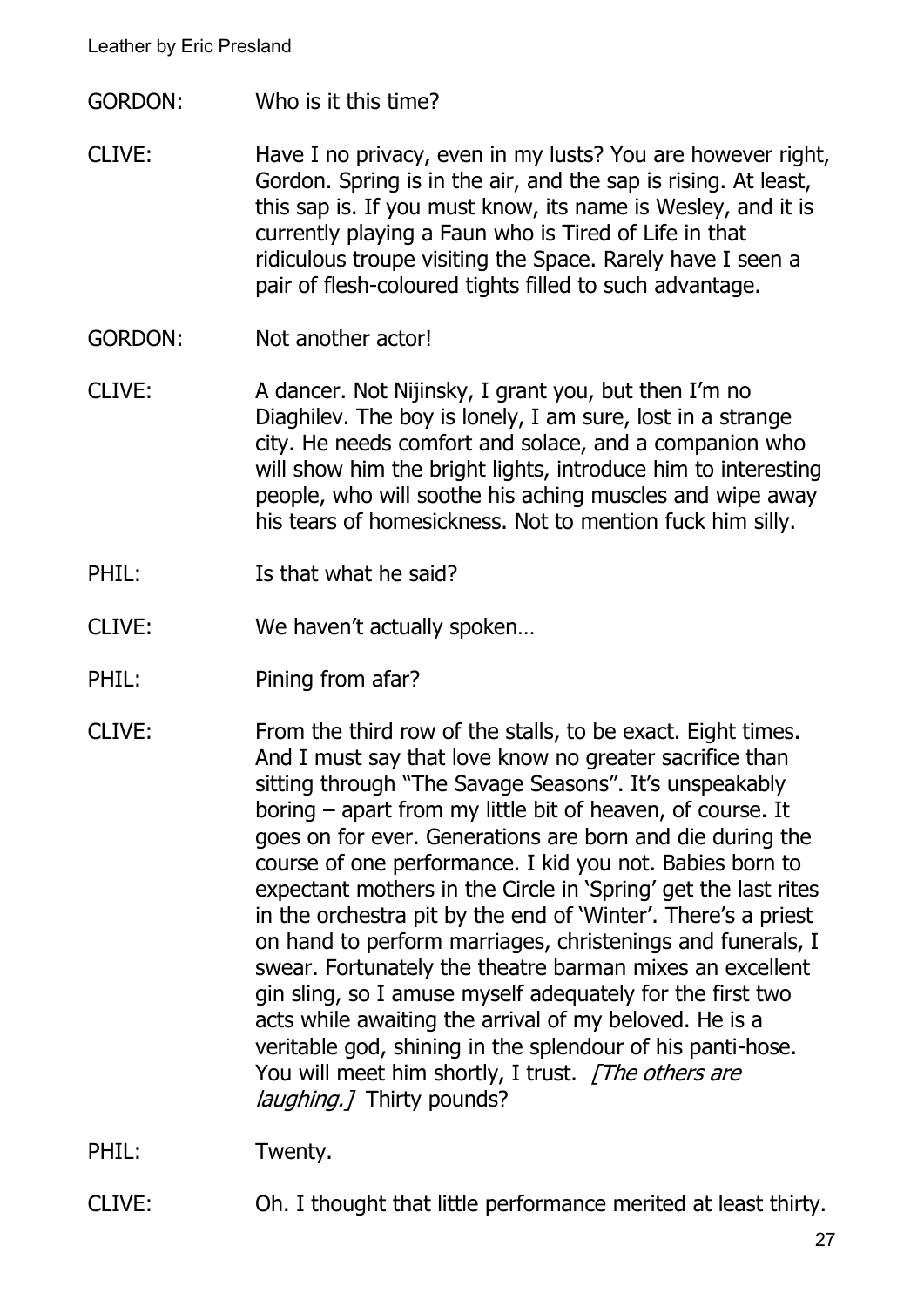GORDON: Who is it this time?

CLIVE: Have I no privacy, even in my lusts? You are however right, Gordon. Spring is in the air, and the sap is rising. At least, this sap is. If you must know, its name is Wesley, and it is currently playing a Faun who is Tired of Life in that ridiculous troupe visiting the Space. Rarely have I seen a pair of flesh-coloured tights filled to such advantage.

GORDON: Not another actor!

CLIVE: A dancer. Not Nijinsky, I grant you, but then I'm no Diaghilev. The boy is lonely, I am sure, lost in a strange city. He needs comfort and solace, and a companion who will show him the bright lights, introduce him to interesting people, who will soothe his aching muscles and wipe away his tears of homesickness. Not to mention fuck him silly.

PHIL: Is that what he said?

CLIVE: We haven't actually spoken…

PHIL: Pining from afar?

CLIVE: From the third row of the stalls, to be exact. Eight times. And I must say that love know no greater sacrifice than sitting through "The Savage Seasons". It's unspeakably boring – apart from my little bit of heaven, of course. It goes on for ever. Generations are born and die during the course of one performance. I kid you not. Babies born to expectant mothers in the Circle in 'Spring' get the last rites in the orchestra pit by the end of 'Winter'. There's a priest on hand to perform marriages, christenings and funerals, I swear. Fortunately the theatre barman mixes an excellent gin sling, so I amuse myself adequately for the first two acts while awaiting the arrival of my beloved. He is a veritable god, shining in the splendour of his panti-hose. You will meet him shortly, I trust. *[The others are laughing.]* Thirty pounds?

PHIL: Twenty.

CLIVE: Oh. I thought that little performance merited at least thirty.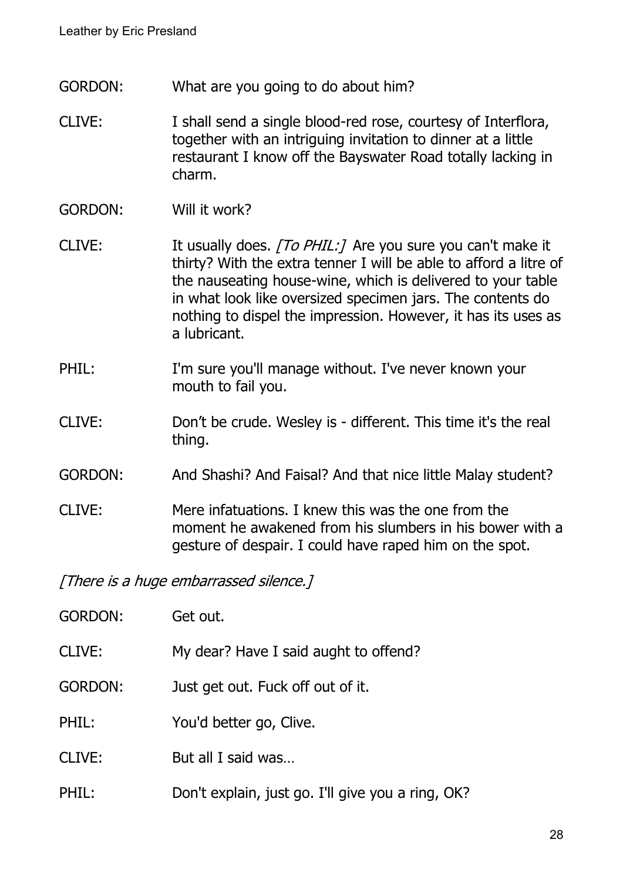GORDON: What are you going to do about him?

CLIVE: I shall send a single blood-red rose, courtesy of Interflora, together with an intriguing invitation to dinner at a little restaurant I know off the Bayswater Road totally lacking in charm.

GORDON: Will it work?

CLIVE: It usually does. *[To PHIL:]* Are you sure you can't make it thirty? With the extra tenner I will be able to afford a litre of the nauseating house-wine, which is delivered to your table in what look like oversized specimen jars. The contents do nothing to dispel the impression. However, it has its uses as a lubricant.

PHIL: I'm sure you'll manage without. I've never known your mouth to fail you.

CLIVE: Don't be crude. Wesley is - different. This time it's the real thing.

GORDON: And Shashi? And Faisal? And that nice little Malay student?

CLIVE: Mere infatuations. I knew this was the one from the moment he awakened from his slumbers in his bower with a gesture of despair. I could have raped him on the spot.

*[There is a huge embarrassed silence.]*

GORDON: Get out.

CLIVE: My dear? Have I said aught to offend?

GORDON: Just get out. Fuck off out of it.

PHIL: You'd better go, Clive.

CLIVE: But all I said was…

PHIL: Don't explain, just go. I'll give you a ring, OK?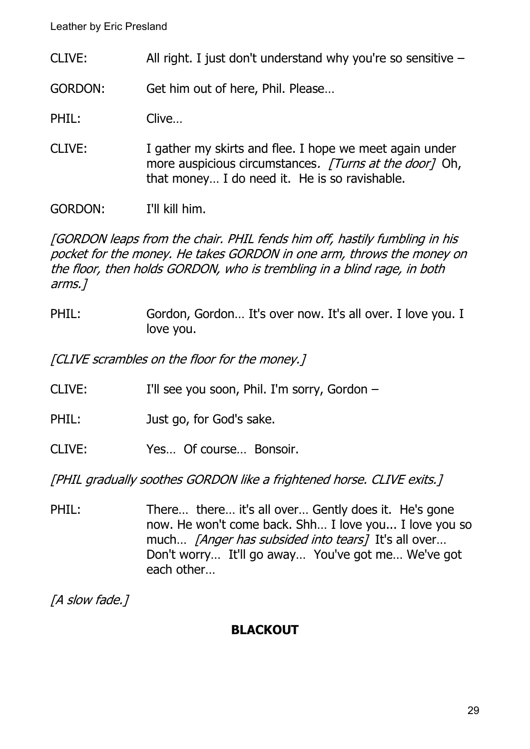CLIVE: All right. I just don't understand why you're so sensitive –

GORDON: Get him out of here, Phil. Please…

PHIL: Clive…

CLIVE: I gather my skirts and flee. I hope we meet again under more auspicious circumstances. *[Turns at the door]* Oh, that money… I do need it. He is so ravishable.

GORDON: I'll kill him.

*[GORDON leaps from the chair. PHIL fends him off, hastily fumbling in his pocket for the money. He takes GORDON in one arm, throws the money on the floor, then holds GORDON, who is trembling in a blind rage, in both arms.]*

PHIL: Gordon, Gordon… It's over now. It's all over. I love you. I love you.

*[CLIVE scrambles on the floor for the money.]*

CLIVE: I'll see you soon, Phil. I'm sorry, Gordon –

PHIL: Just go, for God's sake.

CLIVE: Yes… Of course… Bonsoir.

*[PHIL gradually soothes GORDON like a frightened horse. CLIVE exits.]*

PHIL: There… there… it's all over… Gently does it. He's gone now. He won't come back. Shh… I love you... I love you so much… *[Anger has subsided into tears]* It's all over… Don't worry… It'll go away… You've got me… We've got each other…

*[A slow fade.]*

**BLACKOUT**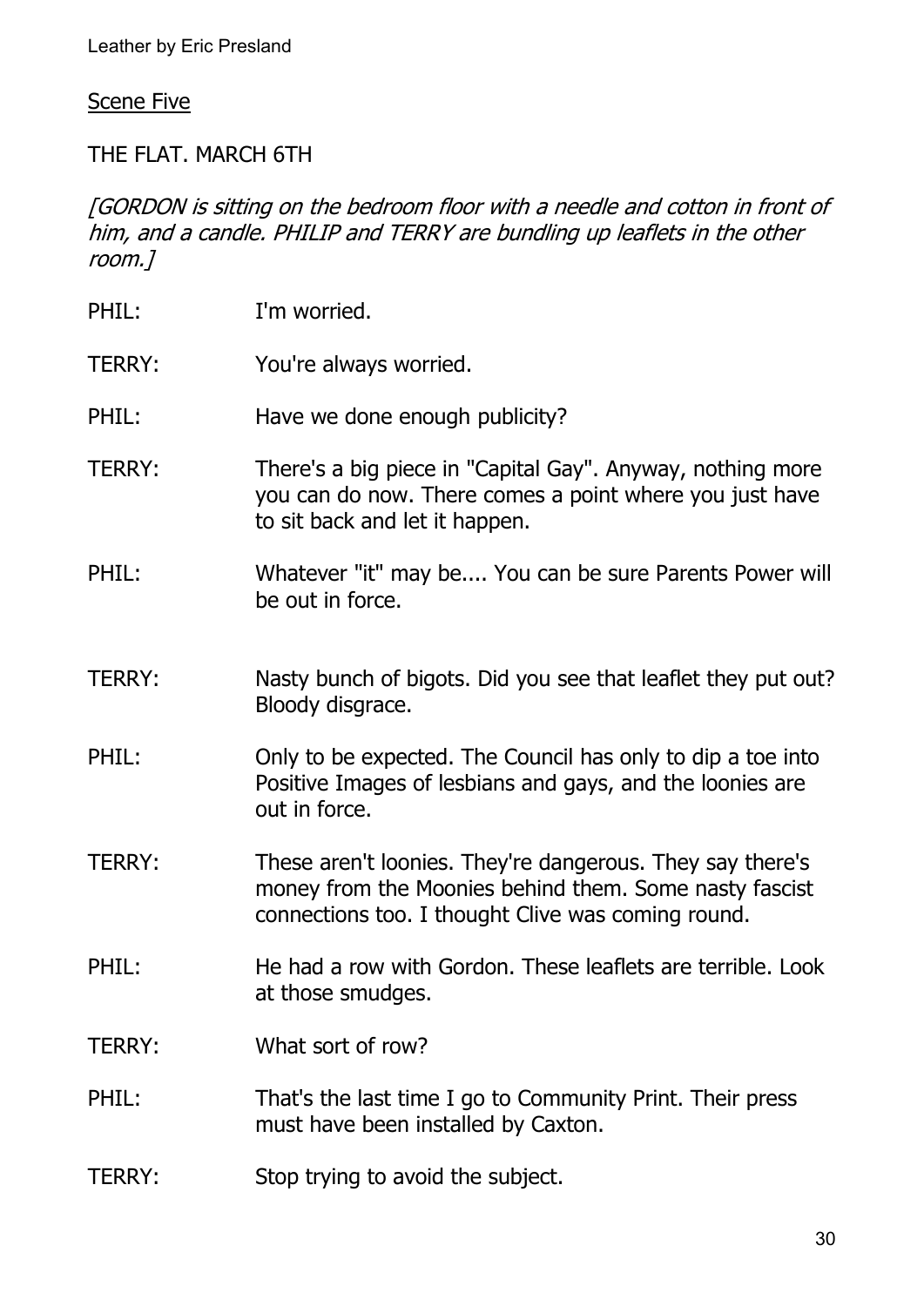Scene Five

THE FLAT. MARCH 6TH

*[GORDON is sitting on the bedroom floor with a needle and cotton in front of him, and a candle. PHILIP and TERRY are bundling up leaflets in the other room.]*

PHIL: I'm worried.

TERRY: You're always worried.

PHIL: Have we done enough publicity?

TERRY: There's a big piece in "Capital Gay". Anyway, nothing more you can do now. There comes a point where you just have to sit back and let it happen.

PHIL: Whatever "it" may be.... You can be sure Parents Power will be out in force.

TERRY: Nasty bunch of bigots. Did you see that leaflet they put out? Bloody disgrace.

PHIL: Only to be expected. The Council has only to dip a toe into Positive Images of lesbians and gays, and the loonies are out in force.

TERRY: These aren't loonies. They're dangerous. They say there's money from the Moonies behind them. Some nasty fascist connections too. I thought Clive was coming round.

PHIL: He had a row with Gordon. These leaflets are terrible. Look at those smudges.

TERRY: What sort of row?

PHIL: That's the last time I go to Community Print. Their press must have been installed by Caxton.

TERRY: Stop trying to avoid the subject.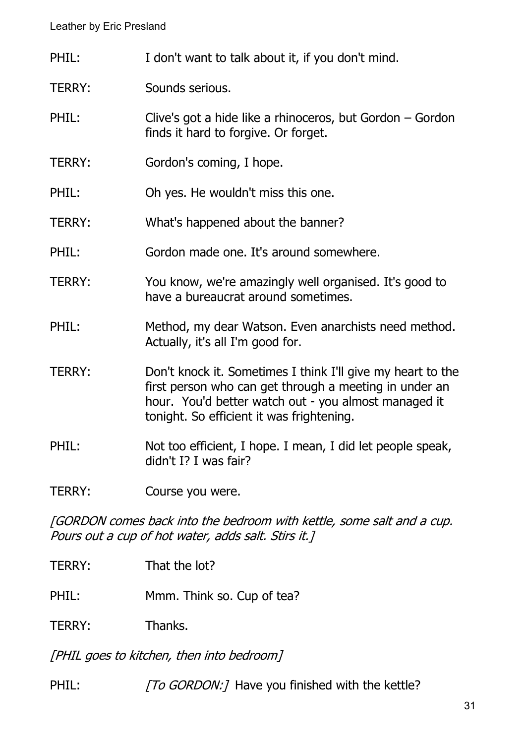PHIL: I don't want to talk about it, if you don't mind.

TERRY: Sounds serious.

PHIL: Clive's got a hide like a rhinoceros, but Gordon – Gordon finds it hard to forgive. Or forget.

TERRY: Gordon's coming, I hope.

PHIL: Oh yes. He wouldn't miss this one.

TERRY: What's happened about the banner?

PHIL: Gordon made one. It's around somewhere.

TERRY: You know, we're amazingly well organised. It's good to have a bureaucrat around sometimes.

PHIL: Method, my dear Watson. Even anarchists need method. Actually, it's all I'm good for.

TERRY: Don't knock it. Sometimes I think I'll give my heart to the first person who can get through a meeting in under an hour. You'd better watch out - you almost managed it tonight. So efficient it was frightening.

PHIL: Not too efficient, I hope. I mean, I did let people speak, didn't I? I was fair?

TERRY: Course you were.

*[GORDON comes back into the bedroom with kettle, some salt and a cup. Pours out a cup of hot water, adds salt. Stirs it.]*

TERRY: That the lot?

PHIL: Mmm. Think so. Cup of tea?

TERRY: Thanks.

*[PHIL goes to kitchen, then into bedroom]*

PHIL: *[To GORDON:]* Have you finished with the kettle?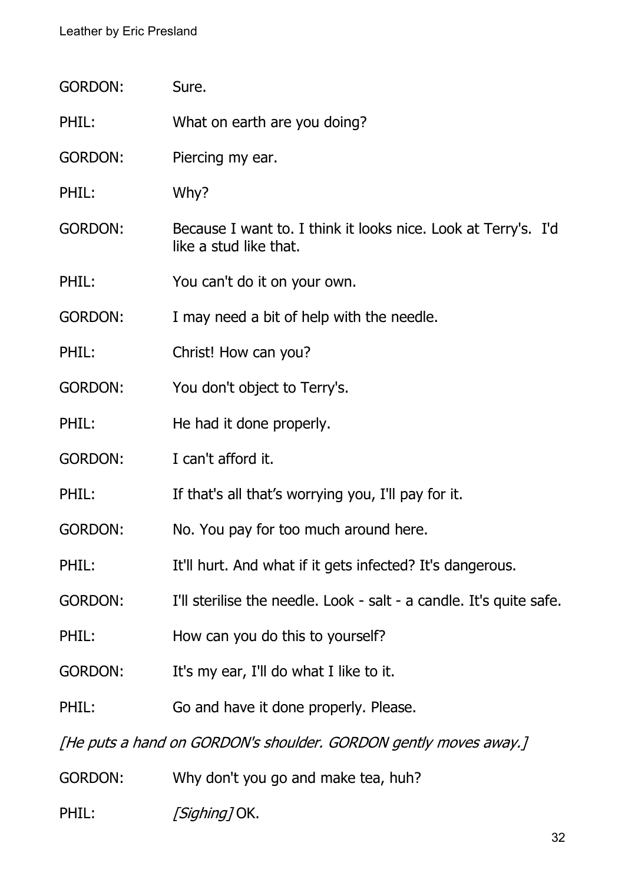GORDON: Sure.

PHIL: What on earth are you doing?

GORDON: Piercing my ear.

PHIL: Why?

GORDON: Because I want to. I think it looks nice. Look at Terry's. I'd like a stud like that.

PHIL: You can't do it on your own.

GORDON: I may need a bit of help with the needle.

PHIL: Christ! How can you?

GORDON: You don't object to Terry's.

PHIL: He had it done properly.

GORDON: I can't afford it.

PHIL: If that's all that's worrying you, I'll pay for it.

GORDON: No. You pay for too much around here.

PHIL: It'll hurt. And what if it gets infected? It's dangerous.

GORDON: I'll sterilise the needle. Look - salt - a candle. It's quite safe.

PHIL: How can you do this to yourself?

GORDON: It's my ear, I'll do what I like to it.

PHIL: Go and have it done properly. Please.

*[He puts a hand on GORDON's shoulder. GORDON gently moves away.]*

GORDON: Why don't you go and make tea, huh?

PHIL: *[Sighing]* OK.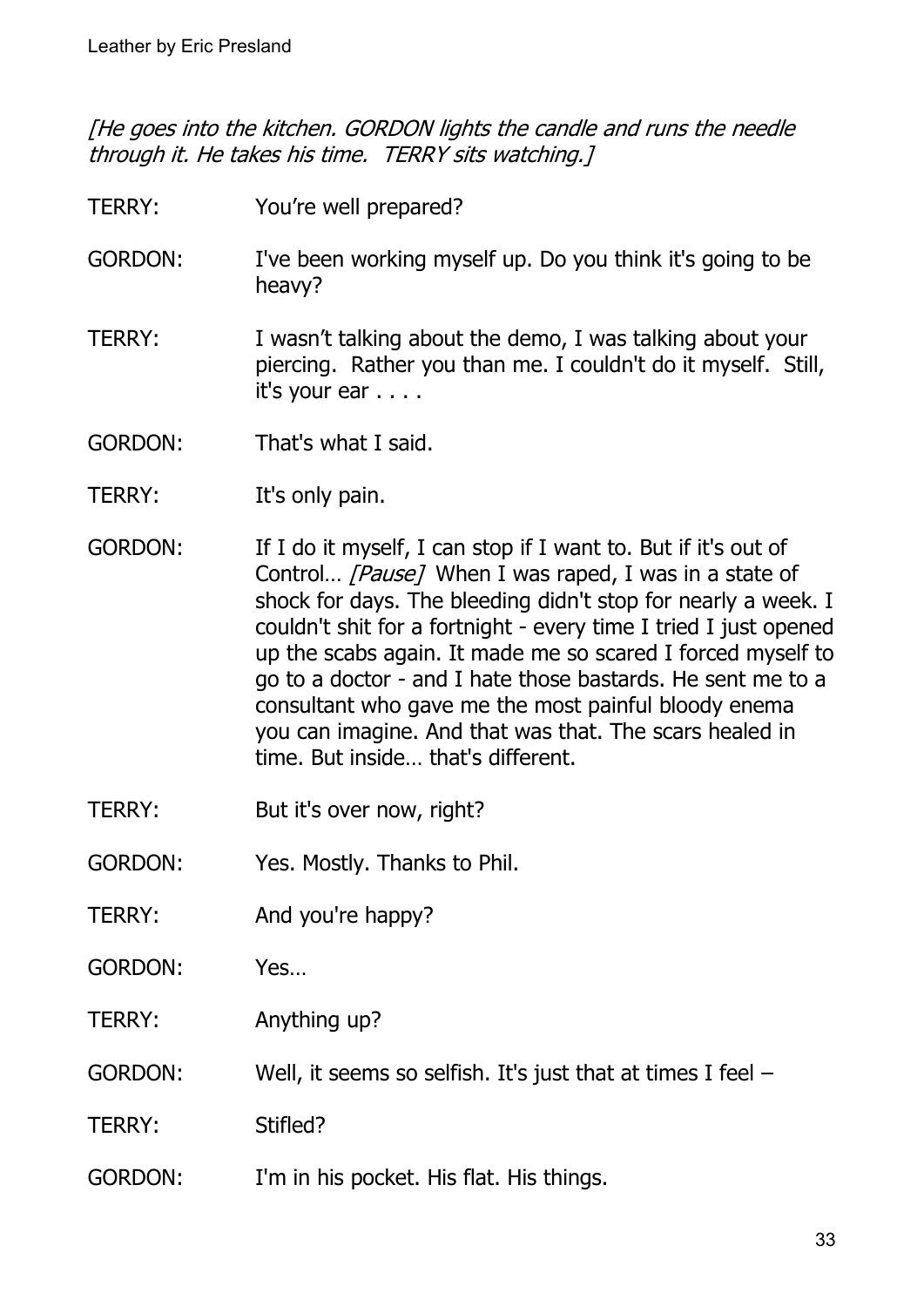*[He goes into the kitchen. GORDON lights the candle and runs the needle through it. He takes his time. TERRY sits watching.]*

TERRY: You're well prepared?

GORDON: I've been working myself up. Do you think it's going to be heavy?

TERRY: I wasn't talking about the demo, I was talking about your piercing. Rather you than me. I couldn't do it myself. Still, it's your ear . . . .

GORDON: That's what I said.

TERRY: It's only pain.

GORDON: If I do it myself, I can stop if I want to. But if it's out of Control… *[Pause]* When I was raped, I was in a state of shock for days. The bleeding didn't stop for nearly a week. I couldn't shit for a fortnight - every time I tried I just opened up the scabs again. It made me so scared I forced myself to go to a doctor - and I hate those bastards. He sent me to a consultant who gave me the most painful bloody enema you can imagine. And that was that. The scars healed in time. But inside… that's different.

TERRY: But it's over now, right?

GORDON: Yes. Mostly. Thanks to Phil.

TERRY: And you're happy?

GORDON: Yes…

TERRY: Anything up?

GORDON: Well, it seems so selfish. It's just that at times I feel –

TERRY: Stifled?

GORDON: I'm in his pocket. His flat. His things.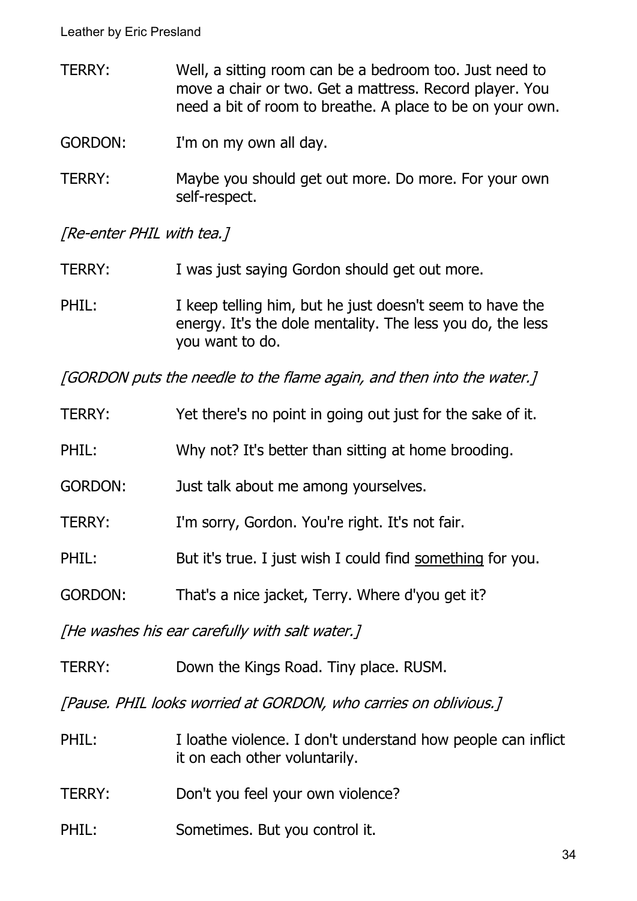TERRY: Well, a sitting room can be a bedroom too. Just need to move a chair or two. Get a mattress. Record player. You need a bit of room to breathe. A place to be on your own.

GORDON: I'm on my own all day.

TERRY: Maybe you should get out more. Do more. For your own self-respect.

*[Re-enter PHIL with tea.]*

TERRY: I was just saying Gordon should get out more.

PHIL: I keep telling him, but he just doesn't seem to have the energy. It's the dole mentality. The less you do, the less you want to do.

*[GORDON puts the needle to the flame again, and then into the water.]*

TERRY: Yet there's no point in going out just for the sake of it.

PHIL: Why not? It's better than sitting at home brooding.

GORDON: Just talk about me among yourselves.

TERRY: I'm sorry, Gordon. You're right. It's not fair.

PHIL: But it's true. I just wish I could find <u>something</u> for you.

GORDON: That's a nice jacket, Terry. Where d'you get it?

*[He washes his ear carefully with salt water.]*

TERRY: Down the Kings Road. Tiny place. RUSM.

*[Pause. PHIL looks worried at GORDON, who carries on oblivious.]*

PHIL: I loathe violence. I don't understand how people can inflict it on each other voluntarily.

TERRY: Don't you feel your own violence?

PHIL: Sometimes. But you control it.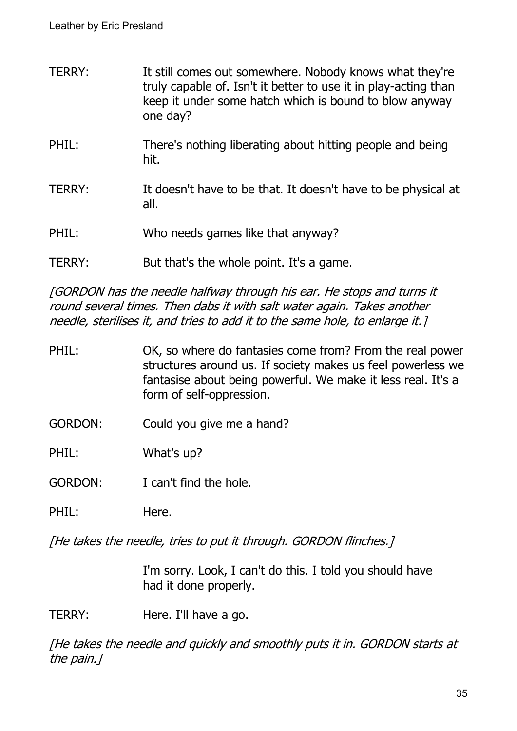TERRY: It still comes out somewhere. Nobody knows what they're truly capable of. Isn't it better to use it in play-acting than keep it under some hatch which is bound to blow anyway one day?

PHIL: There's nothing liberating about hitting people and being hit.

TERRY: It doesn't have to be that. It doesn't have to be physical at all.

PHIL: Who needs games like that anyway?

TERRY: But that's the whole point. It's a game.

*[GORDON has the needle halfway through his ear. He stops and turns it round several times. Then dabs it with salt water again. Takes another needle, sterilises it, and tries to add it to the same hole, to enlarge it.]*

PHIL: OK, so where do fantasies come from? From the real power structures around us. If society makes us feel powerless we fantasise about being powerful. We make it less real. It's a form of self-oppression.

GORDON: Could you give me a hand?

PHIL: What's up?

GORDON: I can't find the hole.

PHIL: Here.

*[He takes the needle, tries to put it through. GORDON flinches.]*

I'm sorry. Look, I can't do this. I told you should have had it done properly.

TERRY: Here. I'll have a go.

*[He takes the needle and quickly and smoothly puts it in. GORDON starts at the pain.]*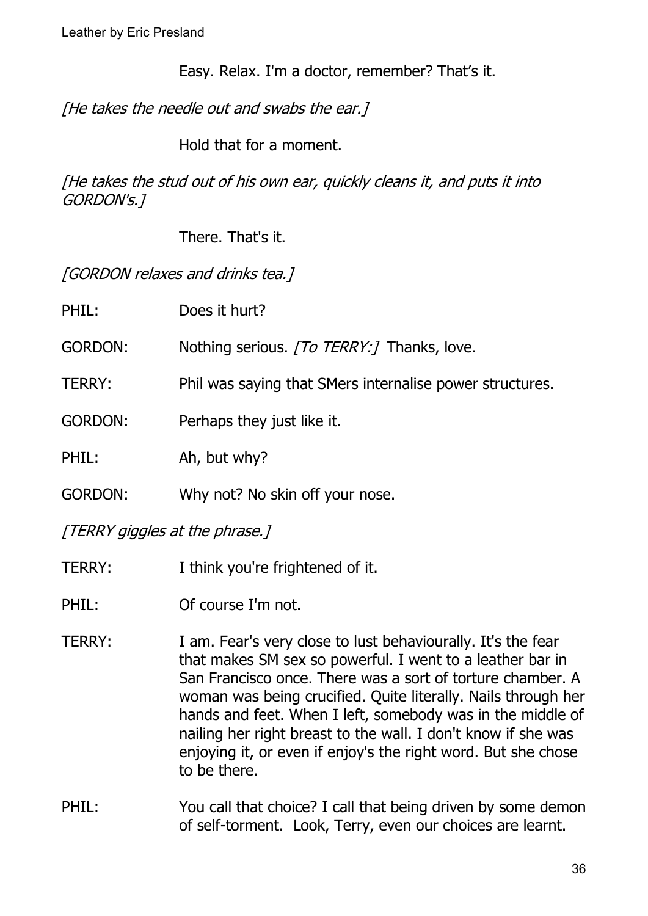Easy. Relax. I'm a doctor, remember? That's it.

*[He takes the needle out and swabs the ear.]*

Hold that for a moment.

*[He takes the stud out of his own ear, quickly cleans it, and puts it into GORDON's.]*

There. That's it.

*[GORDON relaxes and drinks tea.]*

PHIL: Does it hurt?

GORDON: Nothing serious. *[To TERRY:]* Thanks, love.

TERRY: Phil was saying that SMers internalise power structures.

GORDON: Perhaps they just like it.

PHIL: Ah, but why?

GORDON: Why not? No skin off your nose.

*[TERRY giggles at the phrase.]*

TERRY: I think you're frightened of it.

PHIL: Of course I'm not.

TERRY: I am. Fear's very close to lust behaviourally. It's the fear that makes SM sex so powerful. I went to a leather bar in San Francisco once. There was a sort of torture chamber. A woman was being crucified. Quite literally. Nails through her hands and feet. When I left, somebody was in the middle of nailing her right breast to the wall. I don't know if she was enjoying it, or even if enjoy's the right word. But she chose to be there.

PHIL: You call that choice? I call that being driven by some demon of self-torment. Look, Terry, even our choices are learnt.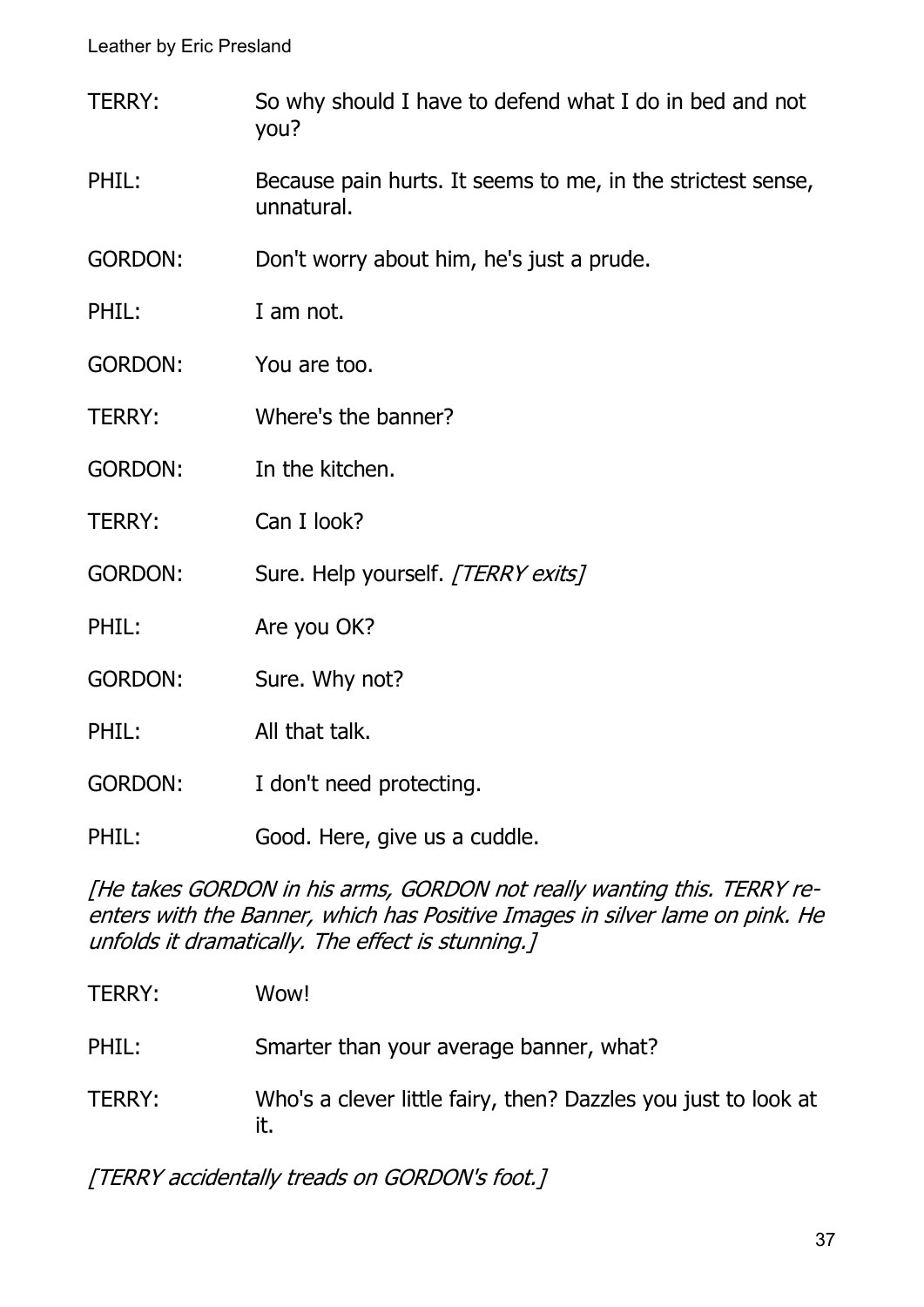TERRY: So why should I have to defend what I do in bed and not you?

PHIL: Because pain hurts. It seems to me, in the strictest sense, unnatural.

GORDON: Don't worry about him, he's just a prude.

PHIL: I am not.

GORDON: You are too.

TERRY: Where's the banner?

GORDON: In the kitchen.

TERRY: Can I look?

GORDON: Sure. Help yourself. *[TERRY exits]*

PHIL: Are you OK?

GORDON: Sure. Why not?

PHIL: All that talk.

GORDON: I don't need protecting.

PHIL: Good. Here, give us a cuddle.

*[He takes GORDON in his arms, GORDON not really wanting this. TERRY re-enters with the Banner, which has Positive Images in silver lame on pink. He unfolds it dramatically. The effect is stunning.]*

TERRY: Wow!

PHIL: Smarter than your average banner, what?

TERRY: Who's a clever little fairy, then? Dazzles you just to look at it.

*[TERRY accidentally treads on GORDON's foot.]*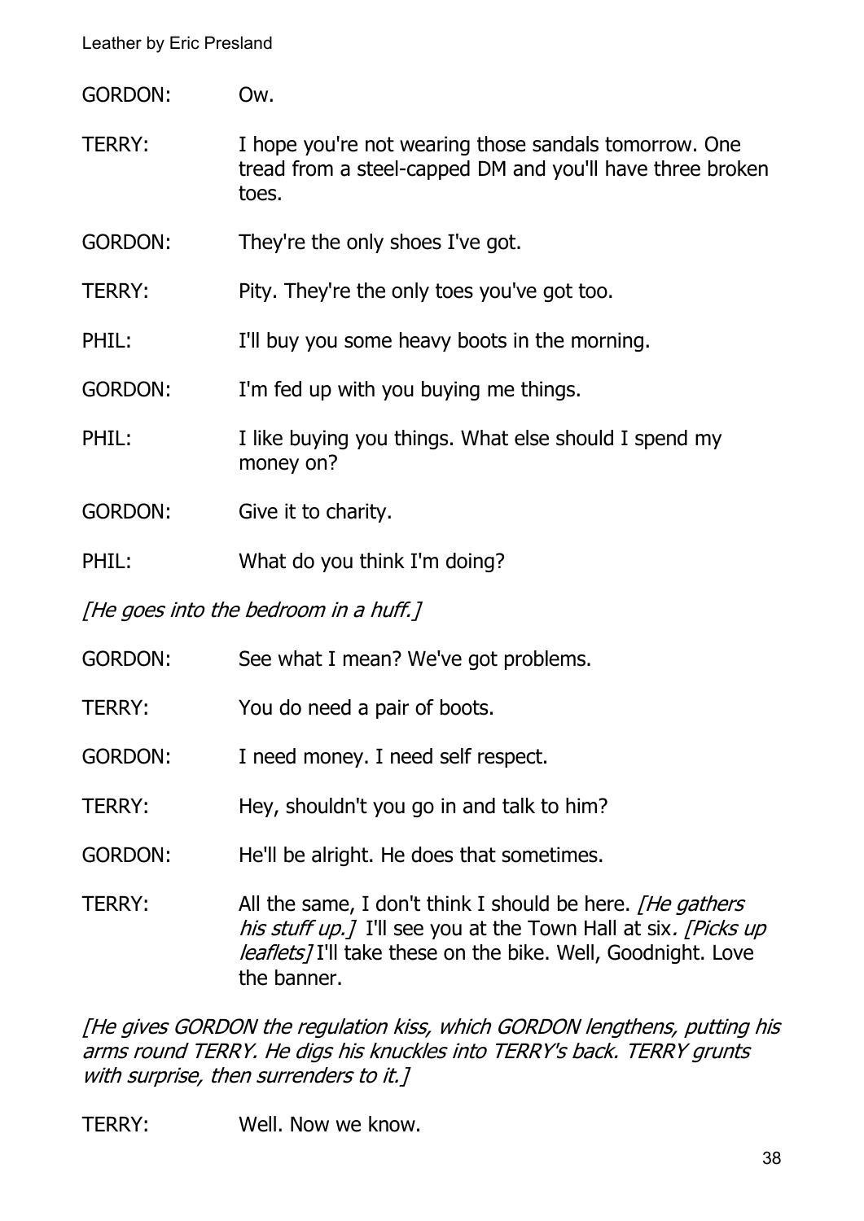GORDON: Ow.

TERRY: I hope you're not wearing those sandals tomorrow. One tread from a steel-capped DM and you'll have three broken toes.

GORDON: They're the only shoes I've got.

TERRY: Pity. They're the only toes you've got too.

PHIL: I'll buy you some heavy boots in the morning.

GORDON: I'm fed up with you buying me things.

PHIL: I like buying you things. What else should I spend my money on?

GORDON: Give it to charity.

PHIL: What do you think I'm doing?

*[He goes into the bedroom in a huff.]*

GORDON: See what I mean? We've got problems.

TERRY: You do need a pair of boots.

GORDON: I need money. I need self respect.

TERRY: Hey, shouldn't you go in and talk to him?

GORDON: He'll be alright. He does that sometimes.

TERRY: All the same, I don't think I should be here. *[He gathers his stuff up.]* I'll see you at the Town Hall at six. *[Picks up leaflets]* I'll take these on the bike. Well, Goodnight. Love the banner.

*[He gives GORDON the regulation kiss, which GORDON lengthens, putting his arms round TERRY. He digs his knuckles into TERRY's back. TERRY grunts with surprise, then surrenders to it.]*

TERRY: Well. Now we know.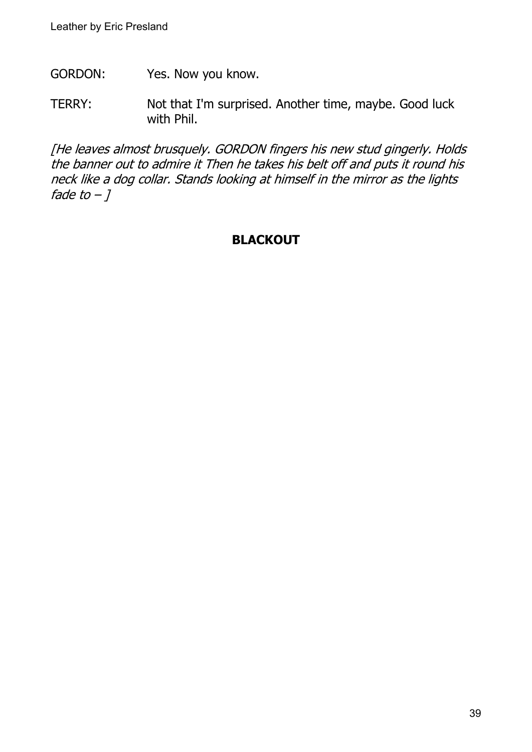GORDON: Yes. Now you know.

TERRY: Not that I'm surprised. Another time, maybe. Good luck with Phil.

*[He leaves almost brusquely. GORDON fingers his new stud gingerly. Holds the banner out to admire it Then he takes his belt off and puts it round his neck like a dog collar. Stands looking at himself in the mirror as the lights fade to – ]*

**BLACKOUT**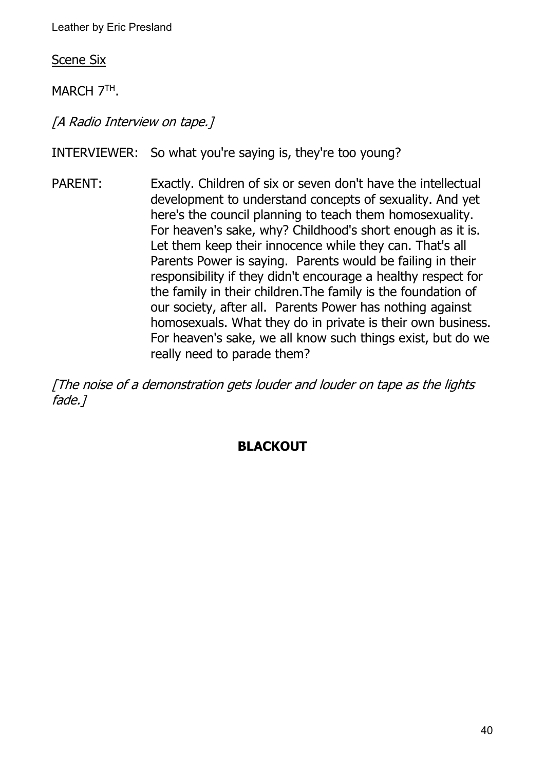Scene Six

MARCH 7TH.

*[A Radio Interview on tape.]*

INTERVIEWER: So what you're saying is, they're too young?

PARENT: Exactly. Children of six or seven don't have the intellectual development to understand concepts of sexuality. And yet here's the council planning to teach them homosexuality. For heaven's sake, why? Childhood's short enough as it is. Let them keep their innocence while they can. That's all Parents Power is saying. Parents would be failing in their responsibility if they didn't encourage a healthy respect for the family in their children.The family is the foundation of our society, after all. Parents Power has nothing against homosexuals. What they do in private is their own business. For heaven's sake, we all know such things exist, but do we really need to parade them?

*[The noise of a demonstration gets louder and louder on tape as the lights fade.]*

**BLACKOUT**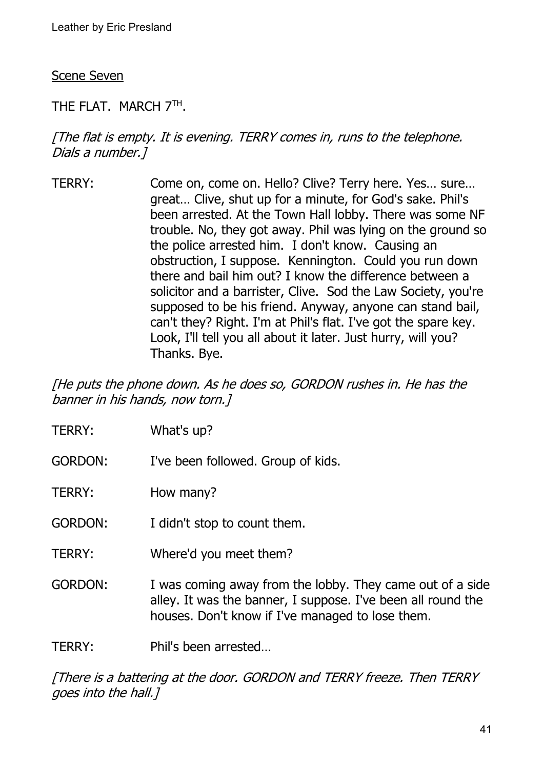Scene Seven

THE FLAT. MARCH 7TH.

*[The flat is empty. It is evening. TERRY comes in, runs to the telephone. Dials a number.]*

TERRY: Come on, come on. Hello? Clive? Terry here. Yes… sure… great… Clive, shut up for a minute, for God's sake. Phil's been arrested. At the Town Hall lobby. There was some NF trouble. No, they got away. Phil was lying on the ground so the police arrested him. I don't know. Causing an obstruction, I suppose. Kennington. Could you run down there and bail him out? I know the difference between a solicitor and a barrister, Clive. Sod the Law Society, you're supposed to be his friend. Anyway, anyone can stand bail, can't they? Right. I'm at Phil's flat. I've got the spare key. Look, I'll tell you all about it later. Just hurry, will you? Thanks. Bye.

*[He puts the phone down. As he does so, GORDON rushes in. He has the banner in his hands, now torn.]*

TERRY: What's up?

GORDON: I've been followed. Group of kids.

TERRY: How many?

GORDON: I didn't stop to count them.

TERRY: Where'd you meet them?

GORDON: I was coming away from the lobby. They came out of a side alley. It was the banner, I suppose. I've been all round the houses. Don't know if I've managed to lose them.

TERRY: Phil's been arrested…

*[There is a battering at the door. GORDON and TERRY freeze. Then TERRY goes into the hall.]*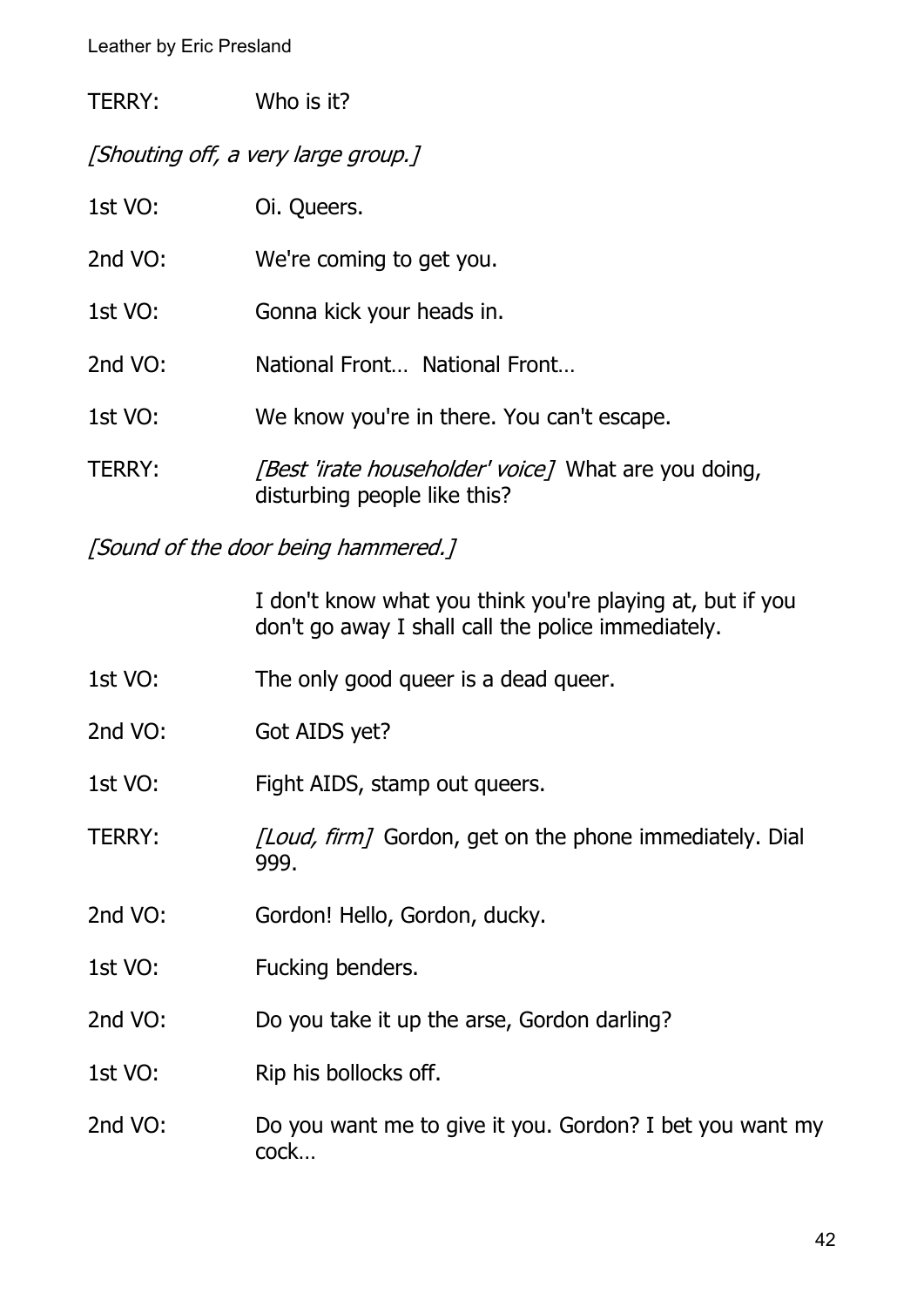TERRY: Who is it?

*[Shouting off, a very large group.]*

1st VO: Oi. Queers.

2nd VO: We're coming to get you.

1st VO: Gonna kick your heads in.

2nd VO: National Front… National Front…

1st VO: We know you're in there. You can't escape.

TERRY: *[Best 'irate householder' voice]* What are you doing, disturbing people like this?

*[Sound of the door being hammered.]*

I don't know what you think you're playing at, but if you don't go away I shall call the police immediately.

1st VO: The only good queer is a dead queer.

2nd VO: Got AIDS yet?

1st VO: Fight AIDS, stamp out queers.

TERRY: *[Loud, firm]* Gordon, get on the phone immediately. Dial 999.

2nd VO: Gordon! Hello, Gordon, ducky.

1st VO: Fucking benders.

2nd VO: Do you take it up the arse, Gordon darling?

1st VO: Rip his bollocks off.

2nd VO: Do you want me to give it you. Gordon? I bet you want my cock…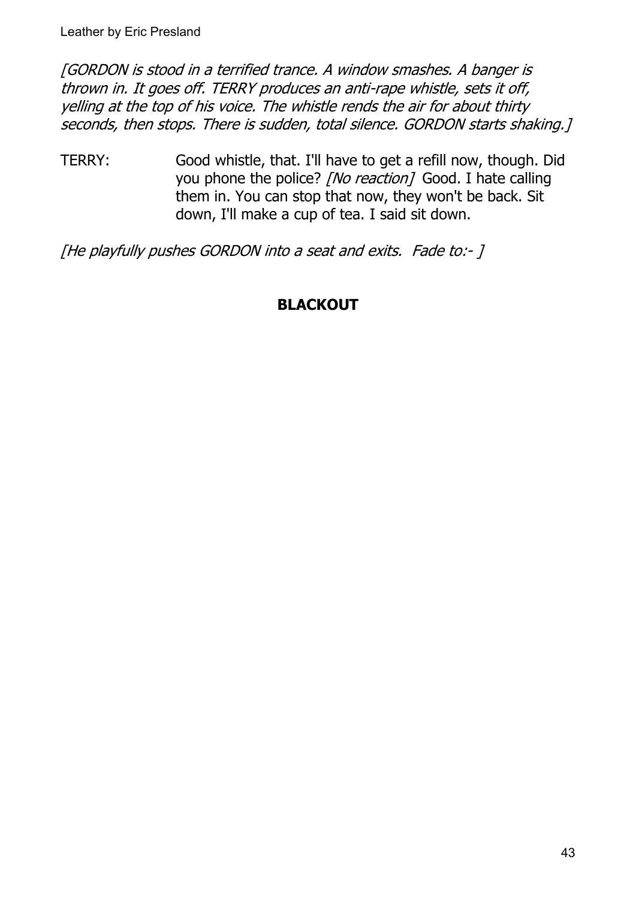*[GORDON is stood in a terrified trance. A window smashes. A banger is thrown in. It goes off. TERRY produces an anti-rape whistle, sets it off, yelling at the top of his voice. The whistle rends the air for about thirty seconds, then stops. There is sudden, total silence. GORDON starts shaking.]*

TERRY: Good whistle, that. I'll have to get a refill now, though. Did you phone the police? *[No reaction]* Good. I hate calling them in. You can stop that now, they won't be back. Sit down, I'll make a cup of tea. I said sit down.

*[He playfully pushes GORDON into a seat and exits. Fade to:- ]*

**BLACKOUT**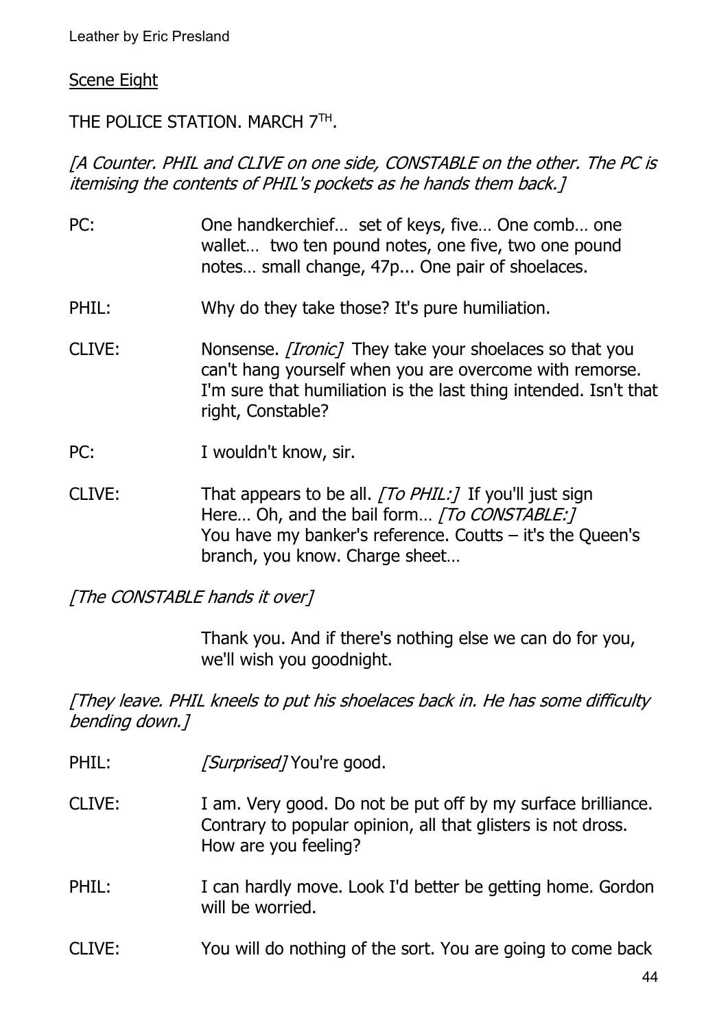Scene Eight

THE POLICE STATION. MARCH 7TH.

*[A Counter. PHIL and CLIVE on one side, CONSTABLE on the other. The PC is itemising the contents of PHIL's pockets as he hands them back.]*

PC: One handkerchief… set of keys, five… One comb… one wallet… two ten pound notes, one five, two one pound notes… small change, 47p... One pair of shoelaces.

PHIL: Why do they take those? It's pure humiliation.

CLIVE: Nonsense. *[Ironic]* They take your shoelaces so that you can't hang yourself when you are overcome with remorse. I'm sure that humiliation is the last thing intended. Isn't that right, Constable?

PC: I wouldn't know, sir.

CLIVE: That appears to be all. *[To PHIL:]* If you'll just sign Here… Oh, and the bail form… *[To CONSTABLE:]* You have my banker's reference. Coutts – it's the Queen's branch, you know. Charge sheet…

*[The CONSTABLE hands it over]*

Thank you. And if there's nothing else we can do for you, we'll wish you goodnight.

*[They leave. PHIL kneels to put his shoelaces back in. He has some difficulty bending down.]*

PHIL: *[Surprised]* You're good.

CLIVE: I am. Very good. Do not be put off by my surface brilliance. Contrary to popular opinion, all that glisters is not dross. How are you feeling?

PHIL: I can hardly move. Look I'd better be getting home. Gordon will be worried.

CLIVE: You will do nothing of the sort. You are going to come back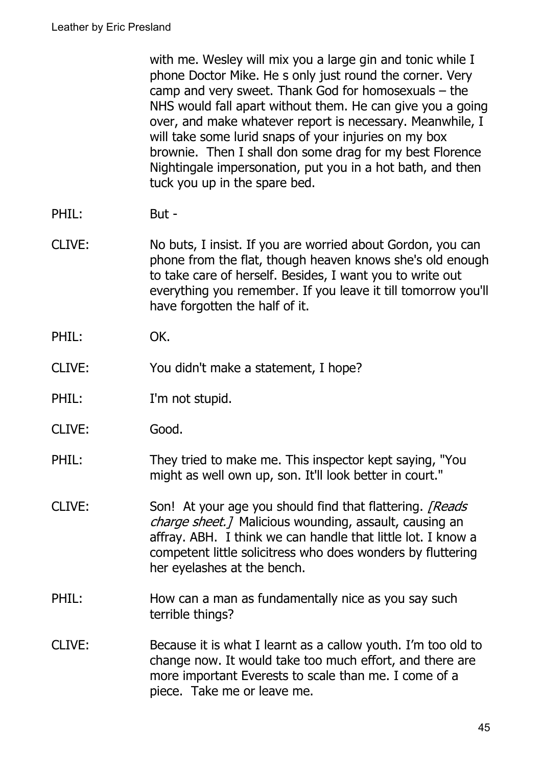with me. Wesley will mix you a large gin and tonic while I phone Doctor Mike. He s only just round the corner. Very camp and very sweet. Thank God for homosexuals – the NHS would fall apart without them. He can give you a going over, and make whatever report is necessary. Meanwhile, I will take some lurid snaps of your injuries on my box brownie. Then I shall don some drag for my best Florence Nightingale impersonation, put you in a hot bath, and then tuck you up in the spare bed.

PHIL: But -

CLIVE: No buts, I insist. If you are worried about Gordon, you can phone from the flat, though heaven knows she's old enough to take care of herself. Besides, I want you to write out everything you remember. If you leave it till tomorrow you'll have forgotten the half of it.

PHIL: OK.

CLIVE: You didn't make a statement, I hope?

PHIL: I'm not stupid.

CLIVE: Good.

PHIL: They tried to make me. This inspector kept saying, "You might as well own up, son. It'll look better in court."

CLIVE: Son! At your age you should find that flattering. *[Reads charge sheet.]* Malicious wounding, assault, causing an affray. ABH. I think we can handle that little lot. I know a competent little solicitress who does wonders by fluttering her eyelashes at the bench.

PHIL: How can a man as fundamentally nice as you say such terrible things?

CLIVE: Because it is what I learnt as a callow youth. I'm too old to change now. It would take too much effort, and there are more important Everests to scale than me. I come of a piece. Take me or leave me.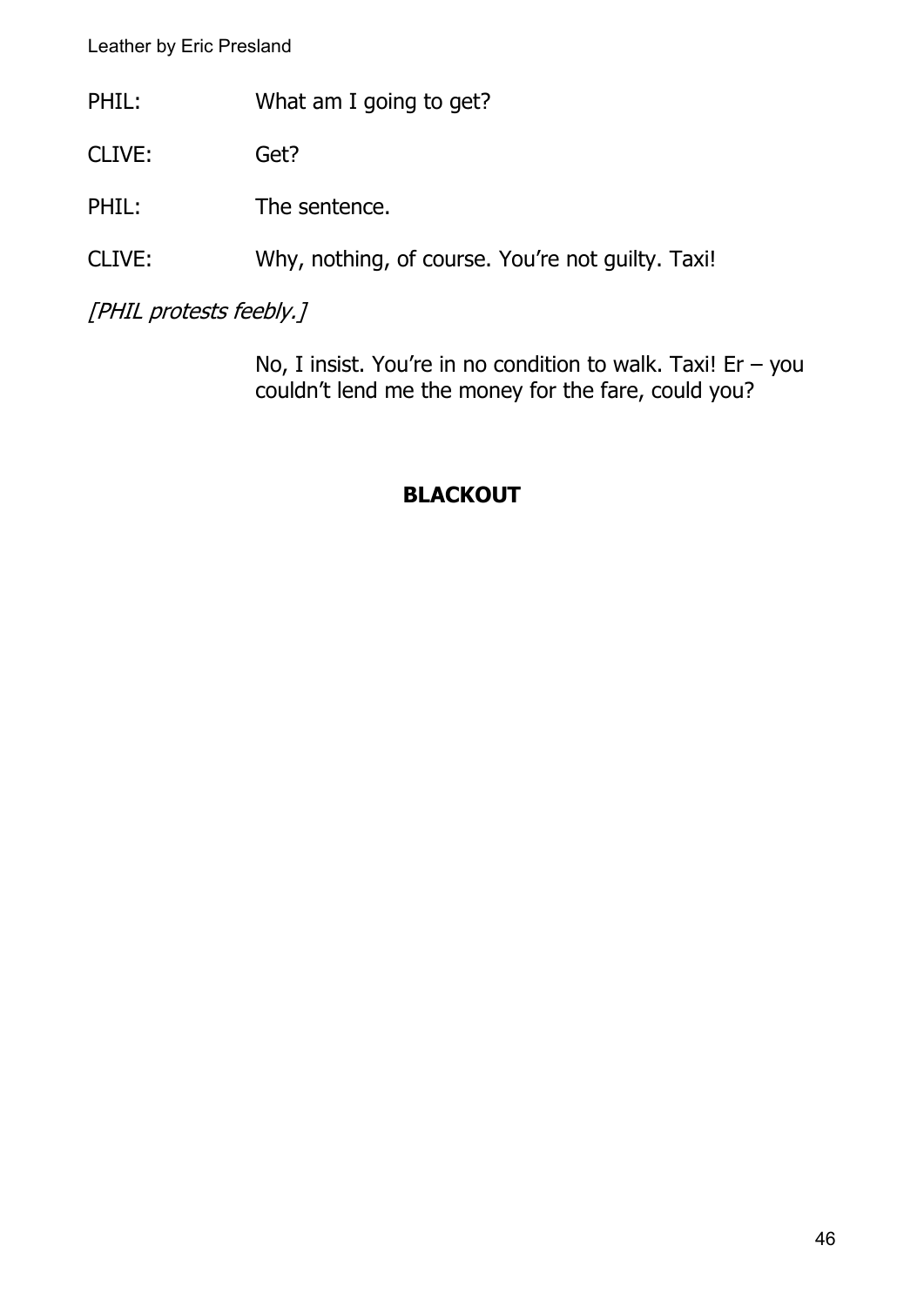PHIL: What am I going to get?

CLIVE: Get?

PHIL: The sentence.

CLIVE: Why, nothing, of course. You're not guilty. Taxi!

*[PHIL protests feebly.]*

No, I insist. You're in no condition to walk. Taxi! Er – you couldn't lend me the money for the fare, could you?

**BLACKOUT**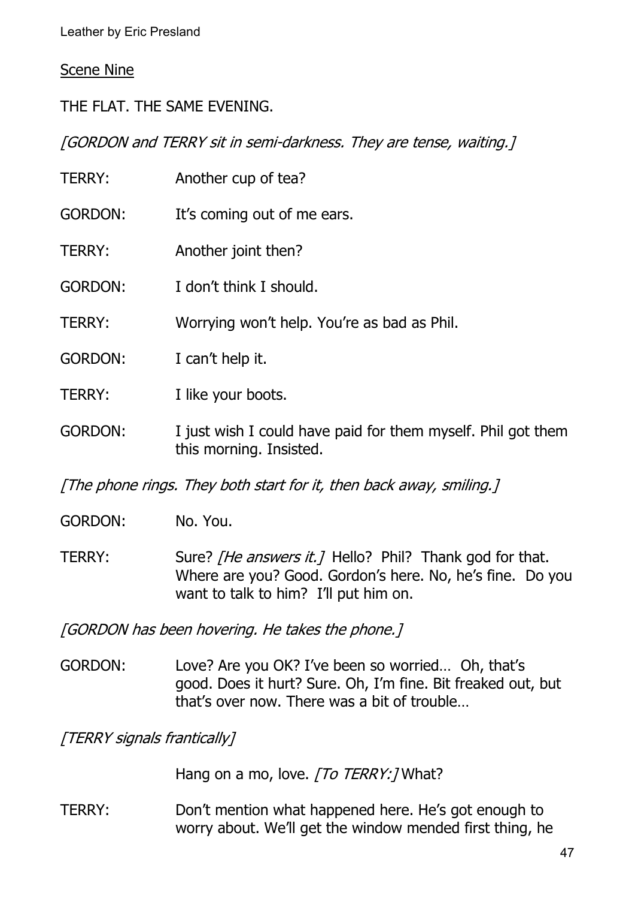## Scene Nine

THE FLAT. THE SAME EVENING.

*[GORDON and TERRY sit in semi-darkness. They are tense, waiting.]*

TERRY: Another cup of tea?

GORDON: It's coming out of me ears.

TERRY: Another joint then?

GORDON: I don't think I should.

TERRY: Worrying won't help. You're as bad as Phil.

GORDON: I can't help it.

TERRY: I like your boots.

GORDON: I just wish I could have paid for them myself. Phil got them this morning. Insisted.

*[The phone rings. They both start for it, then back away, smiling.]*

GORDON: No. You.

TERRY: Sure? *[He answers it.]* Hello? Phil? Thank god for that. Where are you? Good. Gordon's here. No, he's fine. Do you want to talk to him? I'll put him on.

*[GORDON has been hovering. He takes the phone.]*

GORDON: Love? Are you OK? I've been so worried… Oh, that's good. Does it hurt? Sure. Oh, I'm fine. Bit freaked out, but that's over now. There was a bit of trouble…

*[TERRY signals frantically]*

Hang on a mo, love. *[To TERRY:]* What?

TERRY: Don't mention what happened here. He's got enough to worry about. We'll get the window mended first thing, he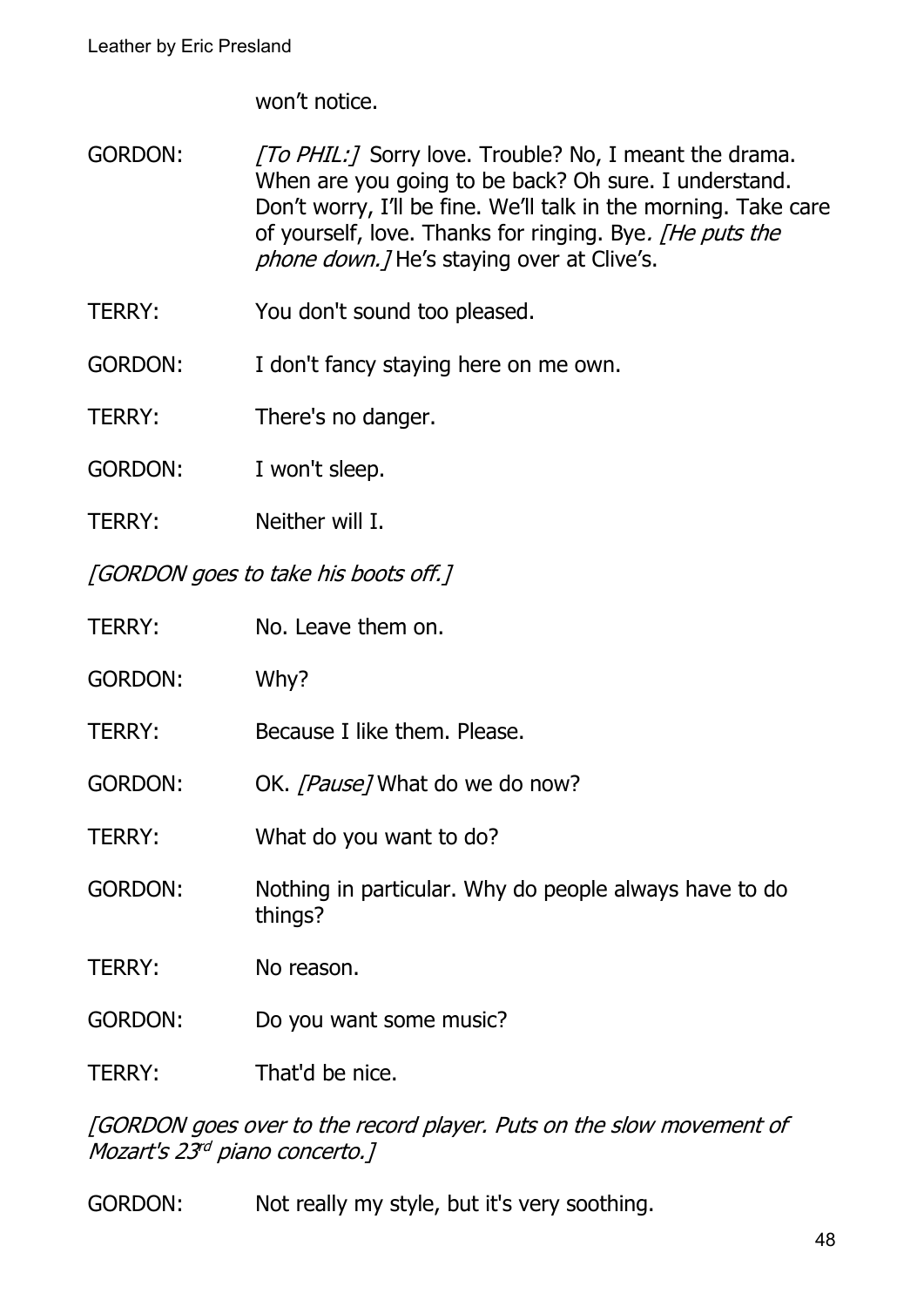won't notice.

GORDON: *[To PHIL:]* Sorry love. Trouble? No, I meant the drama. When are you going to be back? Oh sure. I understand. Don't worry, I'll be fine. We'll talk in the morning. Take care of yourself, love. Thanks for ringing. Bye. *[He puts the phone down.]* He's staying over at Clive's.

TERRY: You don't sound too pleased.

GORDON: I don't fancy staying here on me own.

TERRY: There's no danger.

GORDON: I won't sleep.

TERRY: Neither will I.

*[GORDON goes to take his boots off.]*

TERRY: No. Leave them on.

GORDON: Why?

TERRY: Because I like them. Please.

GORDON: OK. *[Pause]* What do we do now?

TERRY: What do you want to do?

GORDON: Nothing in particular. Why do people always have to do things?

TERRY: No reason.

GORDON: Do you want some music?

TERRY: That'd be nice.

*[GORDON goes over to the record player. Puts on the slow movement of Mozart's 23rd piano concerto.]*

GORDON: Not really my style, but it's very soothing.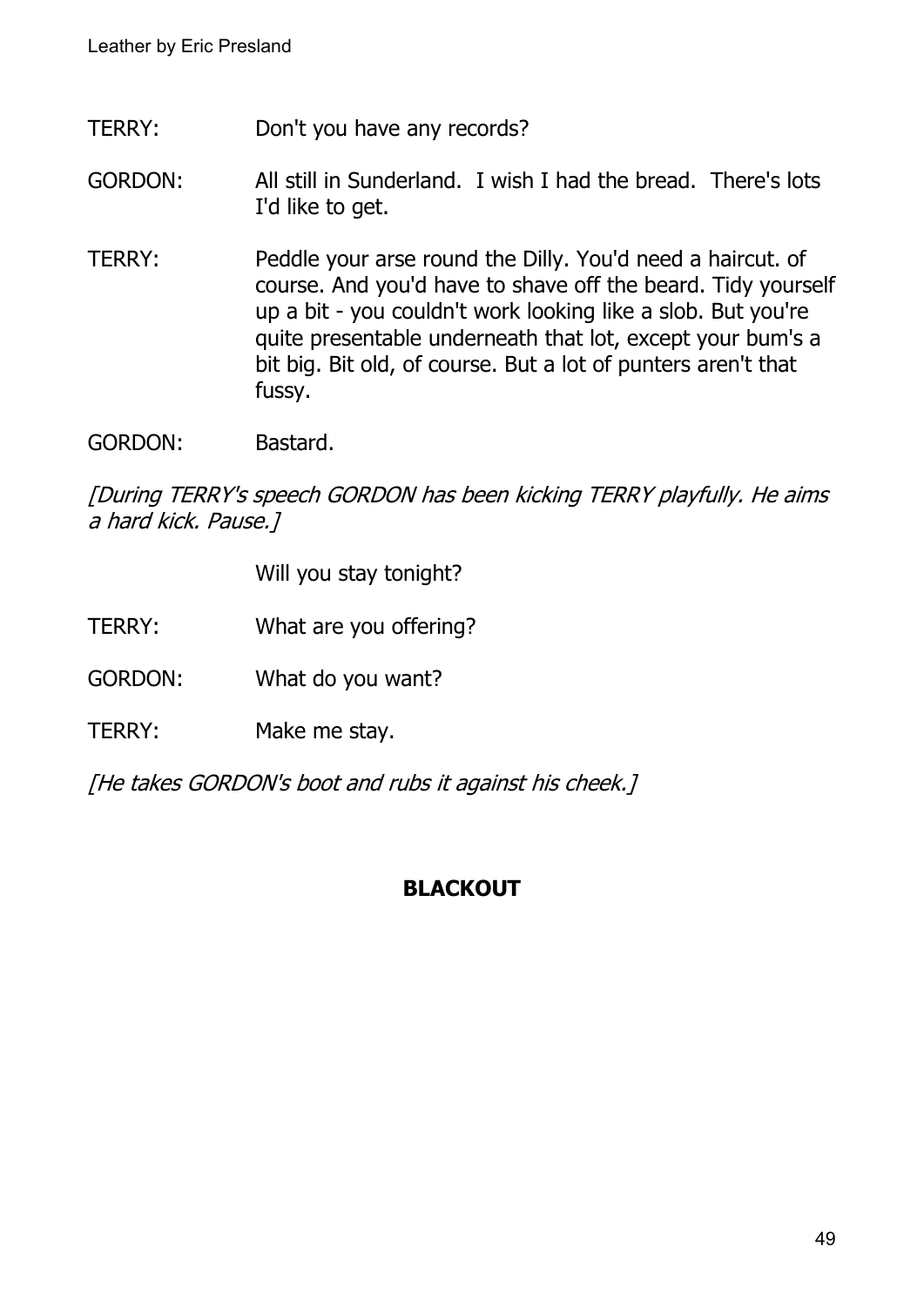TERRY: Don't you have any records?

GORDON: All still in Sunderland. I wish I had the bread. There's lots I'd like to get.

TERRY: Peddle your arse round the Dilly. You'd need a haircut. of course. And you'd have to shave off the beard. Tidy yourself up a bit - you couldn't work looking like a slob. But you're quite presentable underneath that lot, except your bum's a bit big. Bit old, of course. But a lot of punters aren't that fussy.

GORDON: Bastard.

*[During TERRY's speech GORDON has been kicking TERRY playfully. He aims a hard kick. Pause.]*

Will you stay tonight?

TERRY: What are you offering?

GORDON: What do you want?

TERRY: Make me stay.

*[He takes GORDON's boot and rubs it against his cheek.]*

**BLACKOUT**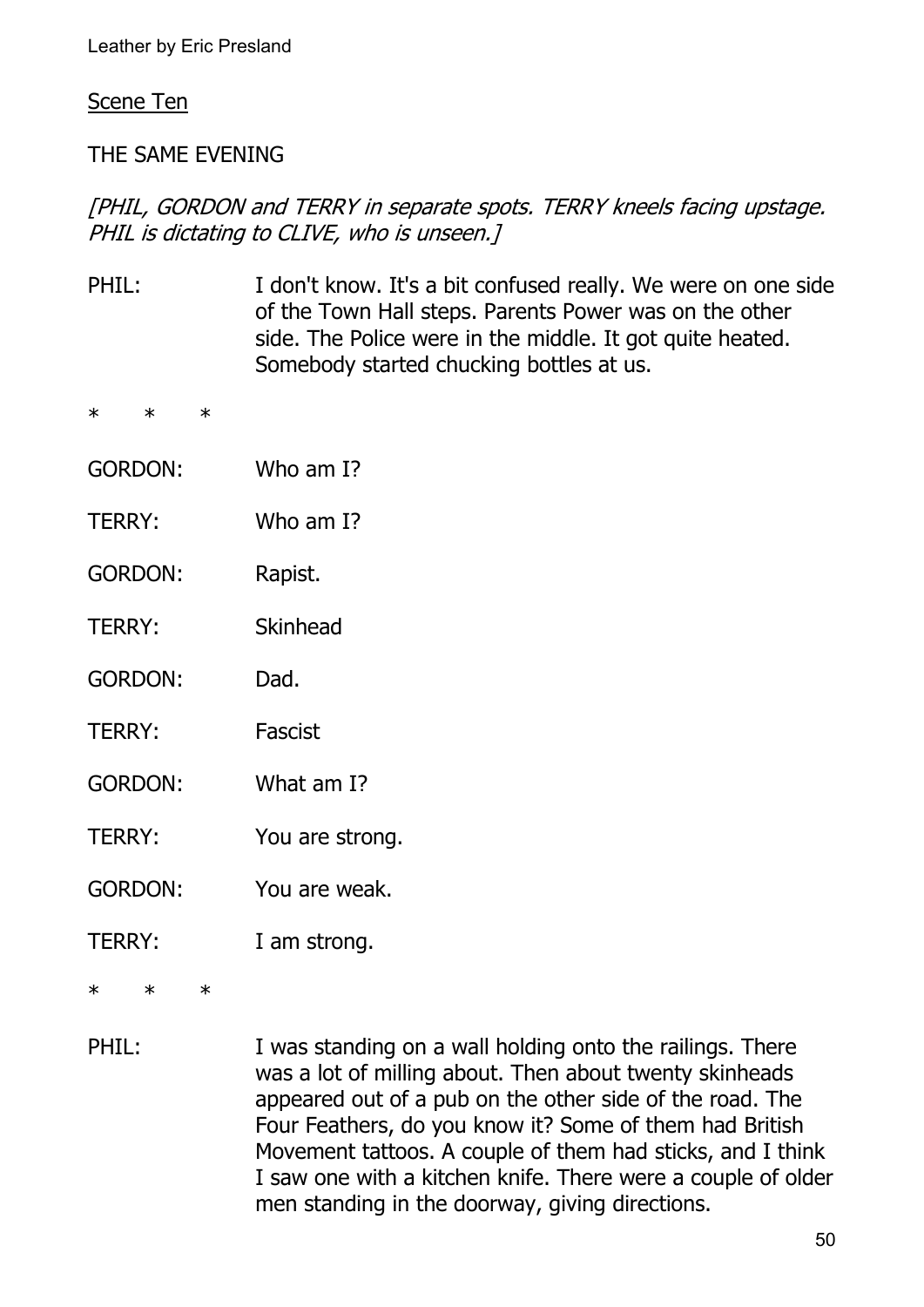Scene Ten

THE SAME EVENING

*[PHIL, GORDON and TERRY in separate spots. TERRY kneels facing upstage. PHIL is dictating to CLIVE, who is unseen.]*

PHIL: I don't know. It's a bit confused really. We were on one side of the Town Hall steps. Parents Power was on the other side. The Police were in the middle. It got quite heated. Somebody started chucking bottles at us.

\* \* \*

GORDON: Who am I?

TERRY: Who am I?

GORDON: Rapist.

TERRY: Skinhead

GORDON: Dad.

TERRY: Fascist

GORDON: What am I?

TERRY: You are strong.

GORDON: You are weak.

TERRY: I am strong.

\* \* \*

PHIL: I was standing on a wall holding onto the railings. There was a lot of milling about. Then about twenty skinheads appeared out of a pub on the other side of the road. The Four Feathers, do you know it? Some of them had British Movement tattoos. A couple of them had sticks, and I think I saw one with a kitchen knife. There were a couple of older men standing in the doorway, giving directions.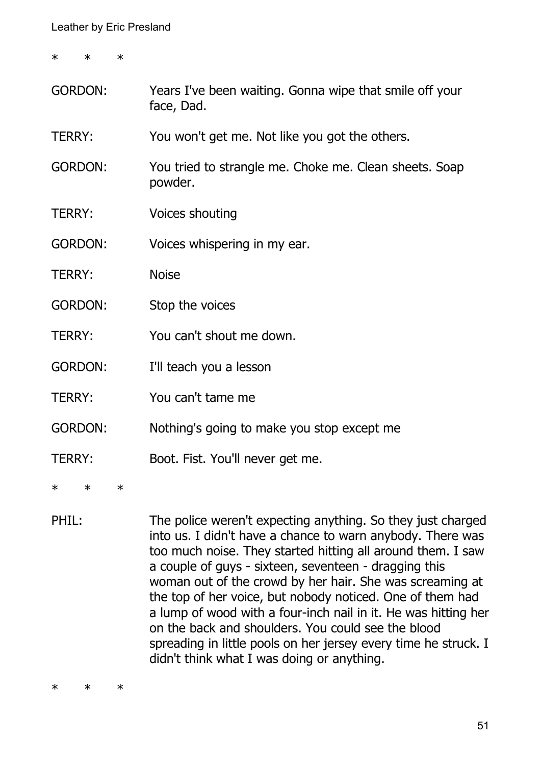\*       \*       \*

GORDON: Years I've been waiting. Gonna wipe that smile off your face, Dad.

TERRY: You won't get me. Not like you got the others.

GORDON: You tried to strangle me. Choke me. Clean sheets. Soap powder.

TERRY: Voices shouting

GORDON: Voices whispering in my ear.

TERRY: Noise

GORDON: Stop the voices

TERRY: You can't shout me down.

GORDON: I'll teach you a lesson

TERRY: You can't tame me

GORDON: Nothing's going to make you stop except me

TERRY: Boot. Fist. You'll never get me.

\*       \*       \*

PHIL: The police weren't expecting anything. So they just charged into us. I didn't have a chance to warn anybody. There was too much noise. They started hitting all around them. I saw a couple of guys - sixteen, seventeen - dragging this woman out of the crowd by her hair. She was screaming at the top of her voice, but nobody noticed. One of them had a lump of wood with a four-inch nail in it. He was hitting her on the back and shoulders. You could see the blood spreading in little pools on her jersey every time he struck. I didn't think what I was doing or anything.

\*       \*       \*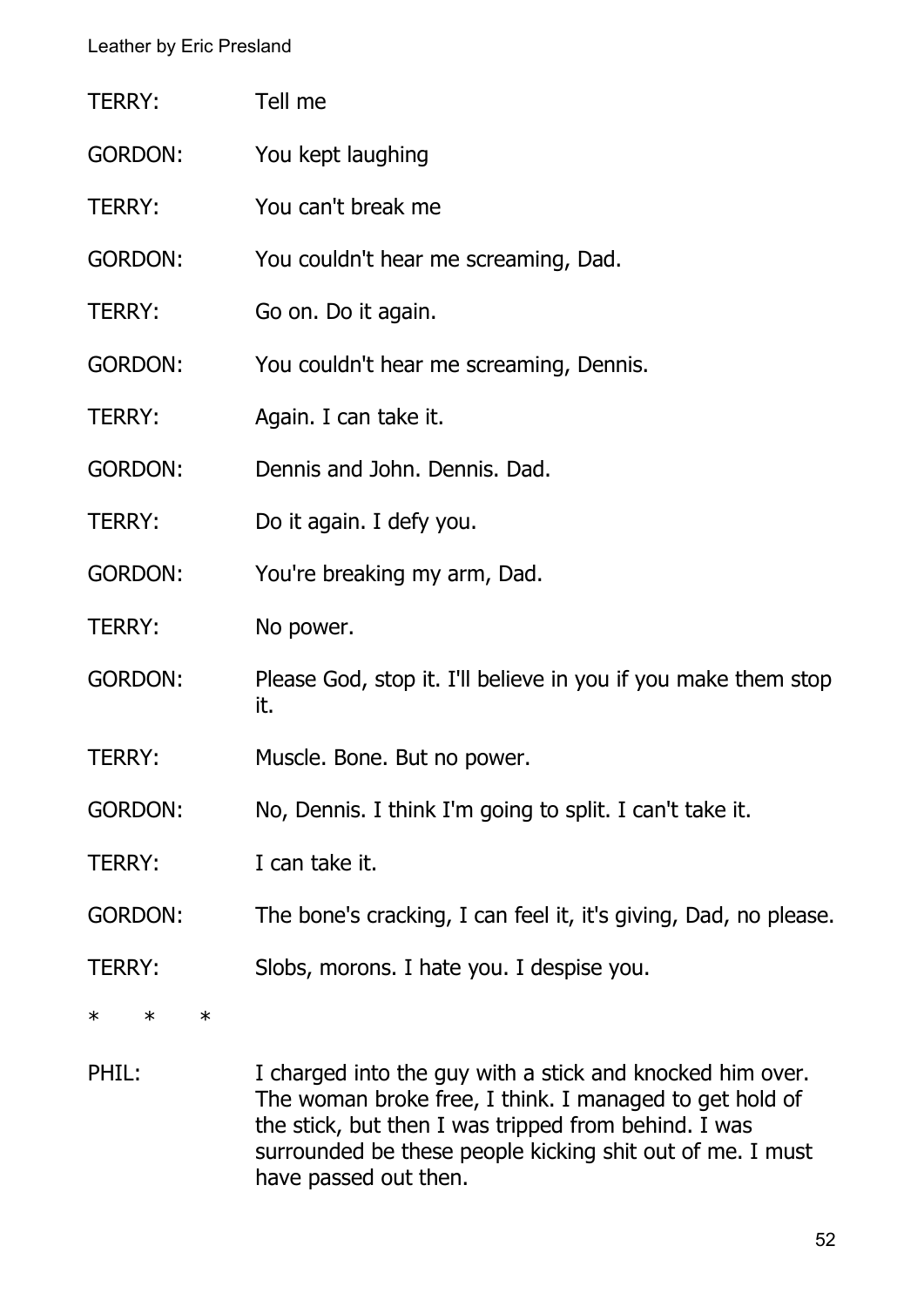TERRY: Tell me

GORDON: You kept laughing

TERRY: You can't break me

GORDON: You couldn't hear me screaming, Dad.

TERRY: Go on. Do it again.

GORDON: You couldn't hear me screaming, Dennis.

TERRY: Again. I can take it.

GORDON: Dennis and John. Dennis. Dad.

TERRY: Do it again. I defy you.

GORDON: You're breaking my arm, Dad.

TERRY: No power.

GORDON: Please God, stop it. I'll believe in you if you make them stop it.

TERRY: Muscle. Bone. But no power.

GORDON: No, Dennis. I think I'm going to split. I can't take it.

TERRY: I can take it.

GORDON: The bone's cracking, I can feel it, it's giving, Dad, no please.

TERRY: Slobs, morons. I hate you. I despise you.

\* \* \*

PHIL: I charged into the guy with a stick and knocked him over. The woman broke free, I think. I managed to get hold of the stick, but then I was tripped from behind. I was surrounded be these people kicking shit out of me. I must have passed out then.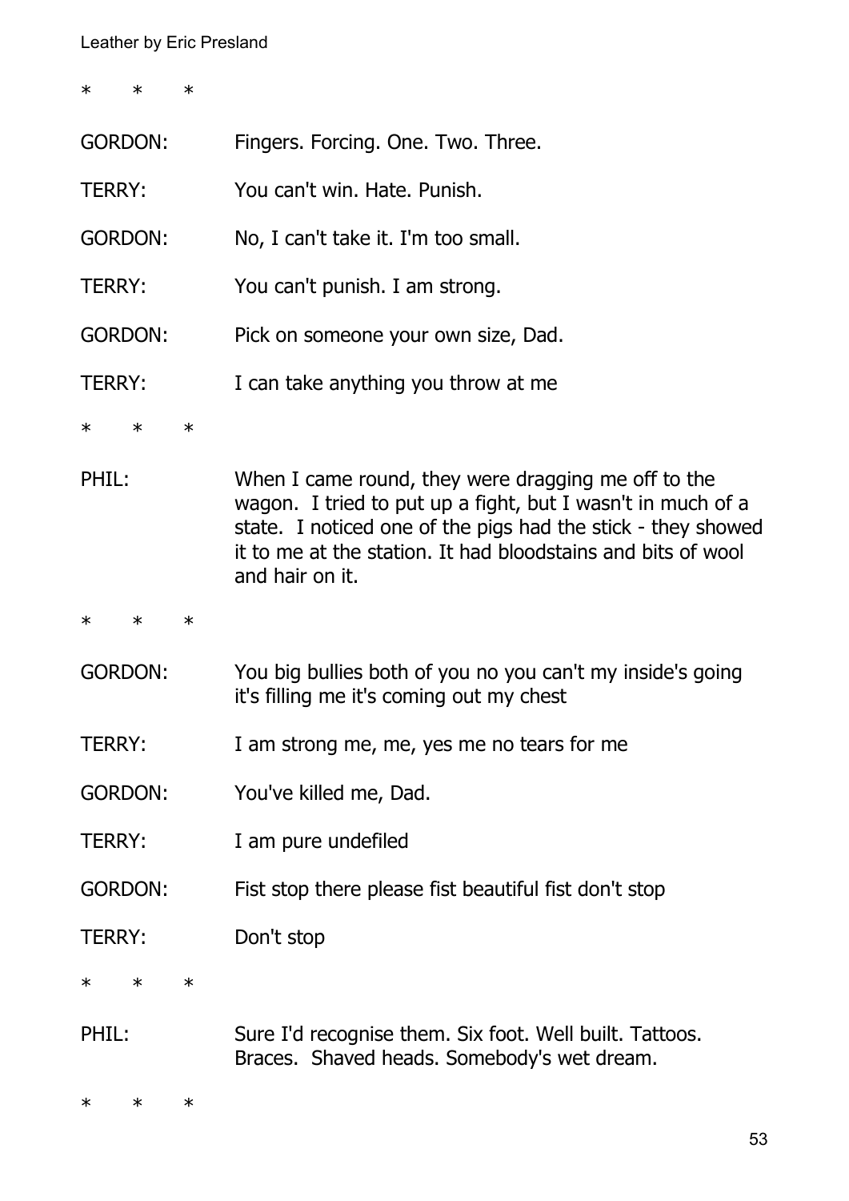\* \* \*

GORDON: Fingers. Forcing. One. Two. Three.

TERRY: You can't win. Hate. Punish.

GORDON: No, I can't take it. I'm too small.

TERRY: You can't punish. I am strong.

GORDON: Pick on someone your own size, Dad.

TERRY: I can take anything you throw at me

\* \* \*

PHIL: When I came round, they were dragging me off to the wagon. I tried to put up a fight, but I wasn't in much of a state. I noticed one of the pigs had the stick - they showed it to me at the station. It had bloodstains and bits of wool and hair on it.

\* \* \*

GORDON: You big bullies both of you no you can't my inside's going it's filling me it's coming out my chest

TERRY: I am strong me, me, yes me no tears for me

GORDON: You've killed me, Dad.

TERRY: I am pure undefiled

GORDON: Fist stop there please fist beautiful fist don't stop

TERRY: Don't stop

\* \* \*

PHIL: Sure I'd recognise them. Six foot. Well built. Tattoos. Braces. Shaved heads. Somebody's wet dream.

\* \* \*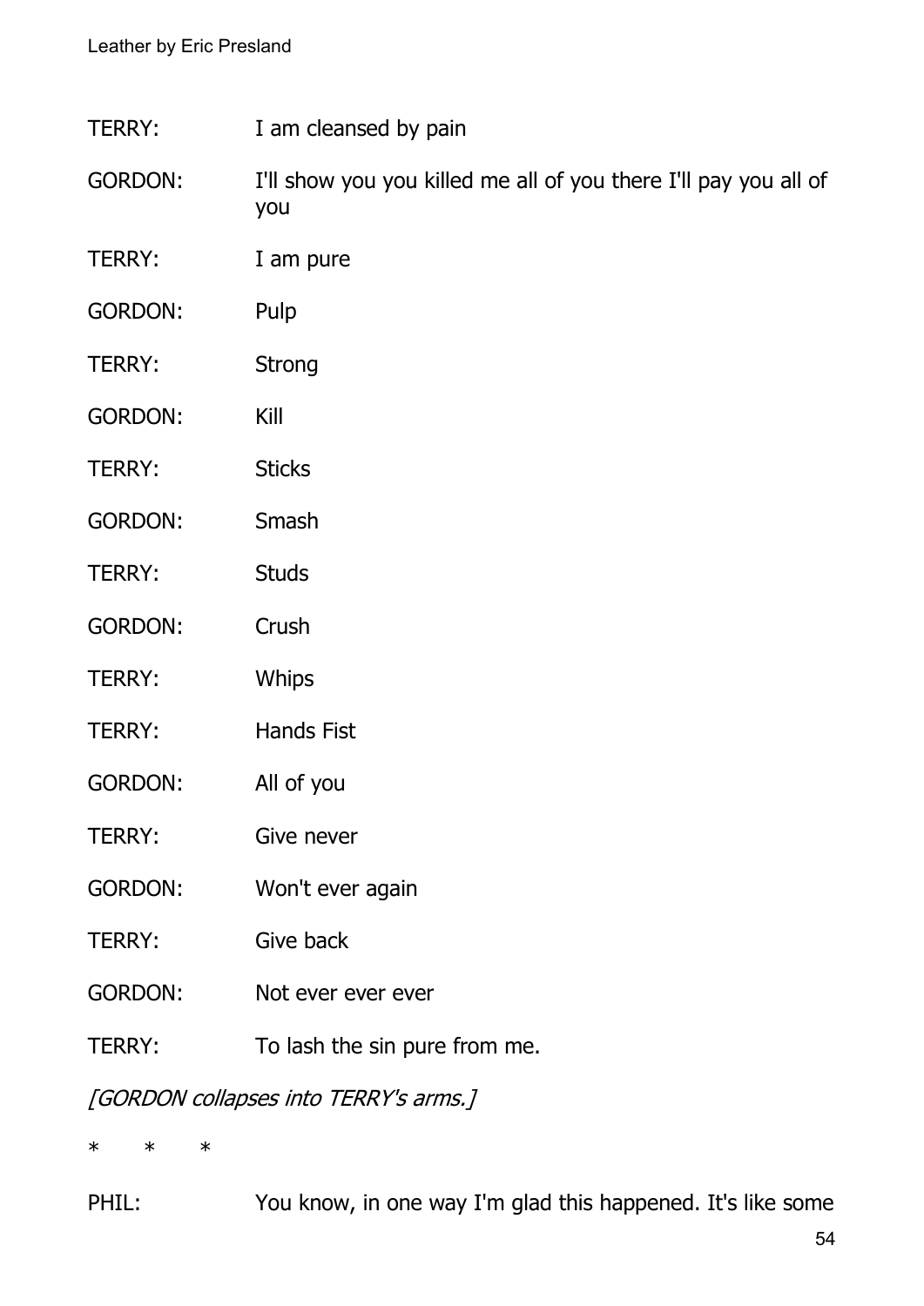TERRY: I am cleansed by pain

GORDON: I'll show you you killed me all of you there I'll pay you all of you

TERRY: I am pure

GORDON: Pulp

TERRY: Strong

GORDON: Kill

TERRY: Sticks

GORDON: Smash

TERRY: Studs

GORDON: Crush

TERRY: Whips

TERRY: Hands Fist

GORDON: All of you

TERRY: Give never

GORDON: Won't ever again

TERRY: Give back

GORDON: Not ever ever ever

TERRY: To lash the sin pure from me.

*[GORDON collapses into TERRY's arms.]*

\*  \*  \*

PHIL: You know, in one way I'm glad this happened. It's like some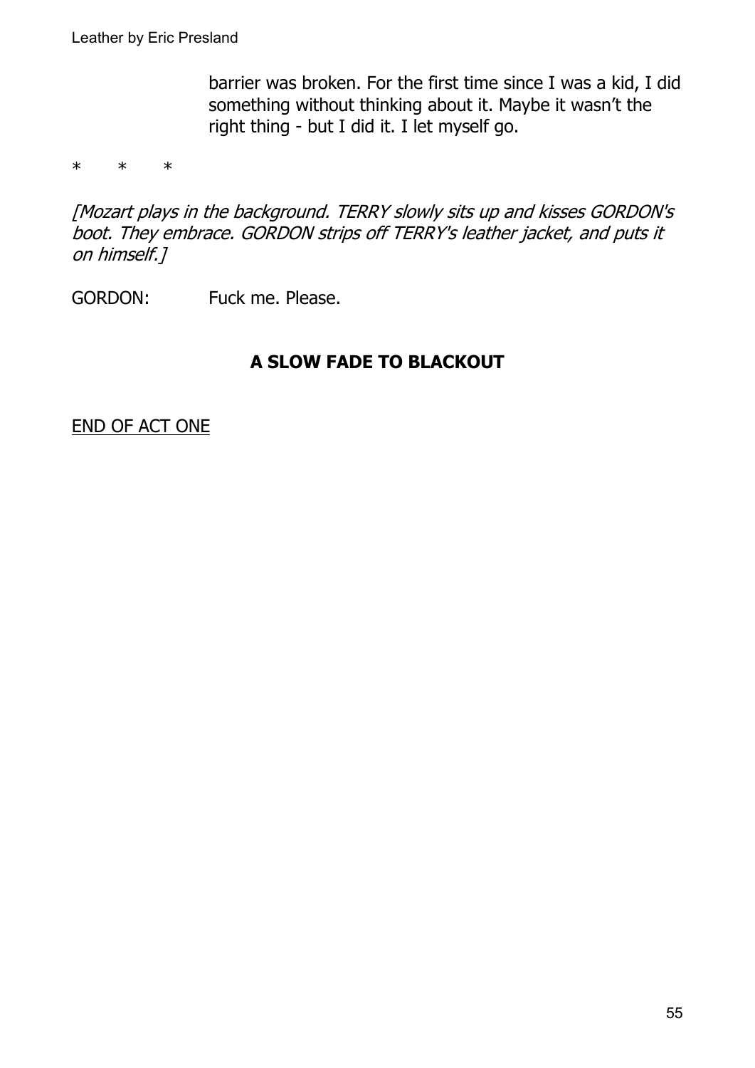barrier was broken. For the first time since I was a kid, I did something without thinking about it. Maybe it wasn't the right thing - but I did it. I let myself go.

\*       \*       \*

*[Mozart plays in the background. TERRY slowly sits up and kisses GORDON's boot. They embrace. GORDON strips off TERRY's leather jacket, and puts it on himself.]*

GORDON:     Fuck me. Please.

**A SLOW FADE TO BLACKOUT**

<u>END OF ACT ONE</u>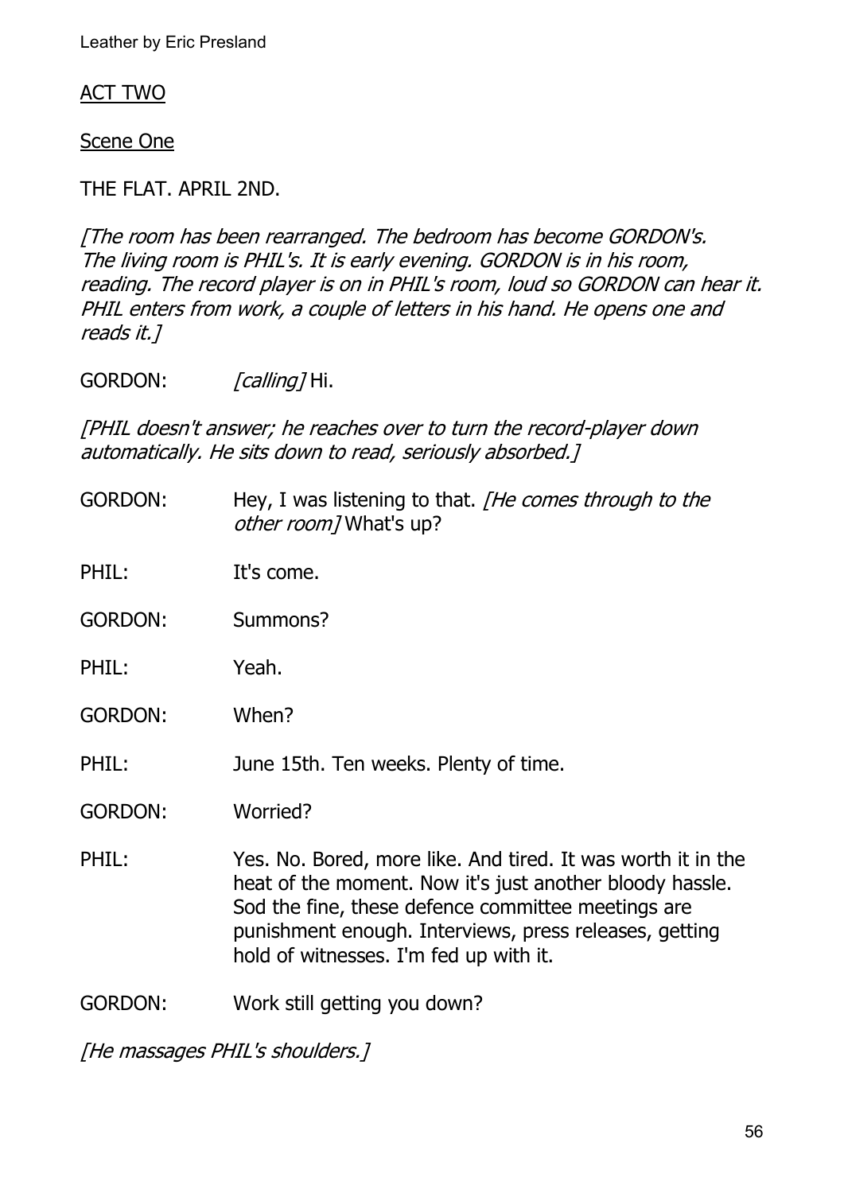## ACT TWO

### Scene One

THE FLAT. APRIL 2ND.

*[The room has been rearranged. The bedroom has become GORDON's. The living room is PHIL's. It is early evening. GORDON is in his room, reading. The record player is on in PHIL's room, loud so GORDON can hear it. PHIL enters from work, a couple of letters in his hand. He opens one and reads it.]*

GORDON: *[calling]* Hi.

*[PHIL doesn't answer; he reaches over to turn the record-player down automatically. He sits down to read, seriously absorbed.]*

GORDON: Hey, I was listening to that. *[He comes through to the other room]* What's up?

PHIL: It's come.

GORDON: Summons?

PHIL: Yeah.

GORDON: When?

PHIL: June 15th. Ten weeks. Plenty of time.

GORDON: Worried?

PHIL: Yes. No. Bored, more like. And tired. It was worth it in the heat of the moment. Now it's just another bloody hassle. Sod the fine, these defence committee meetings are punishment enough. Interviews, press releases, getting hold of witnesses. I'm fed up with it.

GORDON: Work still getting you down?

*[He massages PHIL's shoulders.]*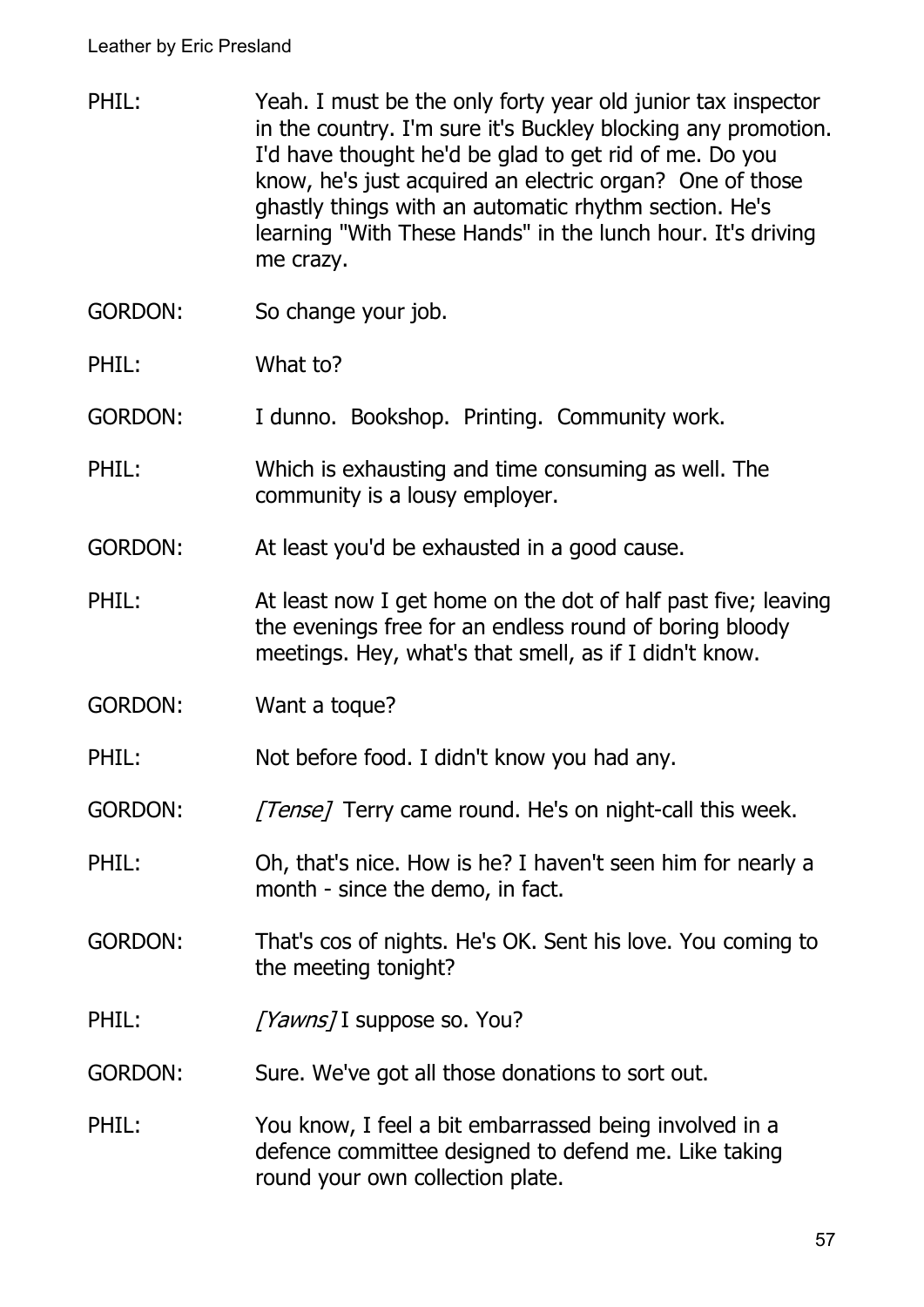PHIL: Yeah. I must be the only forty year old junior tax inspector in the country. I'm sure it's Buckley blocking any promotion. I'd have thought he'd be glad to get rid of me. Do you know, he's just acquired an electric organ? One of those ghastly things with an automatic rhythm section. He's learning "With These Hands" in the lunch hour. It's driving me crazy.

GORDON: So change your job.

PHIL: What to?

GORDON: I dunno. Bookshop. Printing. Community work.

PHIL: Which is exhausting and time consuming as well. The community is a lousy employer.

GORDON: At least you'd be exhausted in a good cause.

PHIL: At least now I get home on the dot of half past five; leaving the evenings free for an endless round of boring bloody meetings. Hey, what's that smell, as if I didn't know.

GORDON: Want a toque?

PHIL: Not before food. I didn't know you had any.

GORDON: *[Tense]* Terry came round. He's on night-call this week.

PHIL: Oh, that's nice. How is he? I haven't seen him for nearly a month - since the demo, in fact.

GORDON: That's cos of nights. He's OK. Sent his love. You coming to the meeting tonight?

PHIL: *[Yawns]* I suppose so. You?

GORDON: Sure. We've got all those donations to sort out.

PHIL: You know, I feel a bit embarrassed being involved in a defence committee designed to defend me. Like taking round your own collection plate.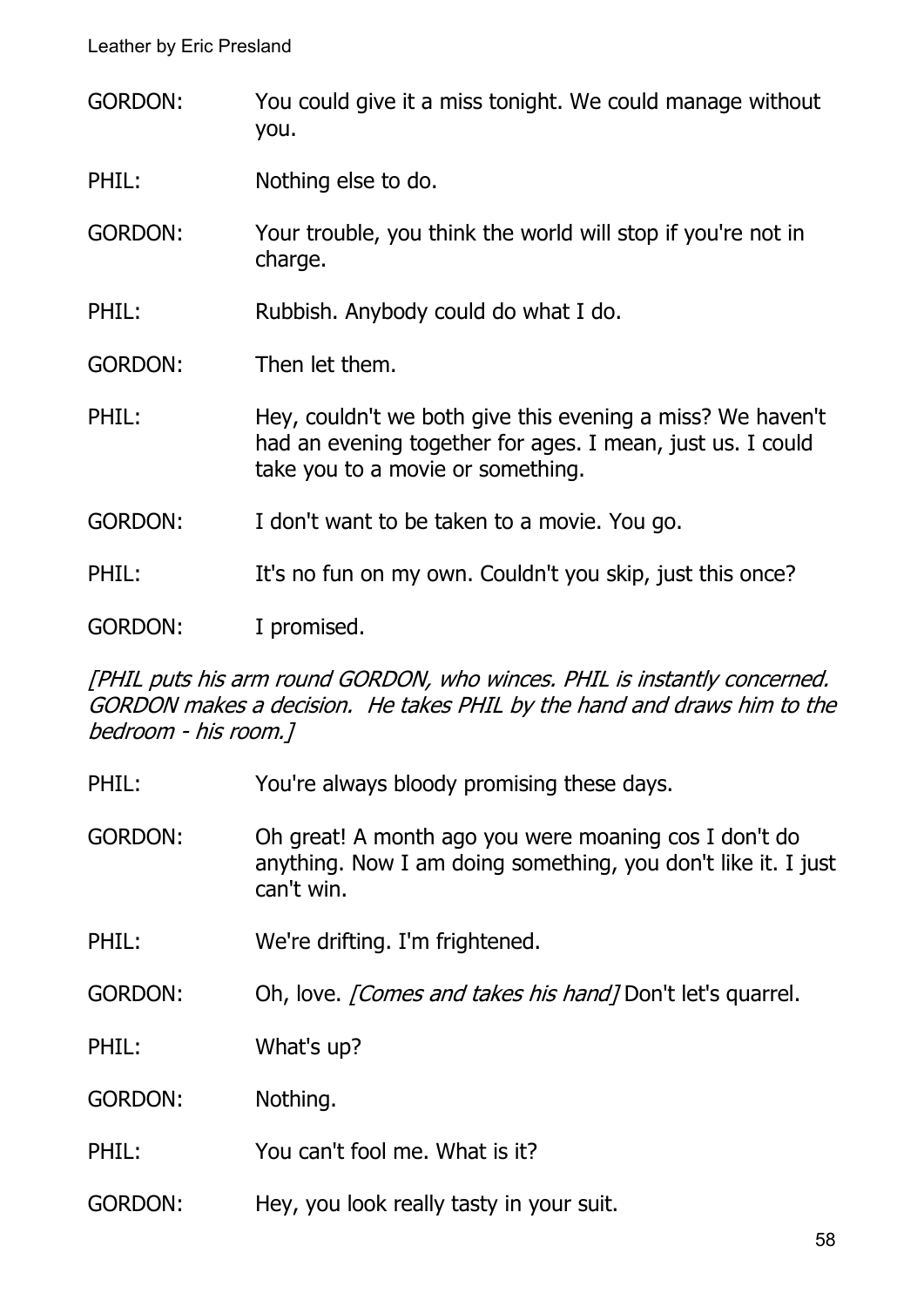GORDON: You could give it a miss tonight. We could manage without you.

PHIL: Nothing else to do.

GORDON: Your trouble, you think the world will stop if you're not in charge.

PHIL: Rubbish. Anybody could do what I do.

GORDON: Then let them.

PHIL: Hey, couldn't we both give this evening a miss? We haven't had an evening together for ages. I mean, just us. I could take you to a movie or something.

GORDON: I don't want to be taken to a movie. You go.

PHIL: It's no fun on my own. Couldn't you skip, just this once?

GORDON: I promised.

*[PHIL puts his arm round GORDON, who winces. PHIL is instantly concerned. GORDON makes a decision. He takes PHIL by the hand and draws him to the bedroom - his room.]*

PHIL: You're always bloody promising these days.

GORDON: Oh great! A month ago you were moaning cos I don't do anything. Now I am doing something, you don't like it. I just can't win.

PHIL: We're drifting. I'm frightened.

GORDON: Oh, love. *[Comes and takes his hand]* Don't let's quarrel.

PHIL: What's up?

GORDON: Nothing.

PHIL: You can't fool me. What is it?

GORDON: Hey, you look really tasty in your suit.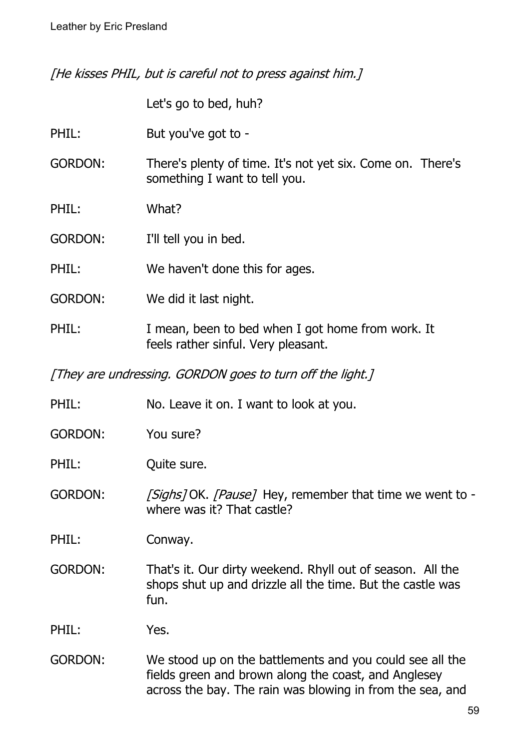*[He kisses PHIL, but is careful not to press against him.]*

Let's go to bed, huh?

PHIL: But you've got to -

GORDON: There's plenty of time. It's not yet six. Come on. There's something I want to tell you.

PHIL: What?

GORDON: I'll tell you in bed.

PHIL: We haven't done this for ages.

GORDON: We did it last night.

PHIL: I mean, been to bed when I got home from work. It feels rather sinful. Very pleasant.

*[They are undressing. GORDON goes to turn off the light.]*

PHIL: No. Leave it on. I want to look at you.

GORDON: You sure?

PHIL: Quite sure.

GORDON: *[Sighs]* OK. *[Pause]* Hey, remember that time we went to - where was it? That castle?

PHIL: Conway.

GORDON: That's it. Our dirty weekend. Rhyll out of season. All the shops shut up and drizzle all the time. But the castle was fun.

PHIL: Yes.

GORDON: We stood up on the battlements and you could see all the fields green and brown along the coast, and Anglesey across the bay. The rain was blowing in from the sea, and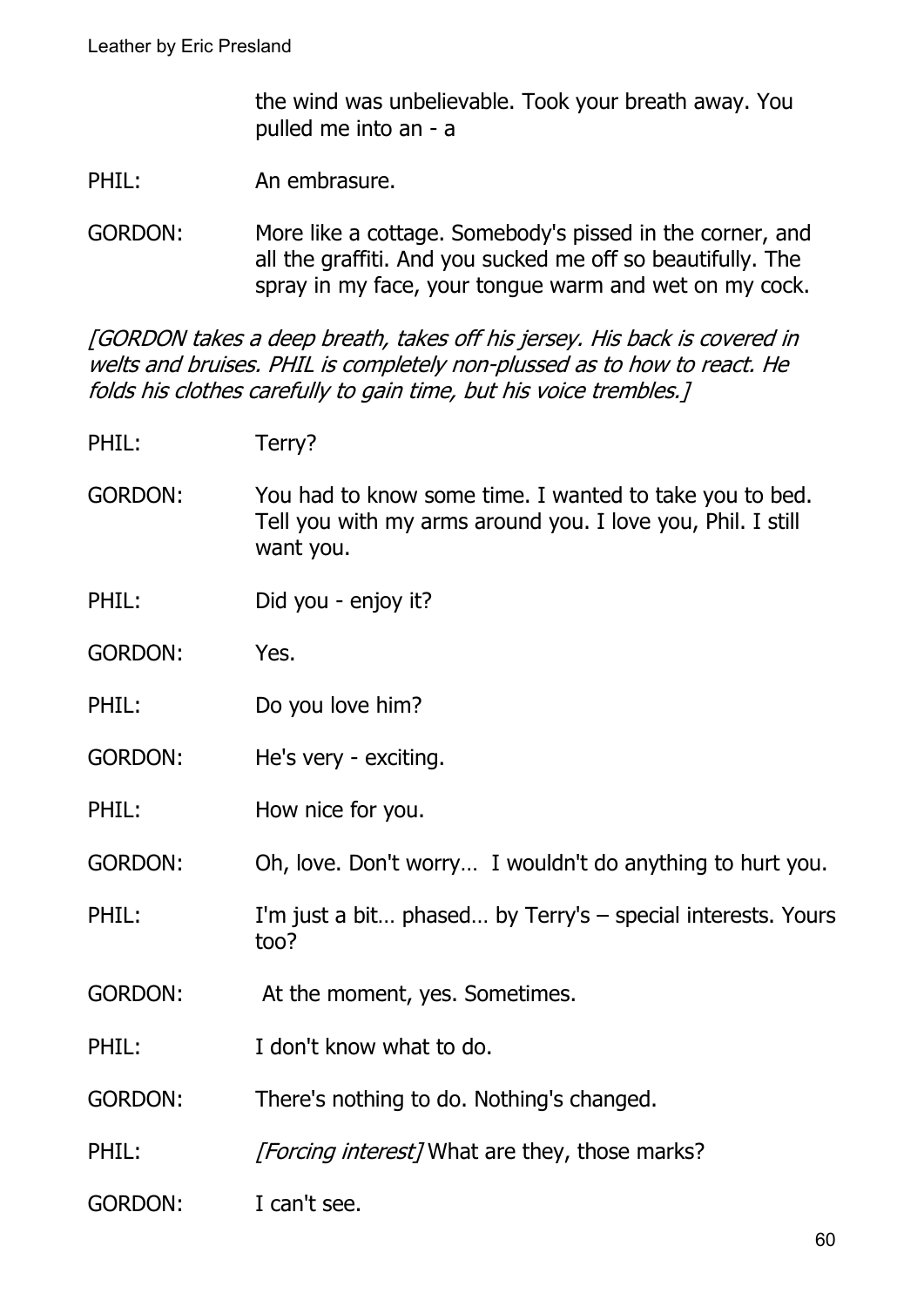the wind was unbelievable. Took your breath away. You pulled me into an - a

PHIL: An embrasure.

GORDON: More like a cottage. Somebody's pissed in the corner, and all the graffiti. And you sucked me off so beautifully. The spray in my face, your tongue warm and wet on my cock.

*[GORDON takes a deep breath, takes off his jersey. His back is covered in welts and bruises. PHIL is completely non-plussed as to how to react. He folds his clothes carefully to gain time, but his voice trembles.]*

PHIL: Terry?

GORDON: You had to know some time. I wanted to take you to bed. Tell you with my arms around you. I love you, Phil. I still want you.

PHIL: Did you - enjoy it?

GORDON: Yes.

PHIL: Do you love him?

GORDON: He's very - exciting.

PHIL: How nice for you.

GORDON: Oh, love. Don't worry… I wouldn't do anything to hurt you.

PHIL: I'm just a bit… phased… by Terry's – special interests. Yours too?

GORDON: At the moment, yes. Sometimes.

PHIL: I don't know what to do.

GORDON: There's nothing to do. Nothing's changed.

PHIL: *[Forcing interest]* What are they, those marks?

GORDON: I can't see.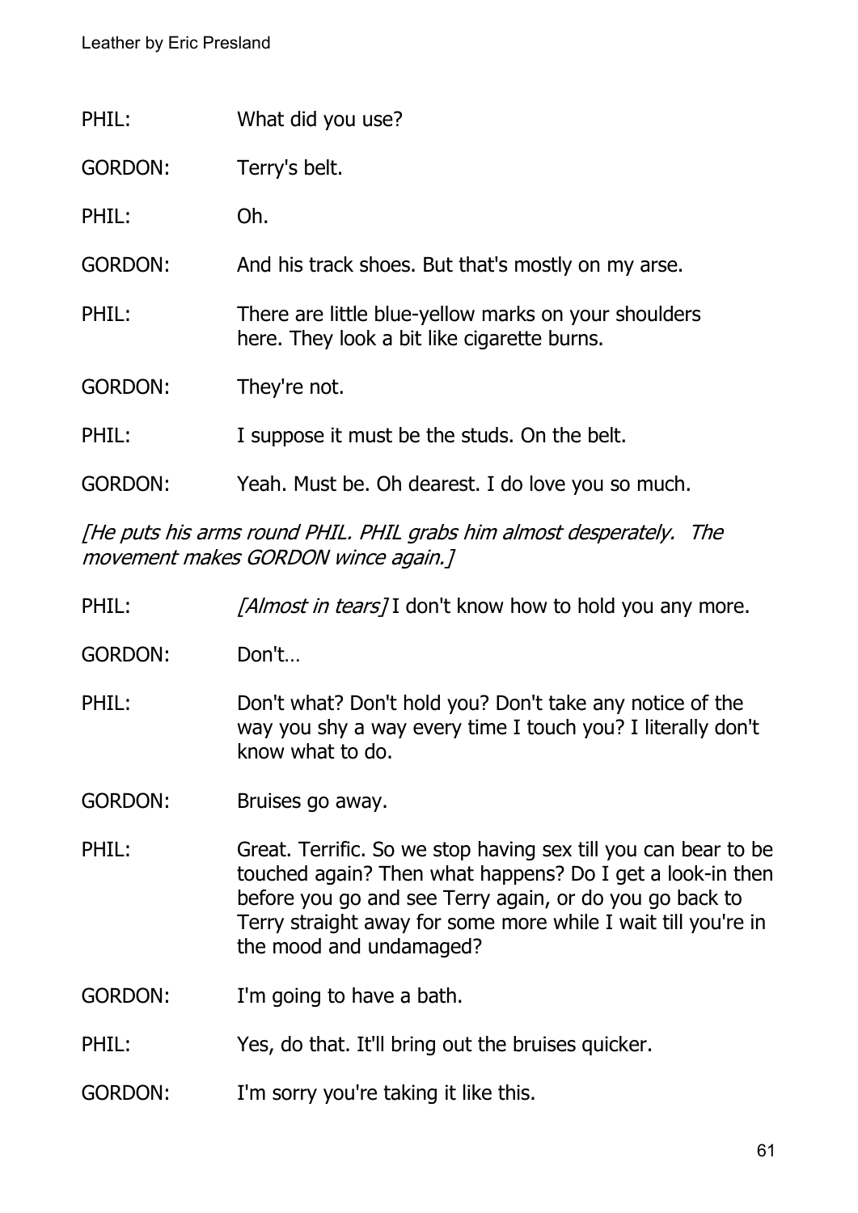PHIL: What did you use?

GORDON: Terry's belt.

PHIL: Oh.

GORDON: And his track shoes. But that's mostly on my arse.

PHIL: There are little blue-yellow marks on your shoulders here. They look a bit like cigarette burns.

GORDON: They're not.

PHIL: I suppose it must be the studs. On the belt.

GORDON: Yeah. Must be. Oh dearest. I do love you so much.

*[He puts his arms round PHIL. PHIL grabs him almost desperately. The movement makes GORDON wince again.]*

PHIL: *[Almost in tears]* I don't know how to hold you any more.

GORDON: Don't…

PHIL: Don't what? Don't hold you? Don't take any notice of the way you shy a way every time I touch you? I literally don't know what to do.

GORDON: Bruises go away.

PHIL: Great. Terrific. So we stop having sex till you can bear to be touched again? Then what happens? Do I get a look-in then before you go and see Terry again, or do you go back to Terry straight away for some more while I wait till you're in the mood and undamaged?

GORDON: I'm going to have a bath.

PHIL: Yes, do that. It'll bring out the bruises quicker.

GORDON: I'm sorry you're taking it like this.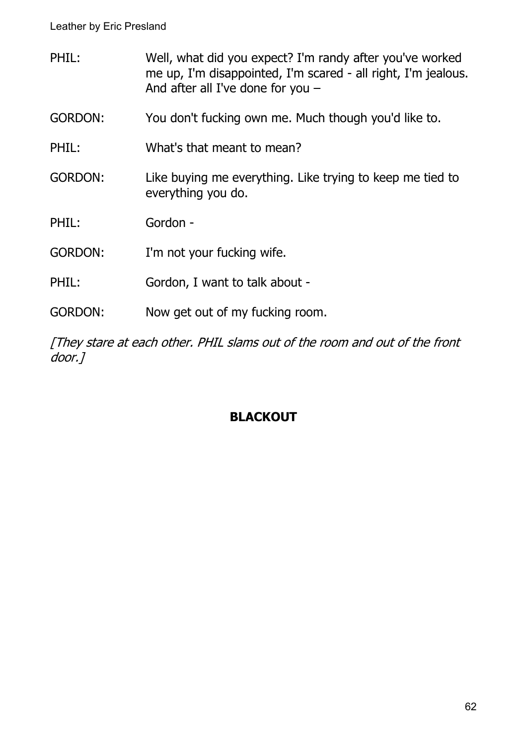PHIL: Well, what did you expect? I'm randy after you've worked me up, I'm disappointed, I'm scared - all right, I'm jealous. And after all I've done for you –

GORDON: You don't fucking own me. Much though you'd like to.

PHIL: What's that meant to mean?

GORDON: Like buying me everything. Like trying to keep me tied to everything you do.

PHIL: Gordon -

GORDON: I'm not your fucking wife.

PHIL: Gordon, I want to talk about -

GORDON: Now get out of my fucking room.

*[They stare at each other. PHIL slams out of the room and out of the front door.]*

**BLACKOUT**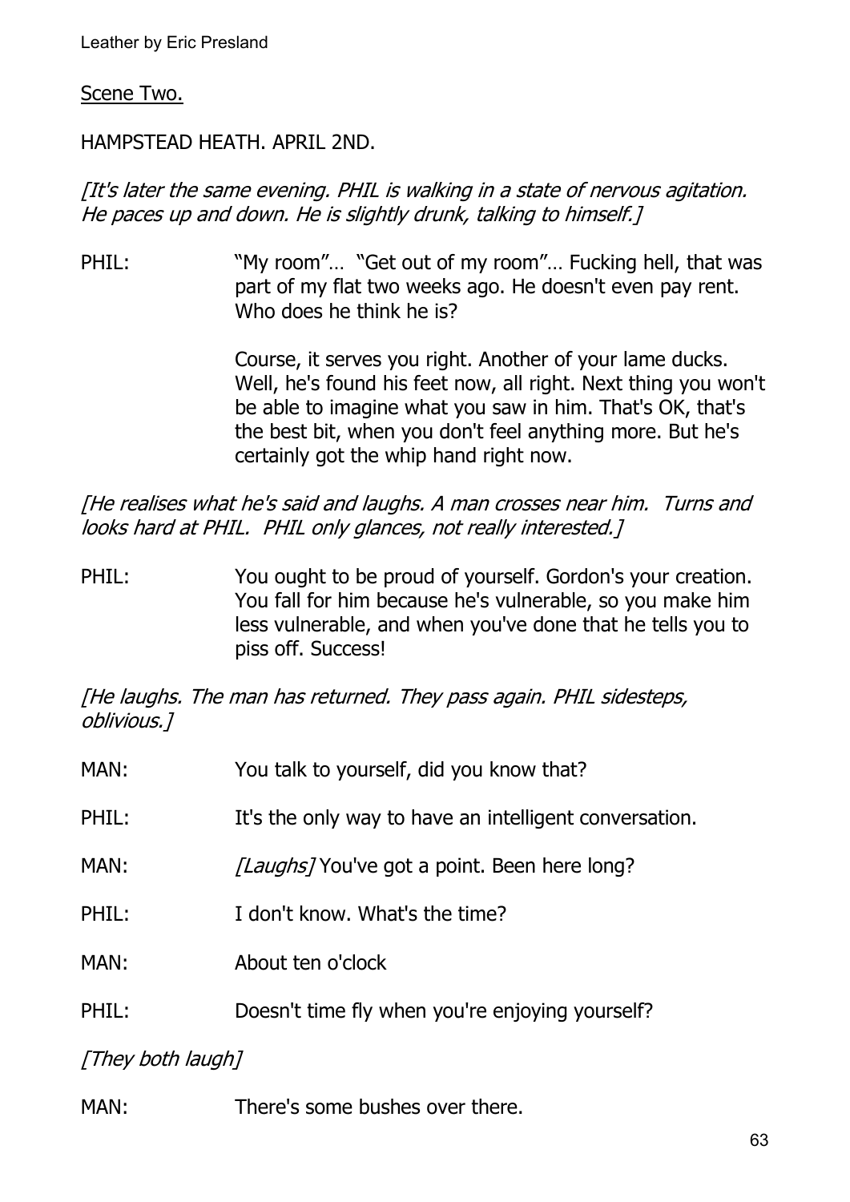Scene Two.

HAMPSTEAD HEATH. APRIL 2ND.

*[It's later the same evening. PHIL is walking in a state of nervous agitation. He paces up and down. He is slightly drunk, talking to himself.]*

PHIL: "My room"… "Get out of my room"… Fucking hell, that was part of my flat two weeks ago. He doesn't even pay rent. Who does he think he is?

Course, it serves you right. Another of your lame ducks. Well, he's found his feet now, all right. Next thing you won't be able to imagine what you saw in him. That's OK, that's the best bit, when you don't feel anything more. But he's certainly got the whip hand right now.

*[He realises what he's said and laughs. A man crosses near him. Turns and looks hard at PHIL. PHIL only glances, not really interested.]*

PHIL: You ought to be proud of yourself. Gordon's your creation. You fall for him because he's vulnerable, so you make him less vulnerable, and when you've done that he tells you to piss off. Success!

*[He laughs. The man has returned. They pass again. PHIL sidesteps, oblivious.]*

MAN: You talk to yourself, did you know that?

PHIL: It's the only way to have an intelligent conversation.

MAN: *[Laughs]* You've got a point. Been here long?

PHIL: I don't know. What's the time?

MAN: About ten o'clock

PHIL: Doesn't time fly when you're enjoying yourself?

*[They both laugh]*

MAN: There's some bushes over there.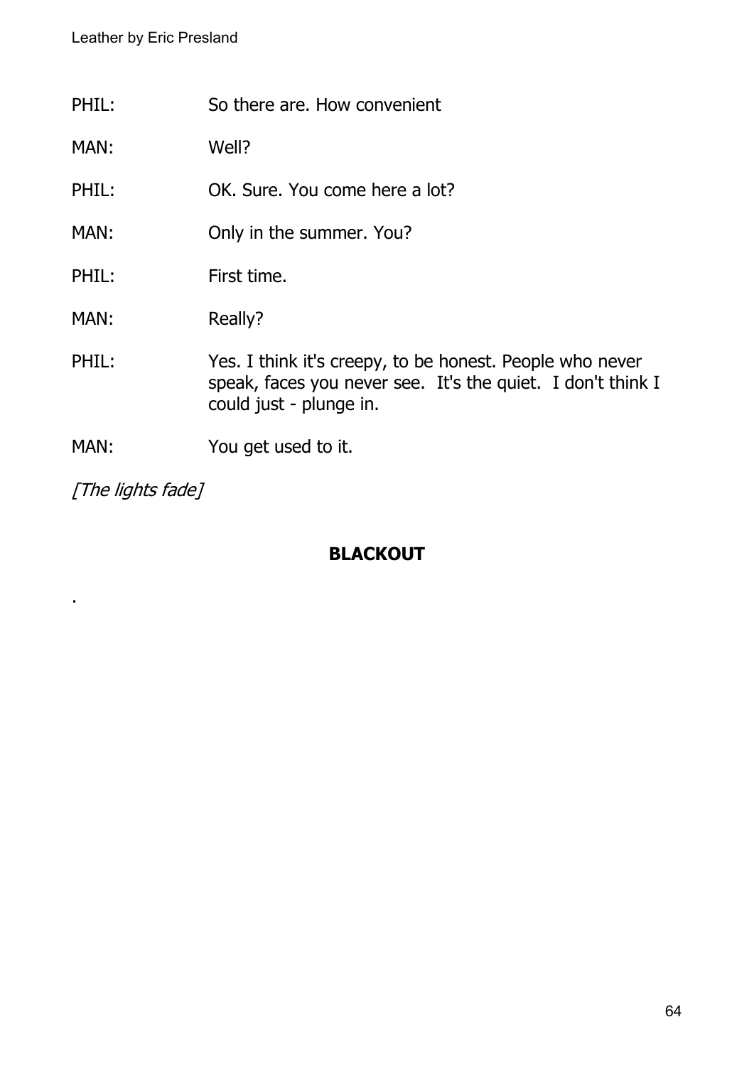PHIL: So there are. How convenient

MAN: Well?

PHIL: OK. Sure. You come here a lot?

MAN: Only in the summer. You?

PHIL: First time.

MAN: Really?

PHIL: Yes. I think it's creepy, to be honest. People who never speak, faces you never see. It's the quiet. I don't think I could just - plunge in.

MAN: You get used to it.

*[The lights fade]*

**BLACKOUT**

.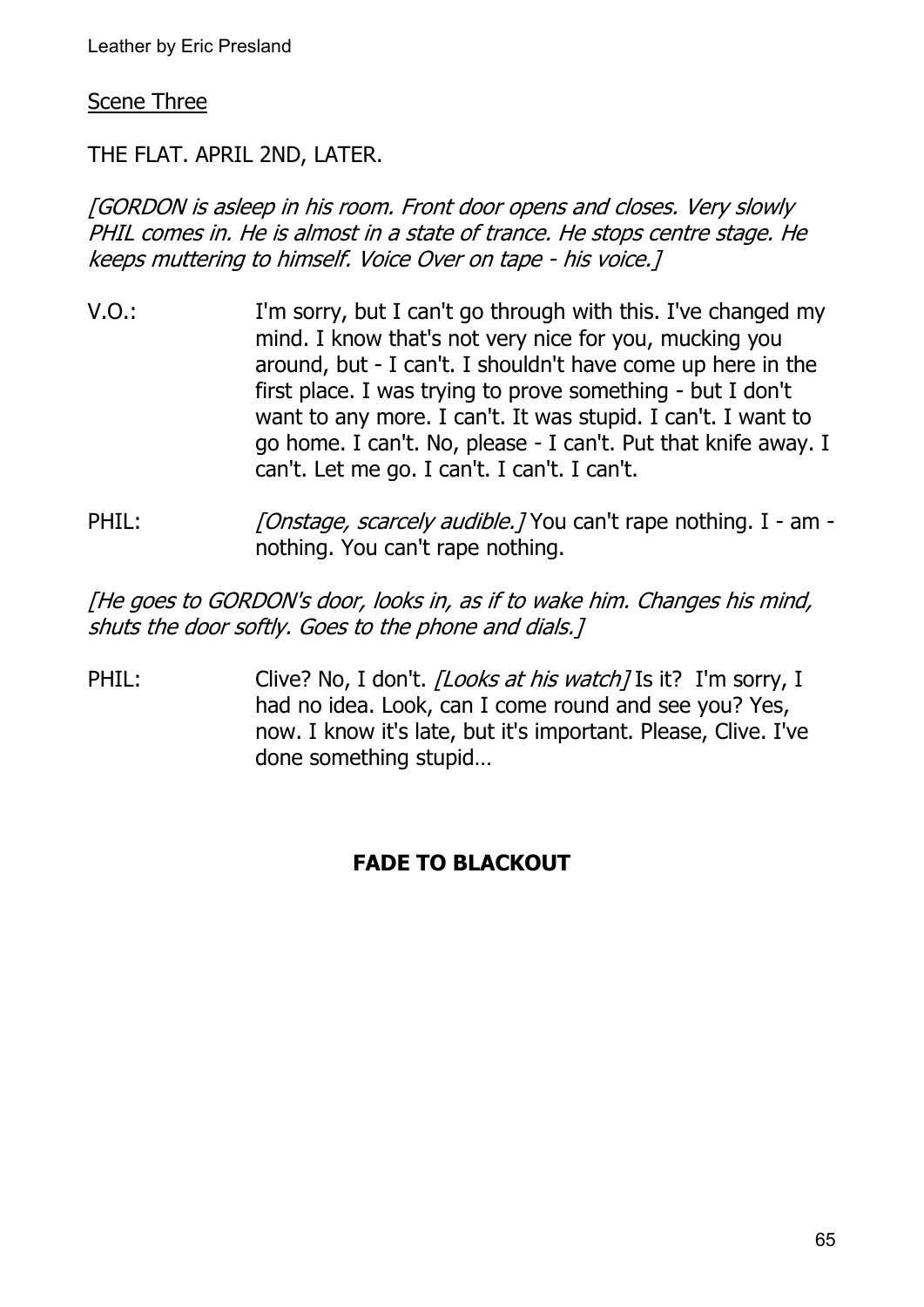Scene Three

THE FLAT. APRIL 2ND, LATER.

*[GORDON is asleep in his room. Front door opens and closes. Very slowly PHIL comes in. He is almost in a state of trance. He stops centre stage. He keeps muttering to himself. Voice Over on tape - his voice.]*

V.O.: I'm sorry, but I can't go through with this. I've changed my mind. I know that's not very nice for you, mucking you around, but - I can't. I shouldn't have come up here in the first place. I was trying to prove something - but I don't want to any more. I can't. It was stupid. I can't. I want to go home. I can't. No, please - I can't. Put that knife away. I can't. Let me go. I can't. I can't. I can't.

PHIL: *[Onstage, scarcely audible.]* You can't rape nothing. I - am - nothing. You can't rape nothing.

*[He goes to GORDON's door, looks in, as if to wake him. Changes his mind, shuts the door softly. Goes to the phone and dials.]*

PHIL: Clive? No, I don't. *[Looks at his watch]* Is it? I'm sorry, I had no idea. Look, can I come round and see you? Yes, now. I know it's late, but it's important. Please, Clive. I've done something stupid…

**FADE TO BLACKOUT**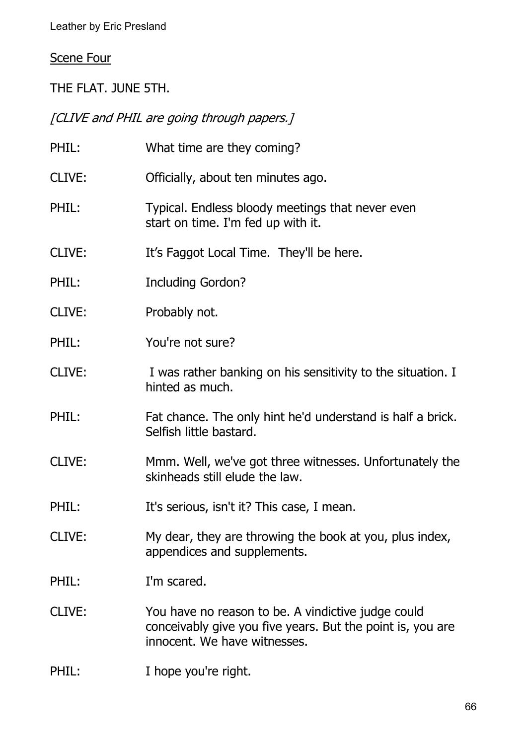Scene Four

THE FLAT. JUNE 5TH.

*[CLIVE and PHIL are going through papers.]*

PHIL: What time are they coming?

CLIVE: Officially, about ten minutes ago.

PHIL: Typical. Endless bloody meetings that never even start on time. I'm fed up with it.

CLIVE: It's Faggot Local Time. They'll be here.

PHIL: Including Gordon?

CLIVE: Probably not.

PHIL: You're not sure?

CLIVE: I was rather banking on his sensitivity to the situation. I hinted as much.

PHIL: Fat chance. The only hint he'd understand is half a brick. Selfish little bastard.

CLIVE: Mmm. Well, we've got three witnesses. Unfortunately the skinheads still elude the law.

PHIL: It's serious, isn't it? This case, I mean.

CLIVE: My dear, they are throwing the book at you, plus index, appendices and supplements.

PHIL: I'm scared.

CLIVE: You have no reason to be. A vindictive judge could conceivably give you five years. But the point is, you are innocent. We have witnesses.

PHIL: I hope you're right.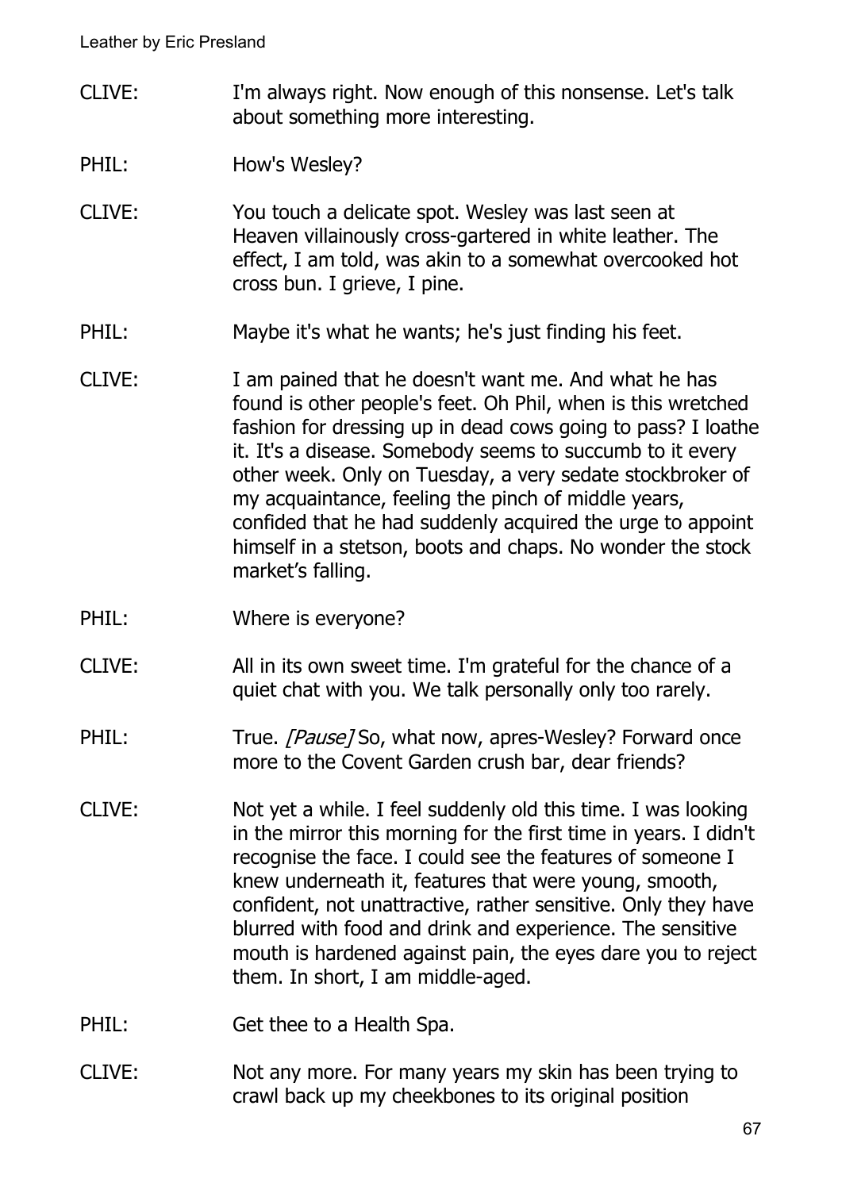CLIVE: I'm always right. Now enough of this nonsense. Let's talk about something more interesting.

PHIL: How's Wesley?

CLIVE: You touch a delicate spot. Wesley was last seen at Heaven villainously cross-gartered in white leather. The effect, I am told, was akin to a somewhat overcooked hot cross bun. I grieve, I pine.

PHIL: Maybe it's what he wants; he's just finding his feet.

CLIVE: I am pained that he doesn't want me. And what he has found is other people's feet. Oh Phil, when is this wretched fashion for dressing up in dead cows going to pass? I loathe it. It's a disease. Somebody seems to succumb to it every other week. Only on Tuesday, a very sedate stockbroker of my acquaintance, feeling the pinch of middle years, confided that he had suddenly acquired the urge to appoint himself in a stetson, boots and chaps. No wonder the stock market's falling.

PHIL: Where is everyone?

CLIVE: All in its own sweet time. I'm grateful for the chance of a quiet chat with you. We talk personally only too rarely.

PHIL: True. *[Pause]* So, what now, apres-Wesley? Forward once more to the Covent Garden crush bar, dear friends?

CLIVE: Not yet a while. I feel suddenly old this time. I was looking in the mirror this morning for the first time in years. I didn't recognise the face. I could see the features of someone I knew underneath it, features that were young, smooth, confident, not unattractive, rather sensitive. Only they have blurred with food and drink and experience. The sensitive mouth is hardened against pain, the eyes dare you to reject them. In short, I am middle-aged.

PHIL: Get thee to a Health Spa.

CLIVE: Not any more. For many years my skin has been trying to crawl back up my cheekbones to its original position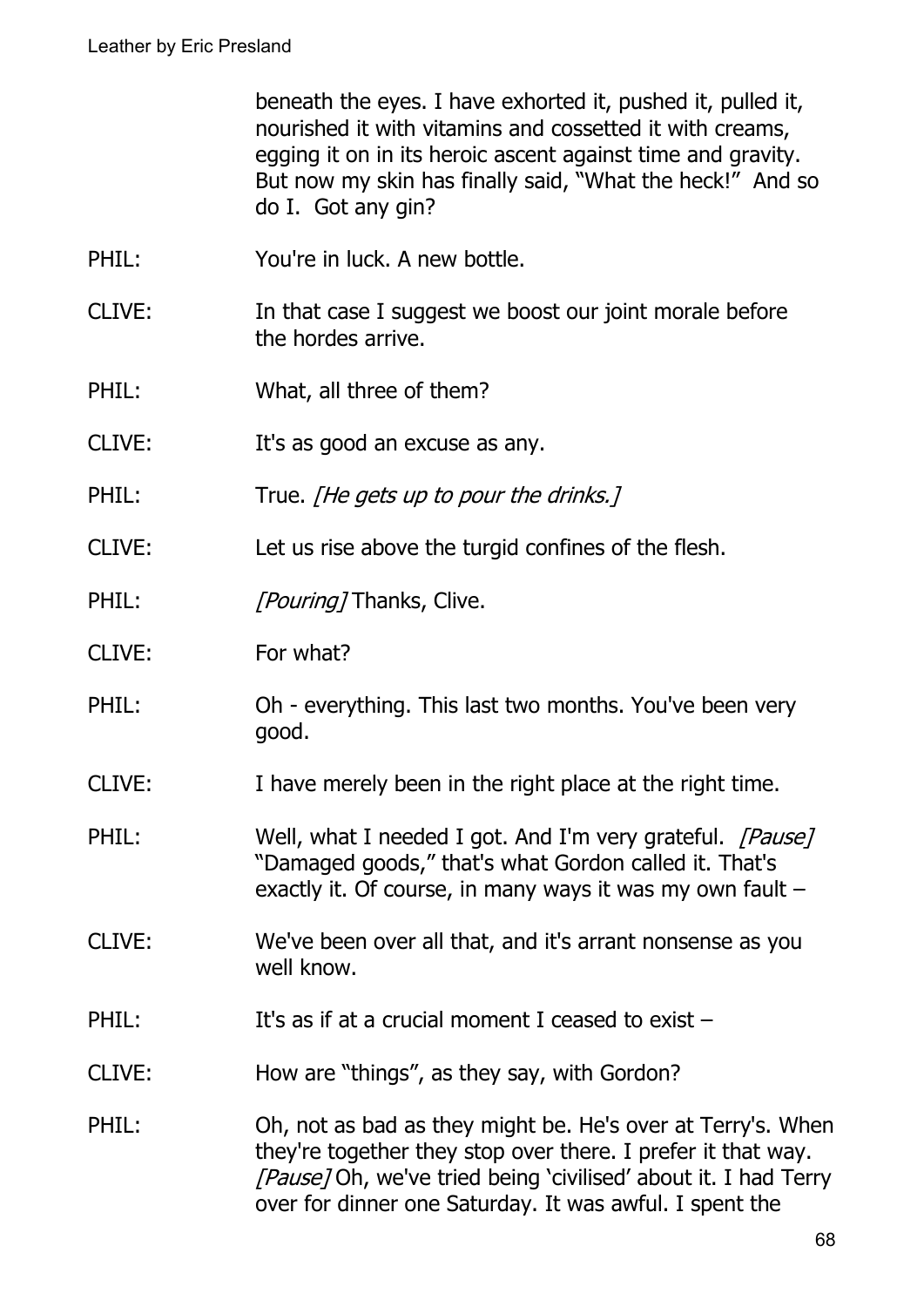beneath the eyes. I have exhorted it, pushed it, pulled it, nourished it with vitamins and cossetted it with creams, egging it on in its heroic ascent against time and gravity. But now my skin has finally said, "What the heck!" And so do I. Got any gin?

PHIL: You're in luck. A new bottle.

CLIVE: In that case I suggest we boost our joint morale before the hordes arrive.

PHIL: What, all three of them?

CLIVE: It's as good an excuse as any.

PHIL: True. *[He gets up to pour the drinks.]*

CLIVE: Let us rise above the turgid confines of the flesh.

PHIL: *[Pouring]* Thanks, Clive.

CLIVE: For what?

PHIL: Oh - everything. This last two months. You've been very good.

CLIVE: I have merely been in the right place at the right time.

PHIL: Well, what I needed I got. And I'm very grateful. *[Pause]* "Damaged goods," that's what Gordon called it. That's exactly it. Of course, in many ways it was my own fault –

CLIVE: We've been over all that, and it's arrant nonsense as you well know.

PHIL: It's as if at a crucial moment I ceased to exist –

CLIVE: How are "things", as they say, with Gordon?

PHIL: Oh, not as bad as they might be. He's over at Terry's. When they're together they stop over there. I prefer it that way. *[Pause]* Oh, we've tried being 'civilised' about it. I had Terry over for dinner one Saturday. It was awful. I spent the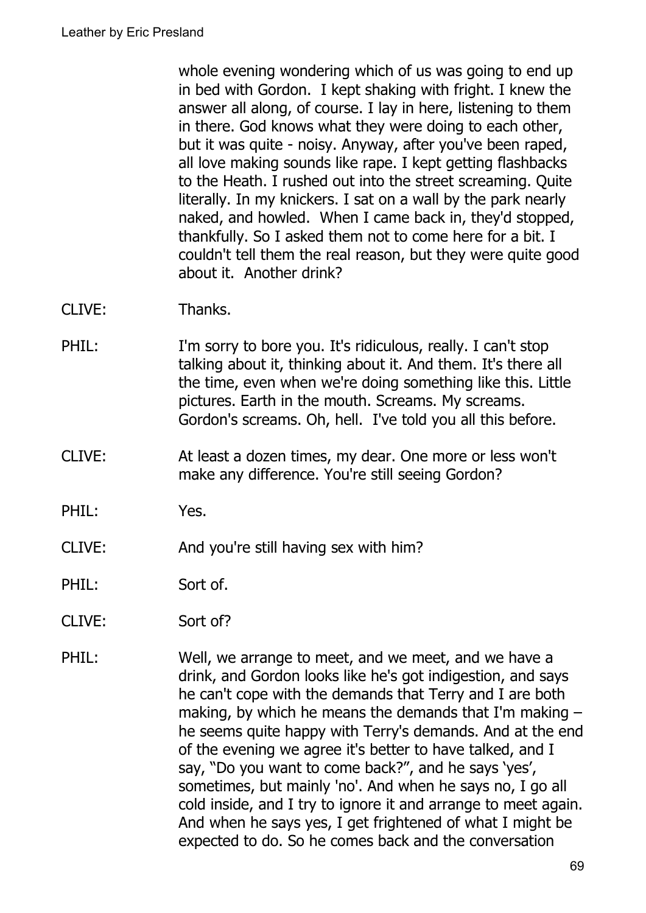whole evening wondering which of us was going to end up in bed with Gordon. I kept shaking with fright. I knew the answer all along, of course. I lay in here, listening to them in there. God knows what they were doing to each other, but it was quite - noisy. Anyway, after you've been raped, all love making sounds like rape. I kept getting flashbacks to the Heath. I rushed out into the street screaming. Quite literally. In my knickers. I sat on a wall by the park nearly naked, and howled. When I came back in, they'd stopped, thankfully. So I asked them not to come here for a bit. I couldn't tell them the real reason, but they were quite good about it. Another drink?

CLIVE: Thanks.

PHIL: I'm sorry to bore you. It's ridiculous, really. I can't stop talking about it, thinking about it. And them. It's there all the time, even when we're doing something like this. Little pictures. Earth in the mouth. Screams. My screams. Gordon's screams. Oh, hell. I've told you all this before.

CLIVE: At least a dozen times, my dear. One more or less won't make any difference. You're still seeing Gordon?

PHIL: Yes.

CLIVE: And you're still having sex with him?

PHIL: Sort of.

CLIVE: Sort of?

PHIL: Well, we arrange to meet, and we meet, and we have a drink, and Gordon looks like he's got indigestion, and says he can't cope with the demands that Terry and I are both making, by which he means the demands that I'm making – he seems quite happy with Terry's demands. And at the end of the evening we agree it's better to have talked, and I say, "Do you want to come back?", and he says 'yes', sometimes, but mainly 'no'. And when he says no, I go all cold inside, and I try to ignore it and arrange to meet again. And when he says yes, I get frightened of what I might be expected to do. So he comes back and the conversation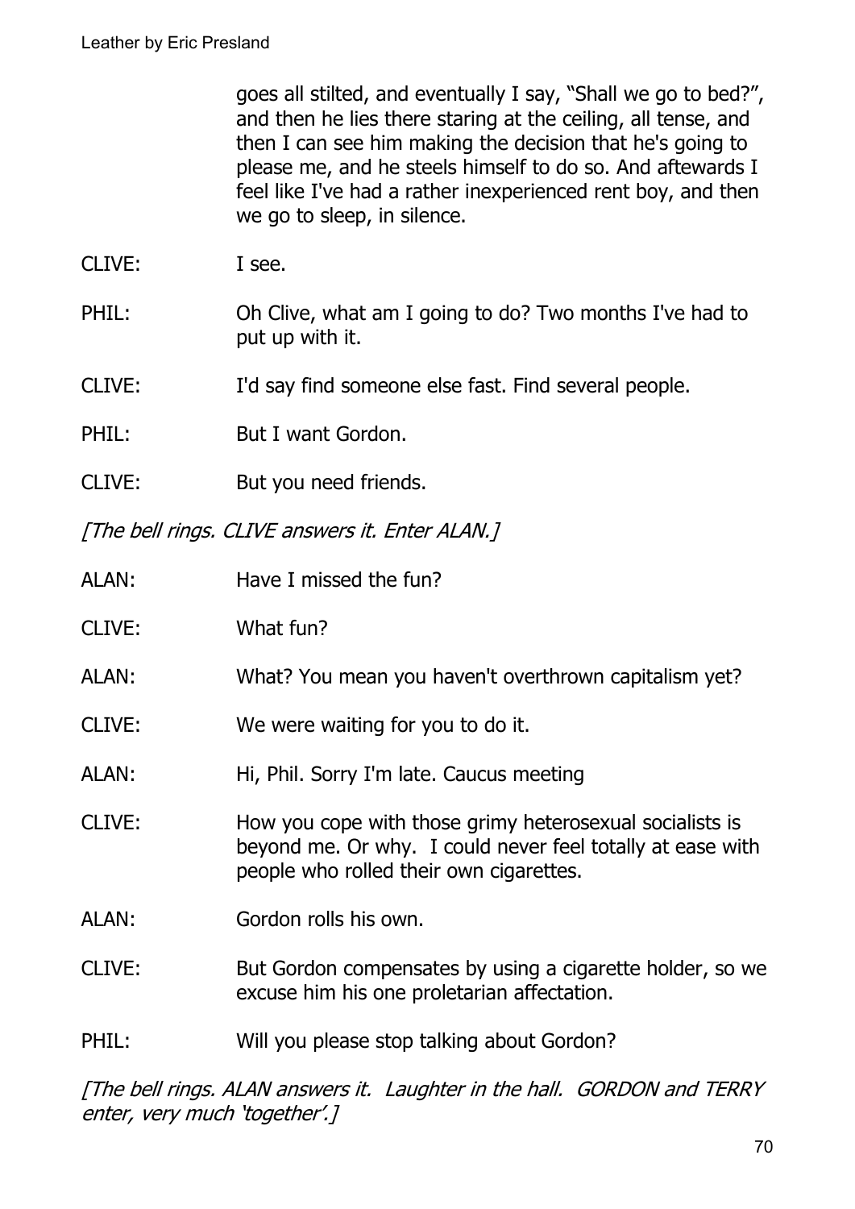goes all stilted, and eventually I say, "Shall we go to bed?", and then he lies there staring at the ceiling, all tense, and then I can see him making the decision that he's going to please me, and he steels himself to do so. And aftewards I feel like I've had a rather inexperienced rent boy, and then we go to sleep, in silence.

CLIVE: I see.

PHIL: Oh Clive, what am I going to do? Two months I've had to put up with it.

CLIVE: I'd say find someone else fast. Find several people.

PHIL: But I want Gordon.

CLIVE: But you need friends.

*[The bell rings. CLIVE answers it. Enter ALAN.]*

ALAN: Have I missed the fun?

CLIVE: What fun?

ALAN: What? You mean you haven't overthrown capitalism yet?

CLIVE: We were waiting for you to do it.

ALAN: Hi, Phil. Sorry I'm late. Caucus meeting

CLIVE: How you cope with those grimy heterosexual socialists is beyond me. Or why. I could never feel totally at ease with people who rolled their own cigarettes.

ALAN: Gordon rolls his own.

CLIVE: But Gordon compensates by using a cigarette holder, so we excuse him his one proletarian affectation.

PHIL: Will you please stop talking about Gordon?

*[The bell rings. ALAN answers it. Laughter in the hall. GORDON and TERRY enter, very much 'together'.]*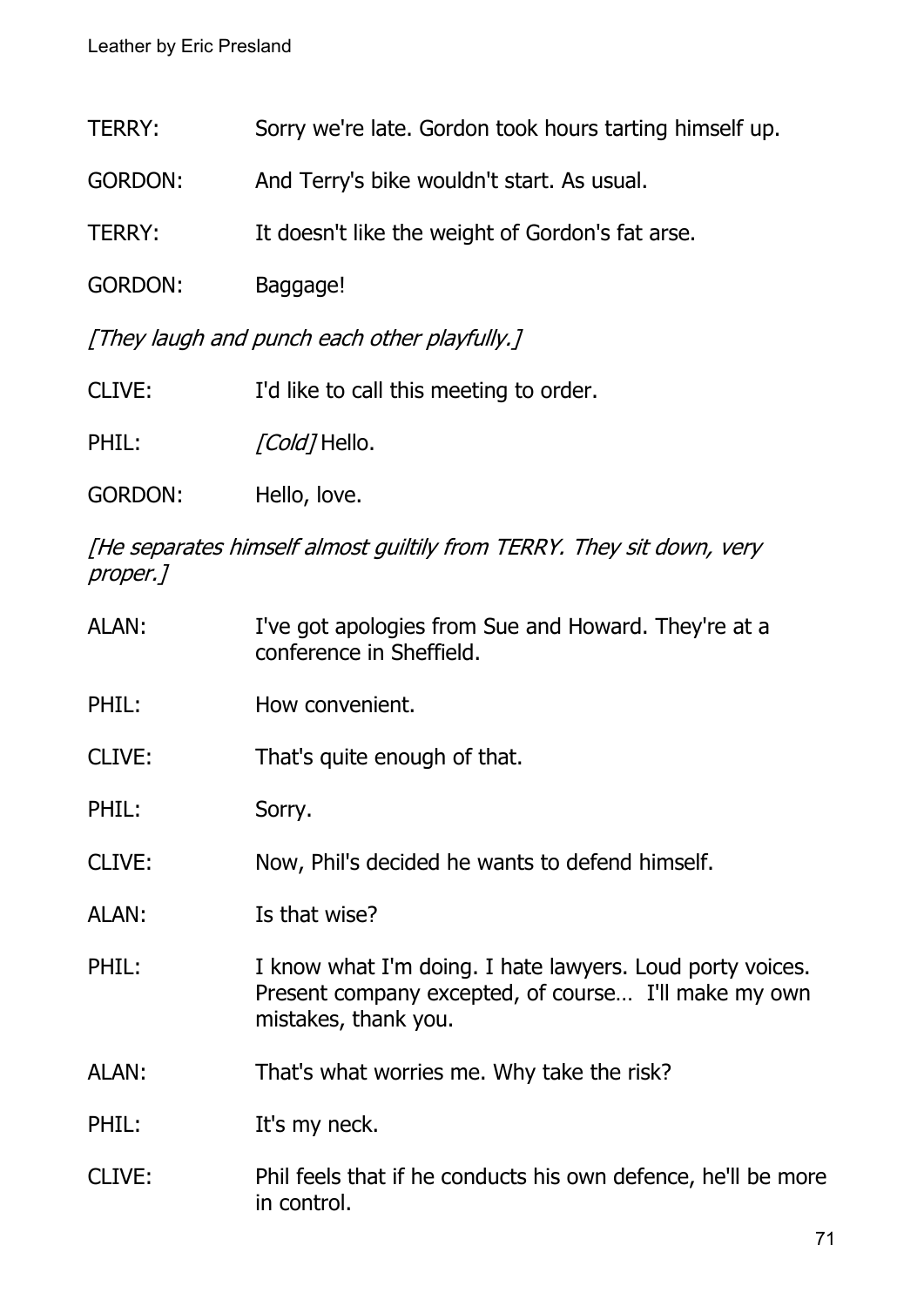TERRY: Sorry we're late. Gordon took hours tarting himself up.

GORDON: And Terry's bike wouldn't start. As usual.

TERRY: It doesn't like the weight of Gordon's fat arse.

GORDON: Baggage!

*[They laugh and punch each other playfully.]*

CLIVE: I'd like to call this meeting to order.

PHIL: *[Cold]* Hello.

GORDON: Hello, love.

*[He separates himself almost guiltily from TERRY. They sit down, very proper.]*

ALAN: I've got apologies from Sue and Howard. They're at a conference in Sheffield.

PHIL: How convenient.

CLIVE: That's quite enough of that.

PHIL: Sorry.

CLIVE: Now, Phil's decided he wants to defend himself.

ALAN: Is that wise?

PHIL: I know what I'm doing. I hate lawyers. Loud porty voices. Present company excepted, of course… I'll make my own mistakes, thank you.

ALAN: That's what worries me. Why take the risk?

PHIL: It's my neck.

CLIVE: Phil feels that if he conducts his own defence, he'll be more in control.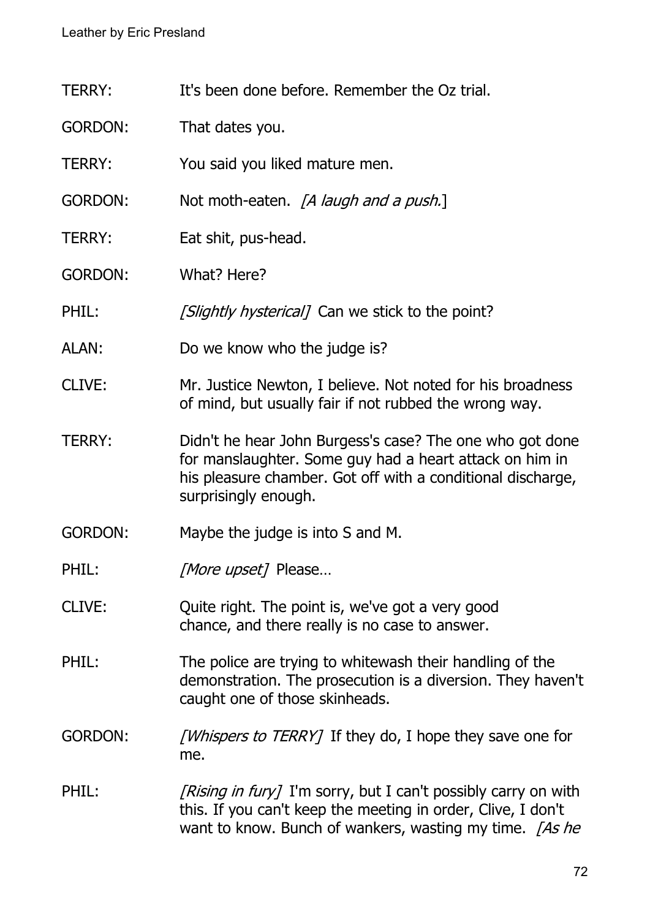TERRY: It's been done before. Remember the Oz trial.

GORDON: That dates you.

TERRY: You said you liked mature men.

GORDON: Not moth-eaten. *[A laugh and a push.]*

TERRY: Eat shit, pus-head.

GORDON: What? Here?

PHIL: *[Slightly hysterical]* Can we stick to the point?

ALAN: Do we know who the judge is?

CLIVE: Mr. Justice Newton, I believe. Not noted for his broadness of mind, but usually fair if not rubbed the wrong way.

TERRY: Didn't he hear John Burgess's case? The one who got done for manslaughter. Some guy had a heart attack on him in his pleasure chamber. Got off with a conditional discharge, surprisingly enough.

GORDON: Maybe the judge is into S and M.

PHIL: *[More upset]* Please…

CLIVE: Quite right. The point is, we've got a very good chance, and there really is no case to answer.

PHIL: The police are trying to whitewash their handling of the demonstration. The prosecution is a diversion. They haven't caught one of those skinheads.

GORDON: *[Whispers to TERRY]* If they do, I hope they save one for me.

PHIL: *[Rising in fury]* I'm sorry, but I can't possibly carry on with this. If you can't keep the meeting in order, Clive, I don't want to know. Bunch of wankers, wasting my time. *[As he*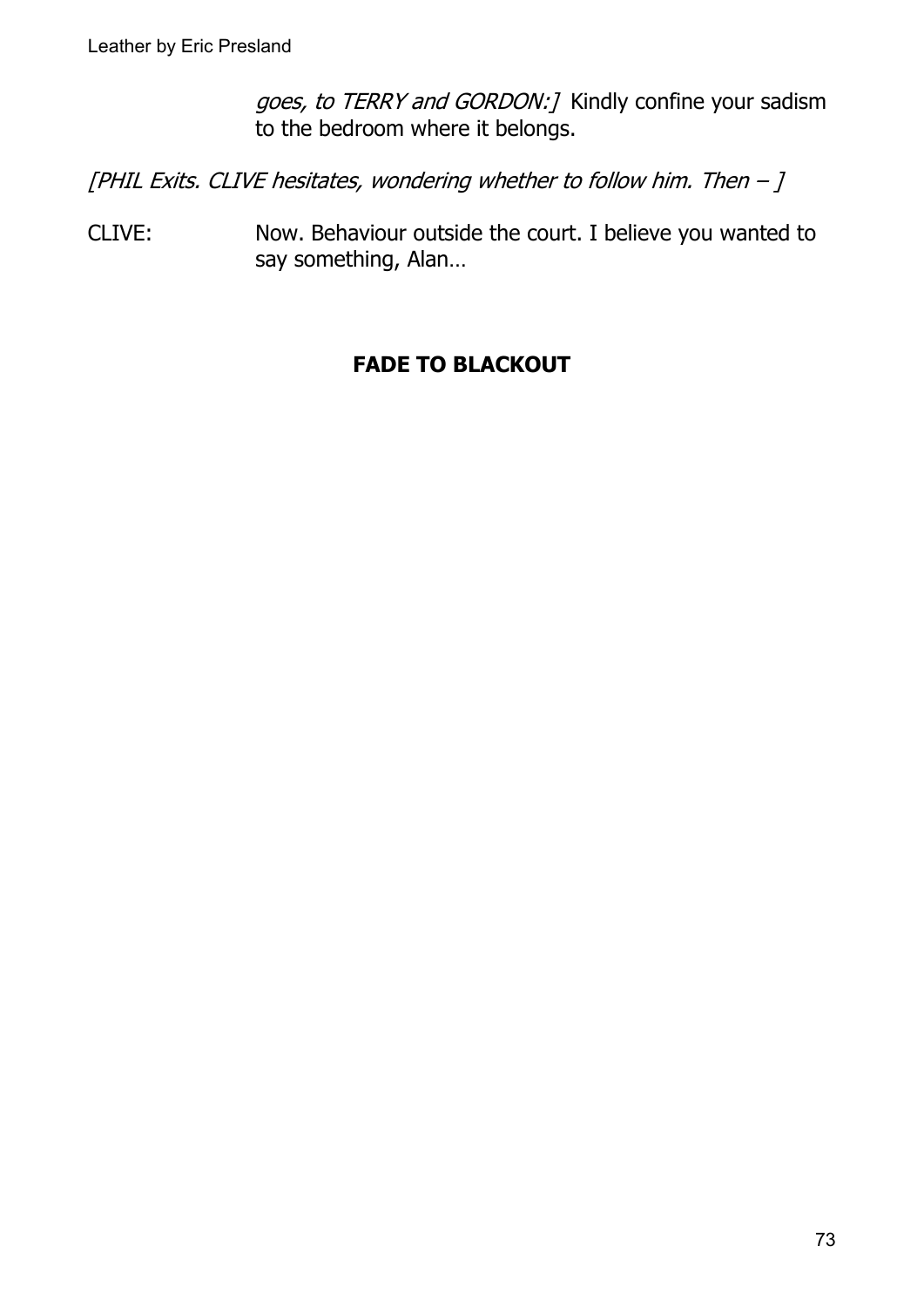*goes, to TERRY and GORDON:]* Kindly confine your sadism to the bedroom where it belongs.

*[PHIL Exits. CLIVE hesitates, wondering whether to follow him. Then – ]*

CLIVE: Now. Behaviour outside the court. I believe you wanted to say something, Alan…

**FADE TO BLACKOUT**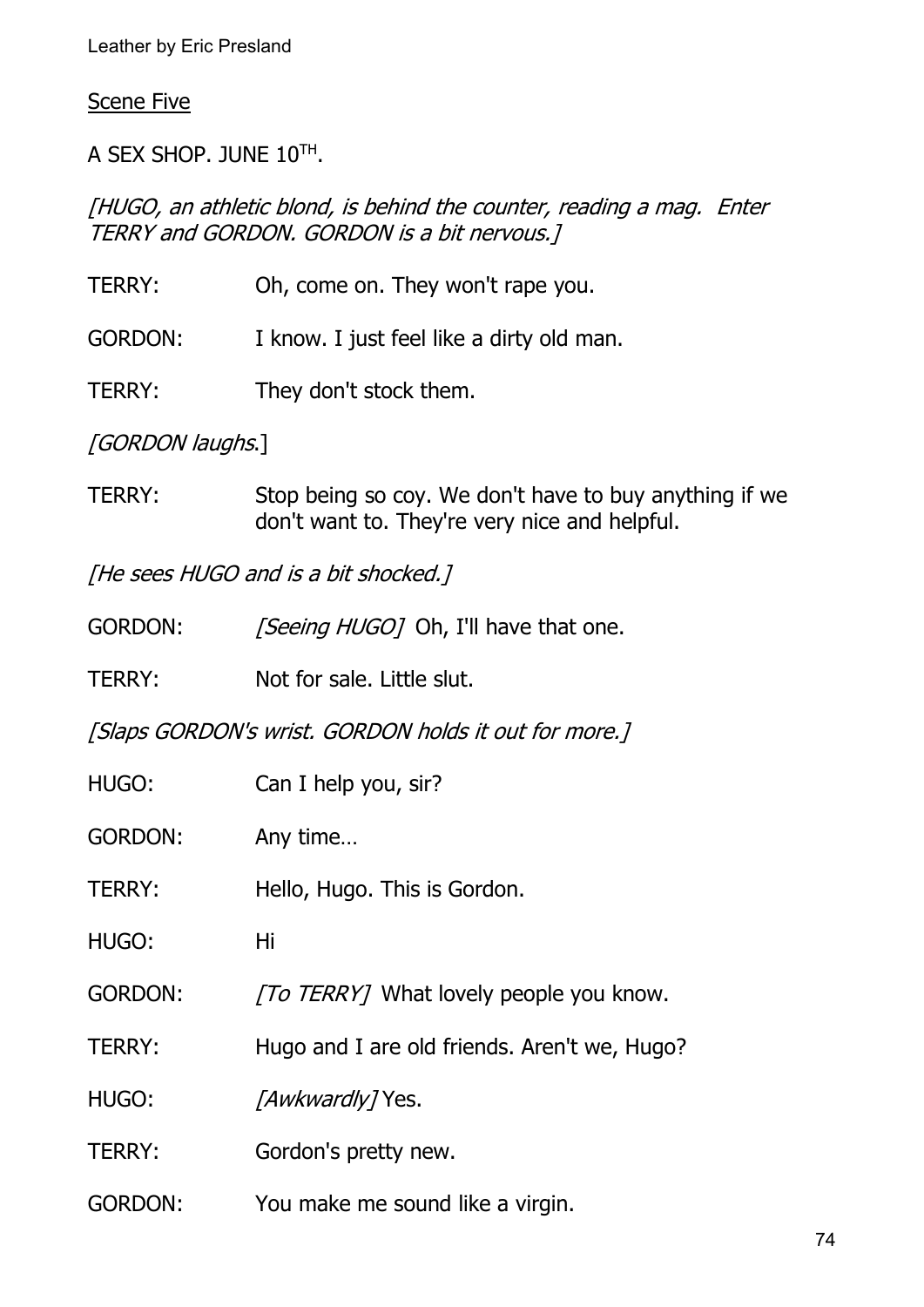Scene Five

A SEX SHOP. JUNE 10TH.

*[HUGO, an athletic blond, is behind the counter, reading a mag. Enter TERRY and GORDON. GORDON is a bit nervous.]*

TERRY: Oh, come on. They won't rape you.

GORDON: I know. I just feel like a dirty old man.

TERRY: They don't stock them.

*[GORDON laughs.]*

TERRY: Stop being so coy. We don't have to buy anything if we don't want to. They're very nice and helpful.

*[He sees HUGO and is a bit shocked.]*

GORDON: *[Seeing HUGO]* Oh, I'll have that one.

TERRY: Not for sale. Little slut.

*[Slaps GORDON's wrist. GORDON holds it out for more.]*

HUGO: Can I help you, sir?

GORDON: Any time…

TERRY: Hello, Hugo. This is Gordon.

HUGO: Hi

GORDON: *[To TERRY]* What lovely people you know.

TERRY: Hugo and I are old friends. Aren't we, Hugo?

HUGO: *[Awkwardly]* Yes.

TERRY: Gordon's pretty new.

GORDON: You make me sound like a virgin.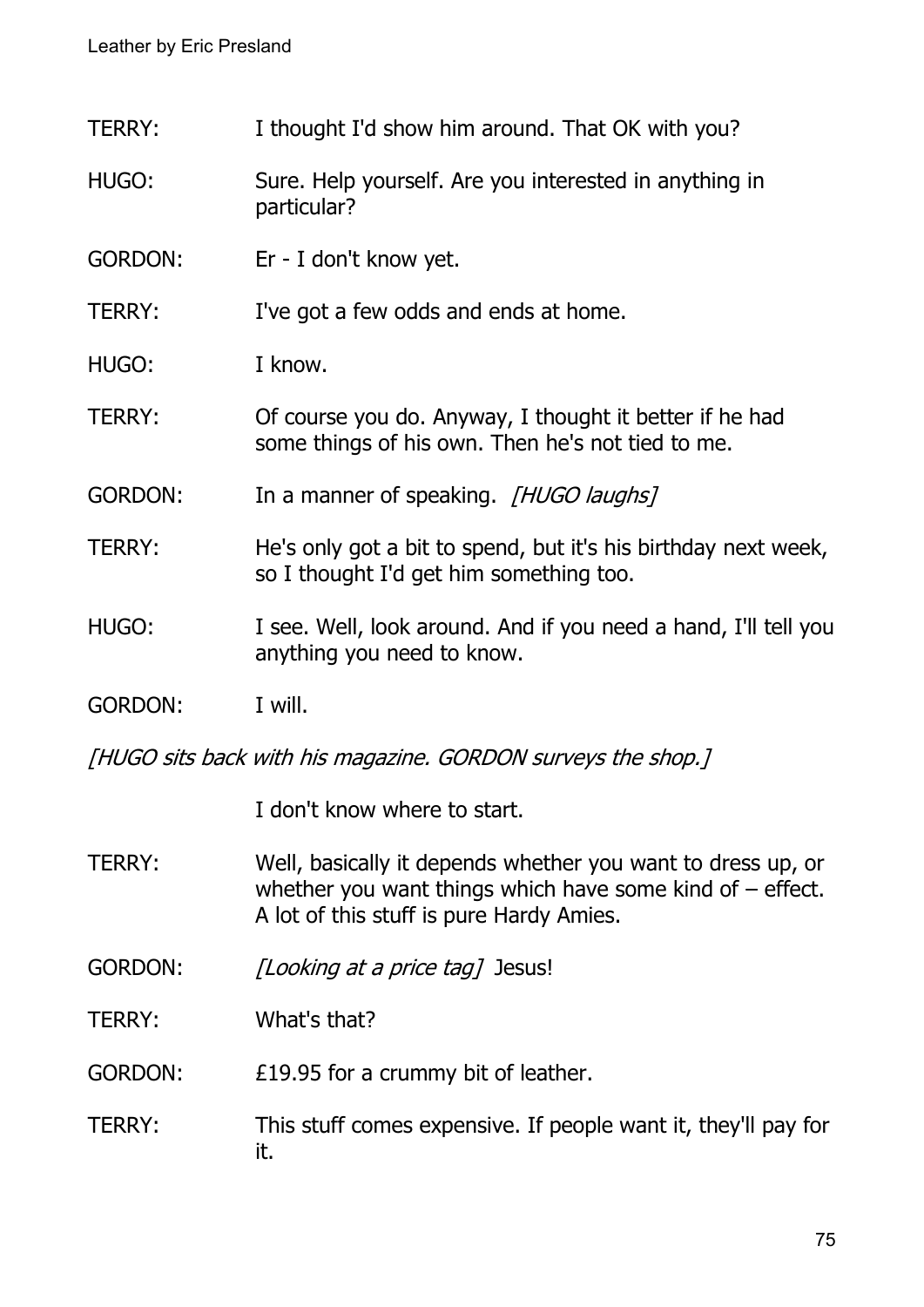TERRY: I thought I'd show him around. That OK with you?

HUGO: Sure. Help yourself. Are you interested in anything in particular?

GORDON: Er - I don't know yet.

TERRY: I've got a few odds and ends at home.

HUGO: I know.

TERRY: Of course you do. Anyway, I thought it better if he had some things of his own. Then he's not tied to me.

GORDON: In a manner of speaking. *[HUGO laughs]*

TERRY: He's only got a bit to spend, but it's his birthday next week, so I thought I'd get him something too.

HUGO: I see. Well, look around. And if you need a hand, I'll tell you anything you need to know.

GORDON: I will.

*[HUGO sits back with his magazine. GORDON surveys the shop.]*

I don't know where to start.

TERRY: Well, basically it depends whether you want to dress up, or whether you want things which have some kind of – effect. A lot of this stuff is pure Hardy Amies.

GORDON: *[Looking at a price tag]* Jesus!

TERRY: What's that?

GORDON: £19.95 for a crummy bit of leather.

TERRY: This stuff comes expensive. If people want it, they'll pay for it.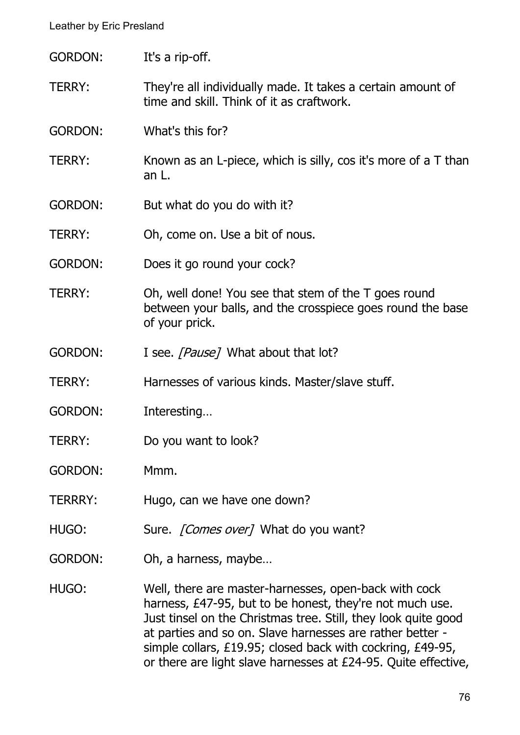GORDON: It's a rip-off.

TERRY: They're all individually made. It takes a certain amount of time and skill. Think of it as craftwork.

GORDON: What's this for?

TERRY: Known as an L-piece, which is silly, cos it's more of a T than an L.

GORDON: But what do you do with it?

TERRY: Oh, come on. Use a bit of nous.

GORDON: Does it go round your cock?

TERRY: Oh, well done! You see that stem of the T goes round between your balls, and the crosspiece goes round the base of your prick.

GORDON: I see. *[Pause]* What about that lot?

TERRY: Harnesses of various kinds. Master/slave stuff.

GORDON: Interesting…

TERRY: Do you want to look?

GORDON: Mmm.

TERRRY: Hugo, can we have one down?

HUGO: Sure. *[Comes over]* What do you want?

GORDON: Oh, a harness, maybe…

HUGO: Well, there are master-harnesses, open-back with cock harness, £47-95, but to be honest, they're not much use. Just tinsel on the Christmas tree. Still, they look quite good at parties and so on. Slave harnesses are rather better - simple collars, £19.95; closed back with cockring, £49-95, or there are light slave harnesses at £24-95. Quite effective,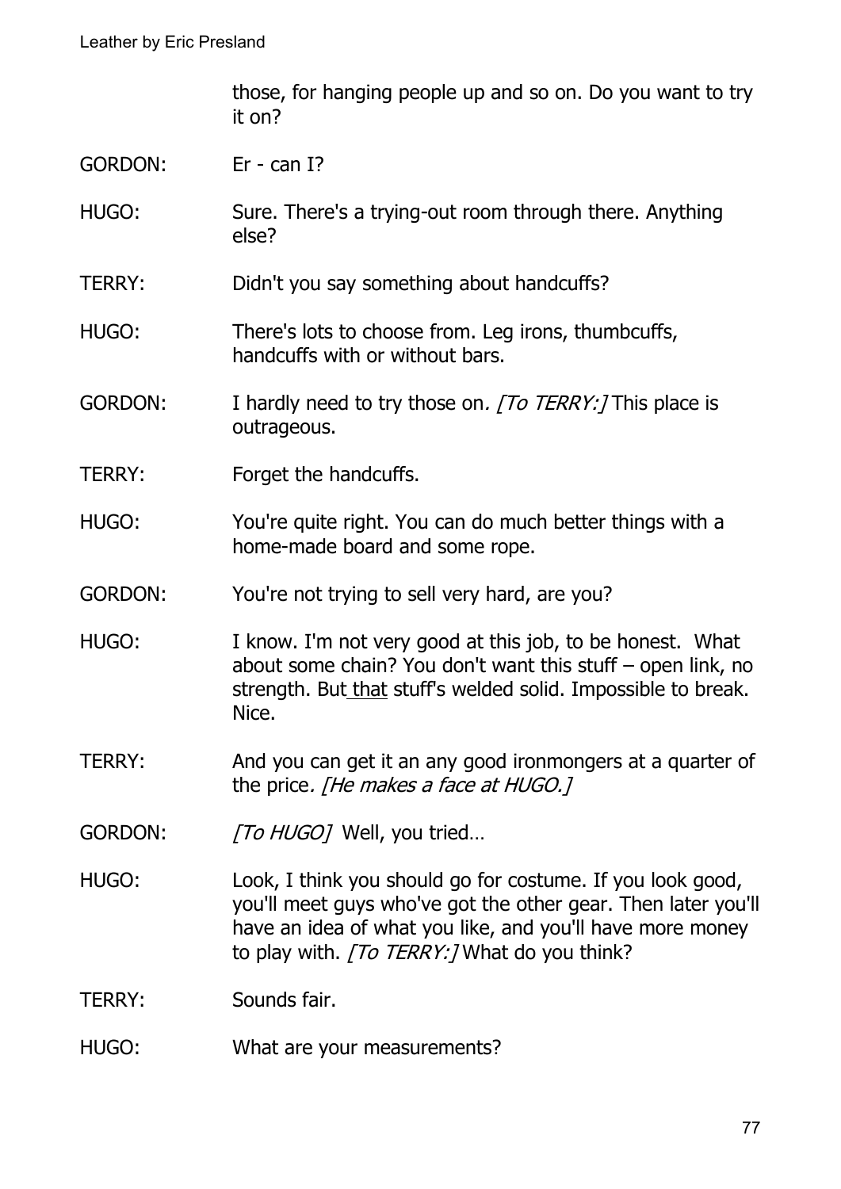those, for hanging people up and so on. Do you want to try it on?

GORDON: Er - can I?

HUGO: Sure. There's a trying-out room through there. Anything else?

TERRY: Didn't you say something about handcuffs?

HUGO: There's lots to choose from. Leg irons, thumbcuffs, handcuffs with or without bars.

GORDON: I hardly need to try those on*. [To TERRY:]* This place is outrageous.

TERRY: Forget the handcuffs.

HUGO: You're quite right. You can do much better things with a home-made board and some rope.

GORDON: You're not trying to sell very hard, are you?

HUGO: I know. I'm not very good at this job, to be honest. What about some chain? You don't want this stuff – open link, no strength. But <u>that</u> stuff's welded solid. Impossible to break. Nice.

TERRY: And you can get it an any good ironmongers at a quarter of the price*. [He makes a face at HUGO.]*

GORDON: *[To HUGO]* Well, you tried…

HUGO: Look, I think you should go for costume. If you look good, you'll meet guys who've got the other gear. Then later you'll have an idea of what you like, and you'll have more money to play with. *[To TERRY:]* What do you think?

TERRY: Sounds fair.

HUGO: What are your measurements?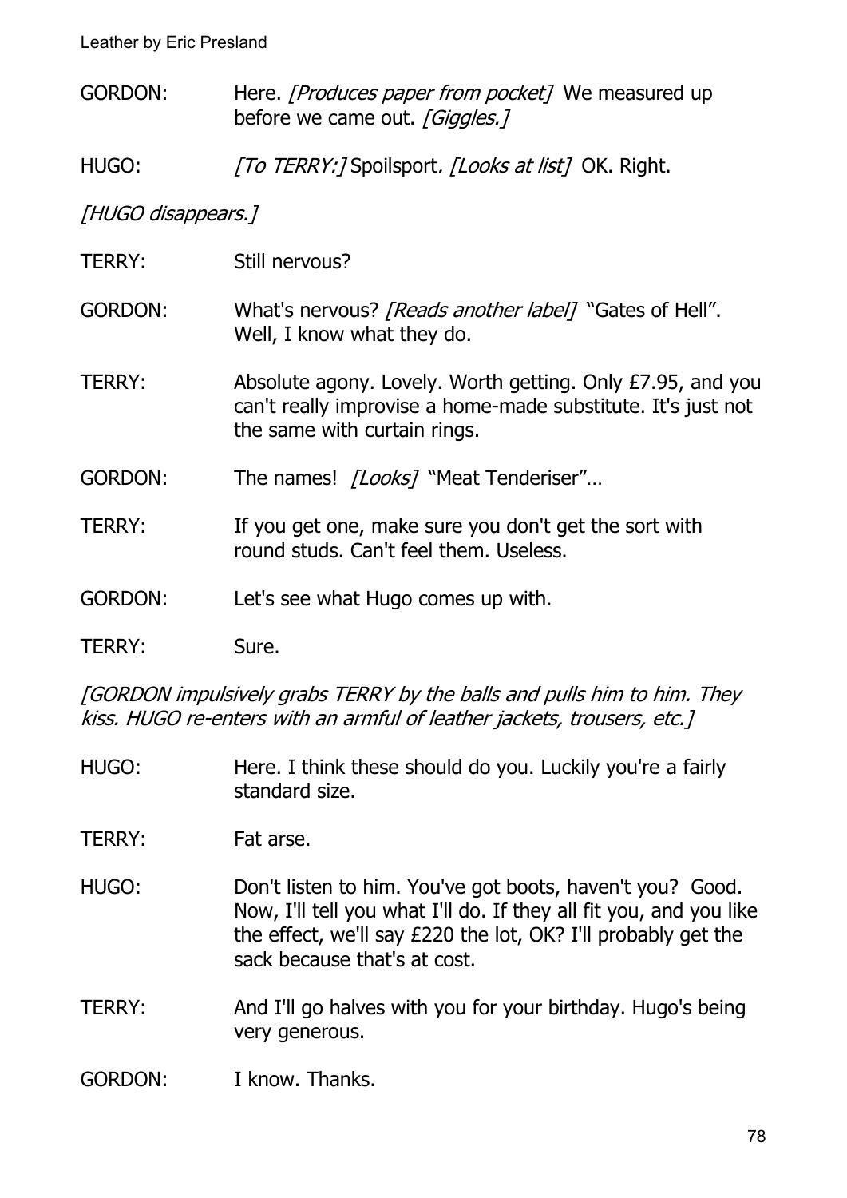GORDON: Here. *[Produces paper from pocket]* We measured up before we came out. *[Giggles.]*

HUGO: *[To TERRY:]* Spoilsport*. [Looks at list]* OK. Right.

*[HUGO disappears.]*

TERRY: Still nervous?

GORDON: What's nervous? *[Reads another label]* "Gates of Hell". Well, I know what they do.

TERRY: Absolute agony. Lovely. Worth getting. Only £7.95, and you can't really improvise a home-made substitute. It's just not the same with curtain rings.

GORDON: The names! *[Looks]* "Meat Tenderiser"…

TERRY: If you get one, make sure you don't get the sort with round studs. Can't feel them. Useless.

GORDON: Let's see what Hugo comes up with.

TERRY: Sure.

*[GORDON impulsively grabs TERRY by the balls and pulls him to him. They kiss. HUGO re-enters with an armful of leather jackets, trousers, etc.]*

HUGO: Here. I think these should do you. Luckily you're a fairly standard size.

TERRY: Fat arse.

HUGO: Don't listen to him. You've got boots, haven't you? Good. Now, I'll tell you what I'll do. If they all fit you, and you like the effect, we'll say £220 the lot, OK? I'll probably get the sack because that's at cost.

TERRY: And I'll go halves with you for your birthday. Hugo's being very generous.

GORDON: I know. Thanks.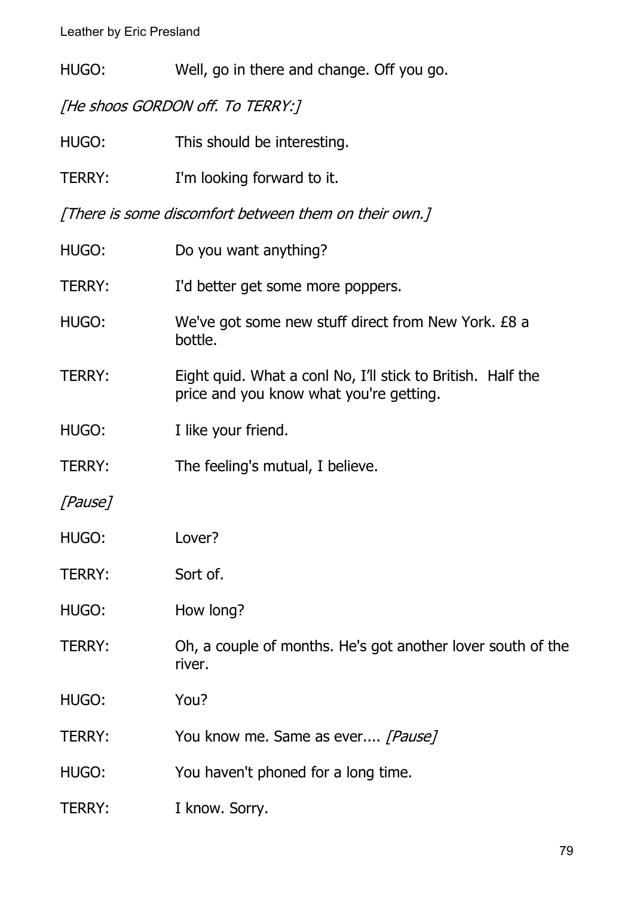HUGO: Well, go in there and change. Off you go.

*[He shoos GORDON off. To TERRY:]*

HUGO: This should be interesting.

TERRY: I'm looking forward to it.

*[There is some discomfort between them on their own.]*

HUGO: Do you want anything?

TERRY: I'd better get some more poppers.

HUGO: We've got some new stuff direct from New York. £8 a bottle.

TERRY: Eight quid. What a conl No, I'll stick to British. Half the price and you know what you're getting.

HUGO: I like your friend.

TERRY: The feeling's mutual, I believe.

*[Pause]*

HUGO: Lover?

TERRY: Sort of.

HUGO: How long?

TERRY: Oh, a couple of months. He's got another lover south of the river.

HUGO: You?

TERRY: You know me. Same as ever.... *[Pause]*

HUGO: You haven't phoned for a long time.

TERRY: I know. Sorry.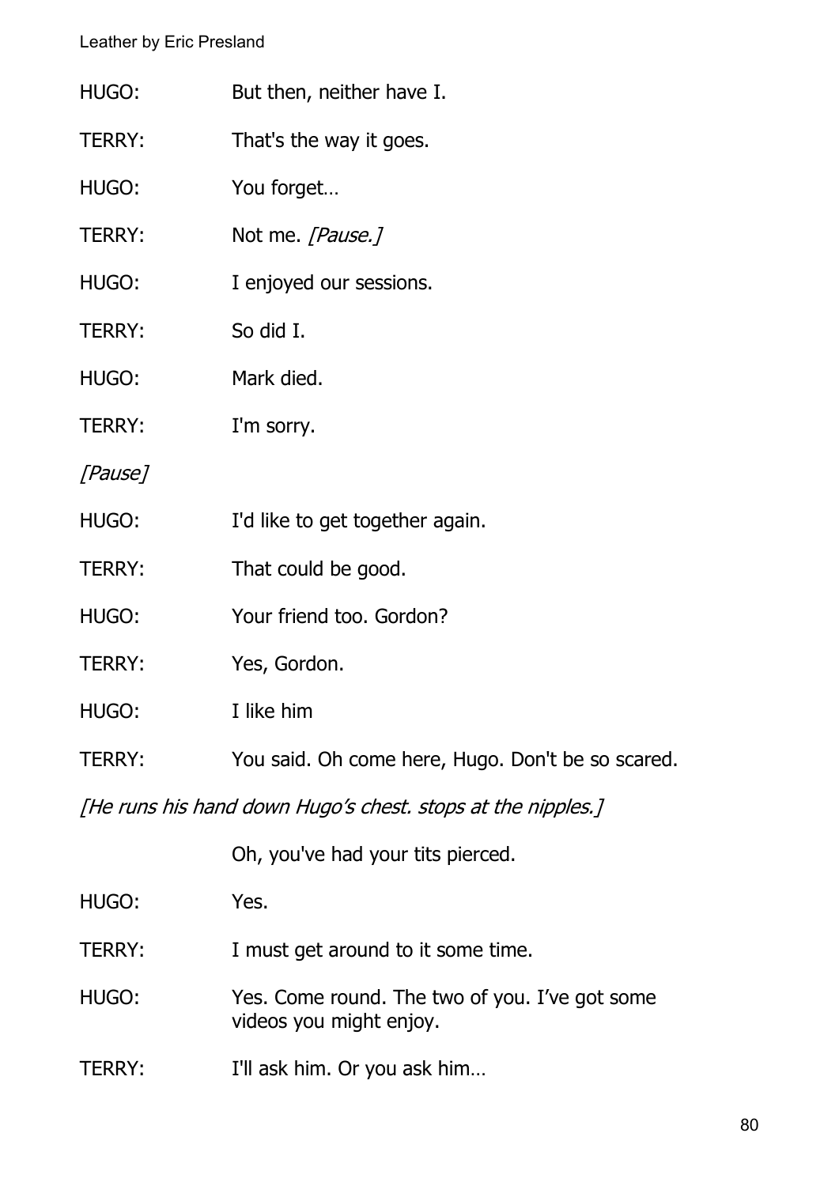HUGO: But then, neither have I.

TERRY: That's the way it goes.

HUGO: You forget…

TERRY: Not me. *[Pause.]*

HUGO: I enjoyed our sessions.

TERRY: So did I.

HUGO: Mark died.

TERRY: I'm sorry.

*[Pause]*

HUGO: I'd like to get together again.

TERRY: That could be good.

HUGO: Your friend too. Gordon?

TERRY: Yes, Gordon.

HUGO: I like him

TERRY: You said. Oh come here, Hugo. Don't be so scared.

*[He runs his hand down Hugo's chest. stops at the nipples.]*

Oh, you've had your tits pierced.

HUGO: Yes.

TERRY: I must get around to it some time.

HUGO: Yes. Come round. The two of you. I've got some videos you might enjoy.

TERRY: I'll ask him. Or you ask him…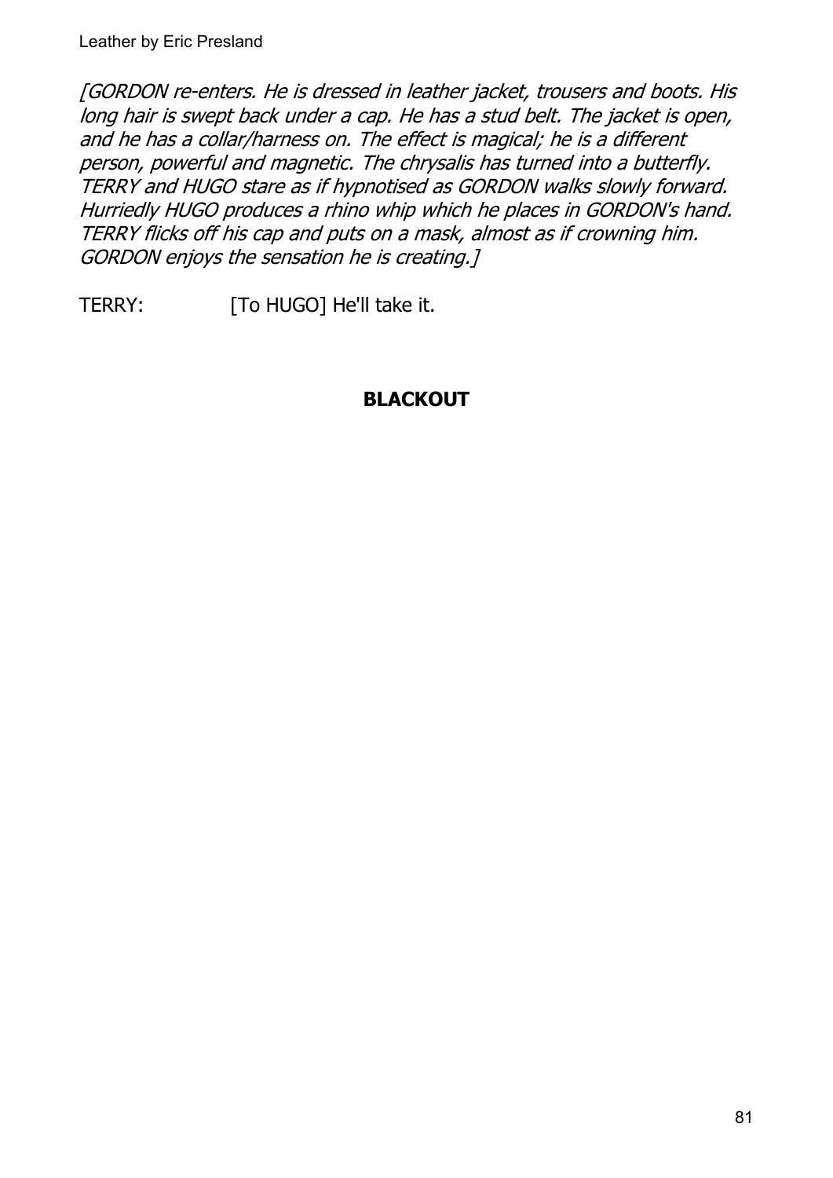*[GORDON re-enters. He is dressed in leather jacket, trousers and boots. His long hair is swept back under a cap. He has a stud belt. The jacket is open, and he has a collar/harness on. The effect is magical; he is a different person, powerful and magnetic. The chrysalis has turned into a butterfly. TERRY and HUGO stare as if hypnotised as GORDON walks slowly forward. Hurriedly HUGO produces a rhino whip which he places in GORDON's hand. TERRY flicks off his cap and puts on a mask, almost as if crowning him. GORDON enjoys the sensation he is creating.]*

TERRY: [To HUGO] He'll take it.

**BLACKOUT**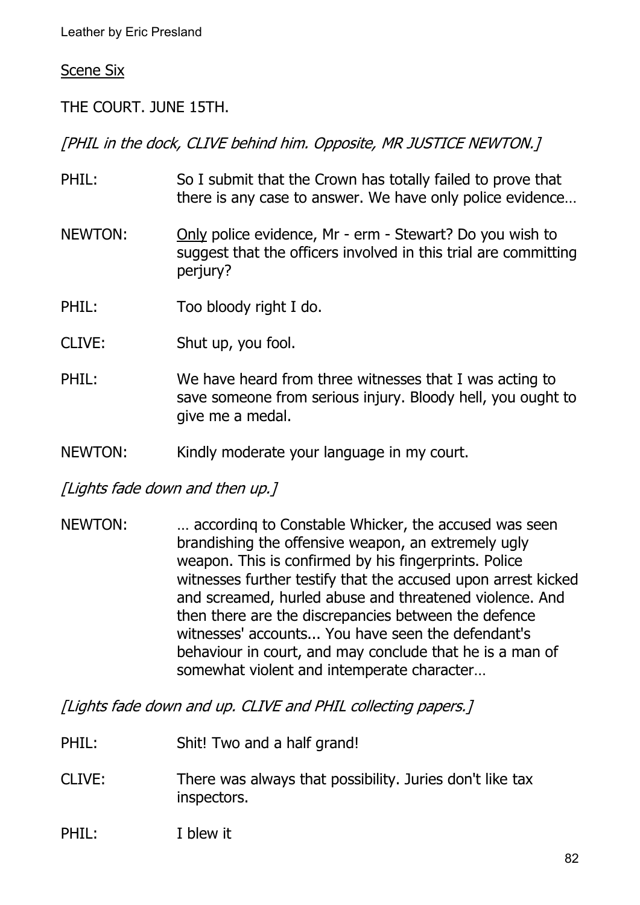Scene Six

THE COURT. JUNE 15TH.

*[PHIL in the dock, CLIVE behind him. Opposite, MR JUSTICE NEWTON.]*

PHIL: So I submit that the Crown has totally failed to prove that there is any case to answer. We have only police evidence…

NEWTON: Only police evidence, Mr - erm - Stewart? Do you wish to suggest that the officers involved in this trial are committing perjury?

PHIL: Too bloody right I do.

CLIVE: Shut up, you fool.

PHIL: We have heard from three witnesses that I was acting to save someone from serious injury. Bloody hell, you ought to give me a medal.

NEWTON: Kindly moderate your language in my court.

*[Lights fade down and then up.]*

NEWTON: … accordinq to Constable Whicker, the accused was seen brandishing the offensive weapon, an extremely ugly weapon. This is confirmed by his fingerprints. Police witnesses further testify that the accused upon arrest kicked and screamed, hurled abuse and threatened violence. And then there are the discrepancies between the defence witnesses' accounts... You have seen the defendant's behaviour in court, and may conclude that he is a man of somewhat violent and intemperate character…

*[Lights fade down and up. CLIVE and PHIL collecting papers.]*

PHIL: Shit! Two and a half grand!

CLIVE: There was always that possibility. Juries don't like tax inspectors.

PHIL: I blew it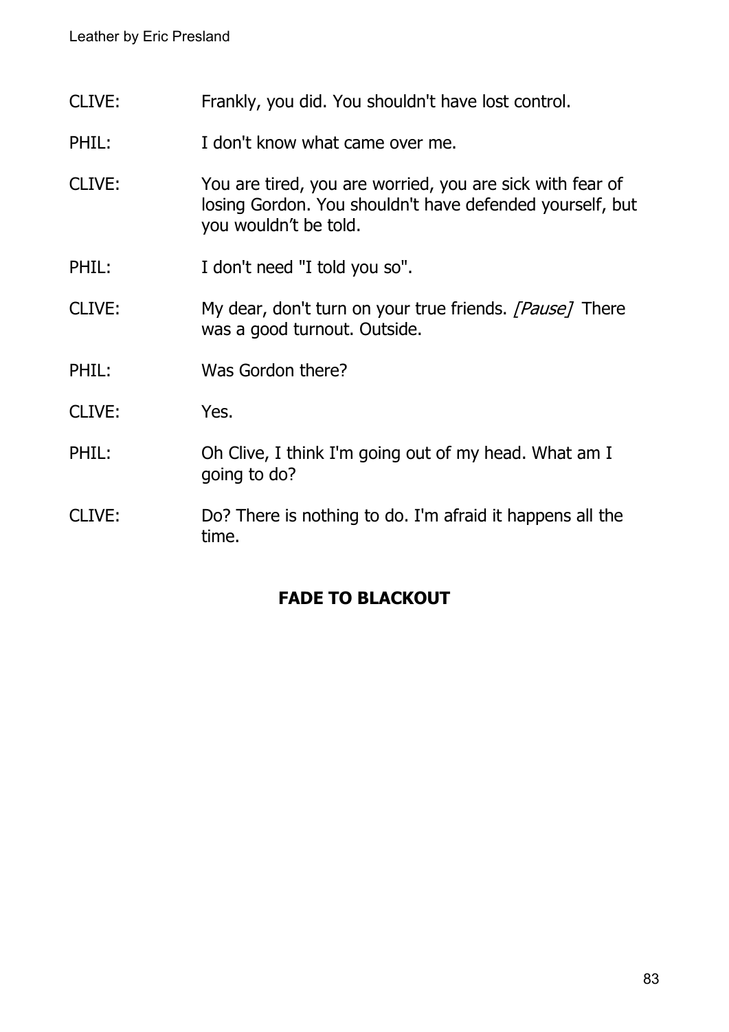CLIVE: Frankly, you did. You shouldn't have lost control.

PHIL: I don't know what came over me.

CLIVE: You are tired, you are worried, you are sick with fear of losing Gordon. You shouldn't have defended yourself, but you wouldn’t be told.

PHIL: I don't need "I told you so".

CLIVE: My dear, don't turn on your true friends. *[Pause]* There was a good turnout. Outside.

PHIL: Was Gordon there?

CLIVE: Yes.

PHIL: Oh Clive, I think I'm going out of my head. What am I going to do?

CLIVE: Do? There is nothing to do. I'm afraid it happens all the time.

**FADE TO BLACKOUT**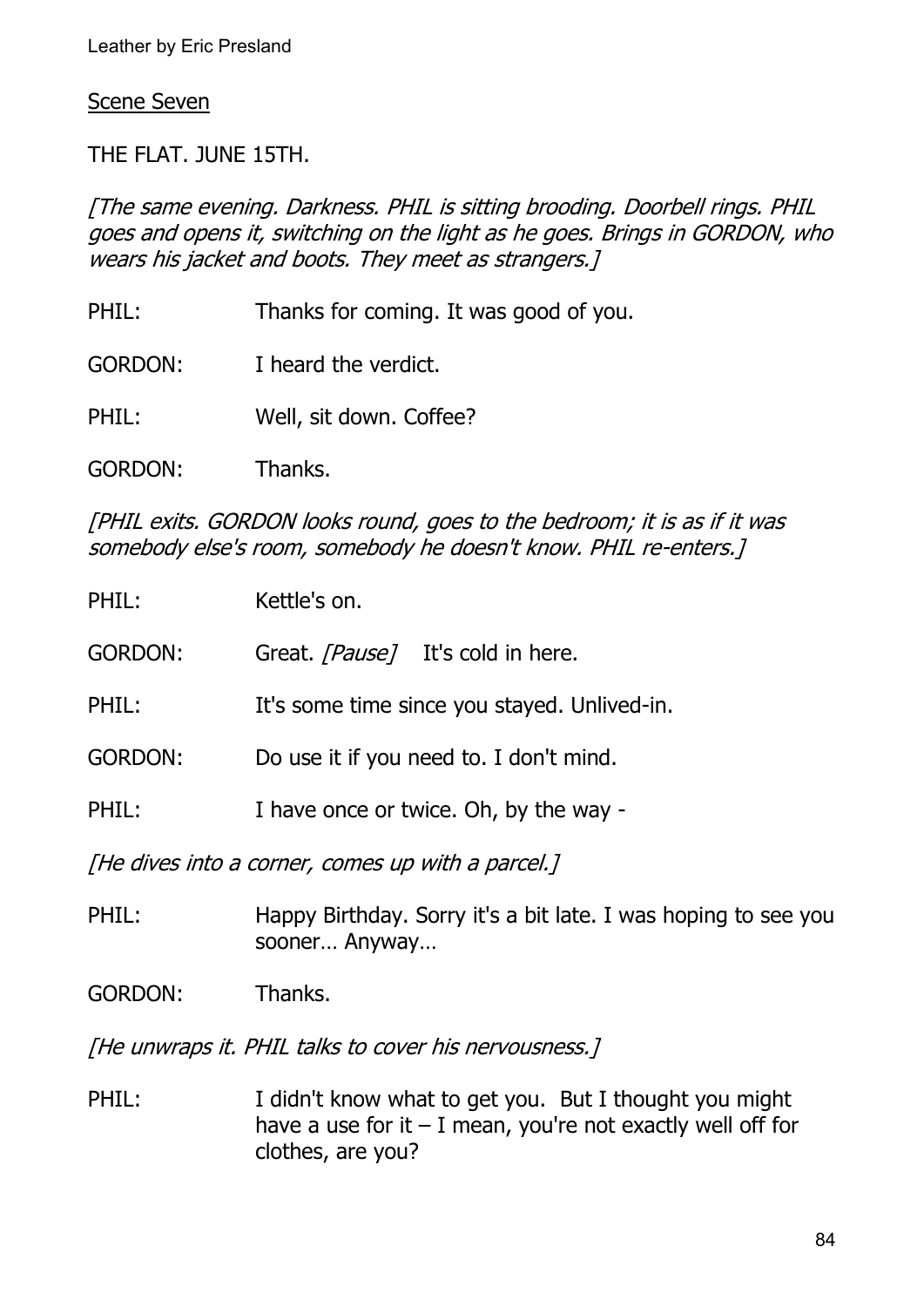Scene Seven

THE FLAT. JUNE 15TH.

*[The same evening. Darkness. PHIL is sitting brooding. Doorbell rings. PHIL goes and opens it, switching on the light as he goes. Brings in GORDON, who wears his jacket and boots. They meet as strangers.]*

PHIL: Thanks for coming. It was good of you.

GORDON: I heard the verdict.

PHIL: Well, sit down. Coffee?

GORDON: Thanks.

*[PHIL exits. GORDON looks round, goes to the bedroom; it is as if it was somebody else's room, somebody he doesn't know. PHIL re-enters.]*

PHIL: Kettle's on.

GORDON: Great. *[Pause]* It's cold in here.

PHIL: It's some time since you stayed. Unlived-in.

GORDON: Do use it if you need to. I don't mind.

PHIL: I have once or twice. Oh, by the way -

*[He dives into a corner, comes up with a parcel.]*

PHIL: Happy Birthday. Sorry it's a bit late. I was hoping to see you sooner… Anyway…

GORDON: Thanks.

*[He unwraps it. PHIL talks to cover his nervousness.]*

PHIL: I didn't know what to get you. But I thought you might have a use for it – I mean, you're not exactly well off for clothes, are you?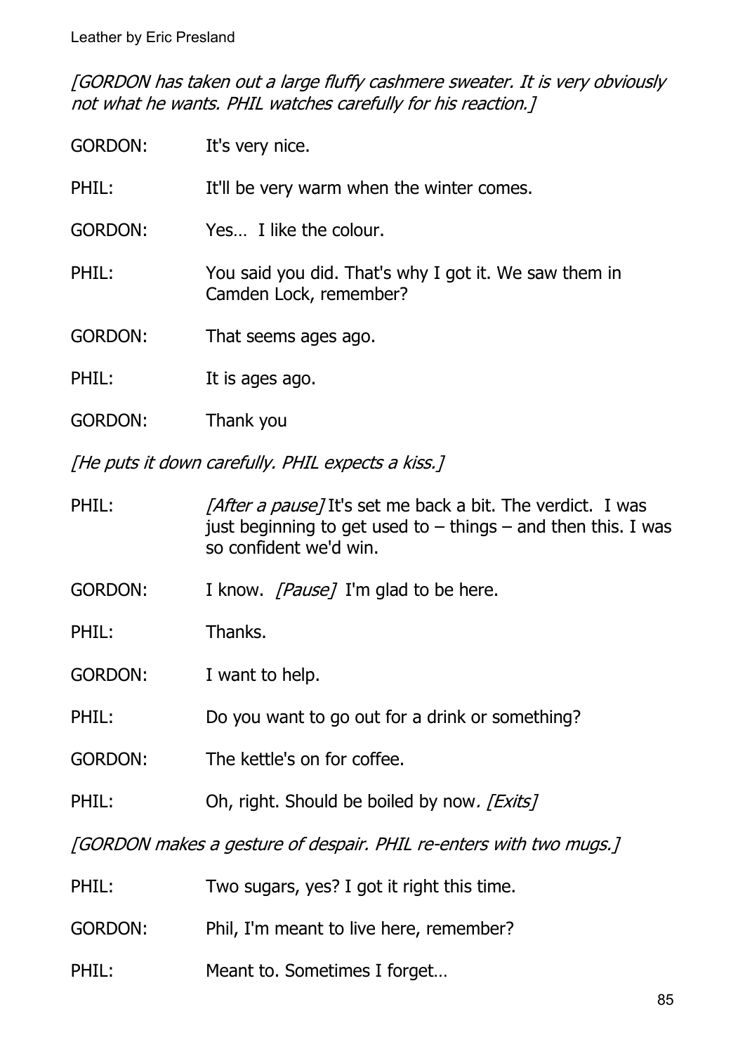*[GORDON has taken out a large fluffy cashmere sweater. It is very obviously not what he wants. PHIL watches carefully for his reaction.]*

GORDON: It's very nice.

PHIL: It'll be very warm when the winter comes.

GORDON: Yes… I like the colour.

PHIL: You said you did. That's why I got it. We saw them in Camden Lock, remember?

GORDON: That seems ages ago.

PHIL: It is ages ago.

GORDON: Thank you

*[He puts it down carefully. PHIL expects a kiss.]*

PHIL: *[After a pause]* It's set me back a bit. The verdict. I was just beginning to get used to – things – and then this. I was so confident we'd win.

GORDON: I know. *[Pause]* I'm glad to be here.

PHIL: Thanks.

GORDON: I want to help.

PHIL: Do you want to go out for a drink or something?

GORDON: The kettle's on for coffee.

PHIL: Oh, right. Should be boiled by now. *[Exits]*

*[GORDON makes a gesture of despair. PHIL re-enters with two mugs.]*

PHIL: Two sugars, yes? I got it right this time.

GORDON: Phil, I'm meant to live here, remember?

PHIL: Meant to. Sometimes I forget…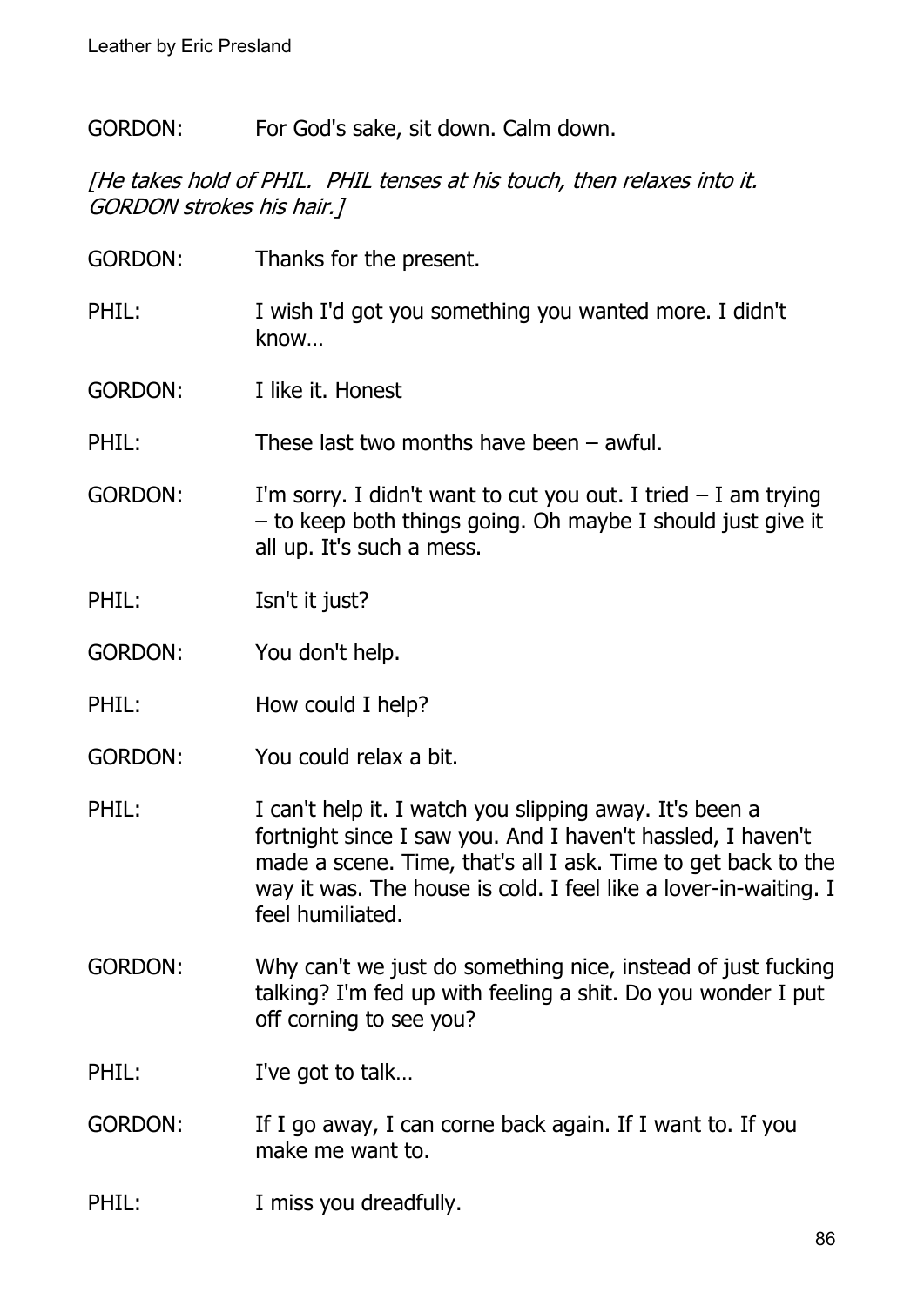GORDON: For God's sake, sit down. Calm down.

*[He takes hold of PHIL. PHIL tenses at his touch, then relaxes into it. GORDON strokes his hair.]*

GORDON: Thanks for the present.

PHIL: I wish I'd got you something you wanted more. I didn't know…

GORDON: I like it. Honest

PHIL: These last two months have been – awful.

GORDON: I'm sorry. I didn't want to cut you out. I tried – I am trying – to keep both things going. Oh maybe I should just give it all up. It's such a mess.

PHIL: Isn't it just?

GORDON: You don't help.

PHIL: How could I help?

GORDON: You could relax a bit.

PHIL: I can't help it. I watch you slipping away. It's been a fortnight since I saw you. And I haven't hassled, I haven't made a scene. Time, that's all I ask. Time to get back to the way it was. The house is cold. I feel like a lover-in-waiting. I feel humiliated.

GORDON: Why can't we just do something nice, instead of just fucking talking? I'm fed up with feeling a shit. Do you wonder I put off corning to see you?

PHIL: I've got to talk…

GORDON: If I go away, I can corne back again. If I want to. If you make me want to.

PHIL: I miss you dreadfully.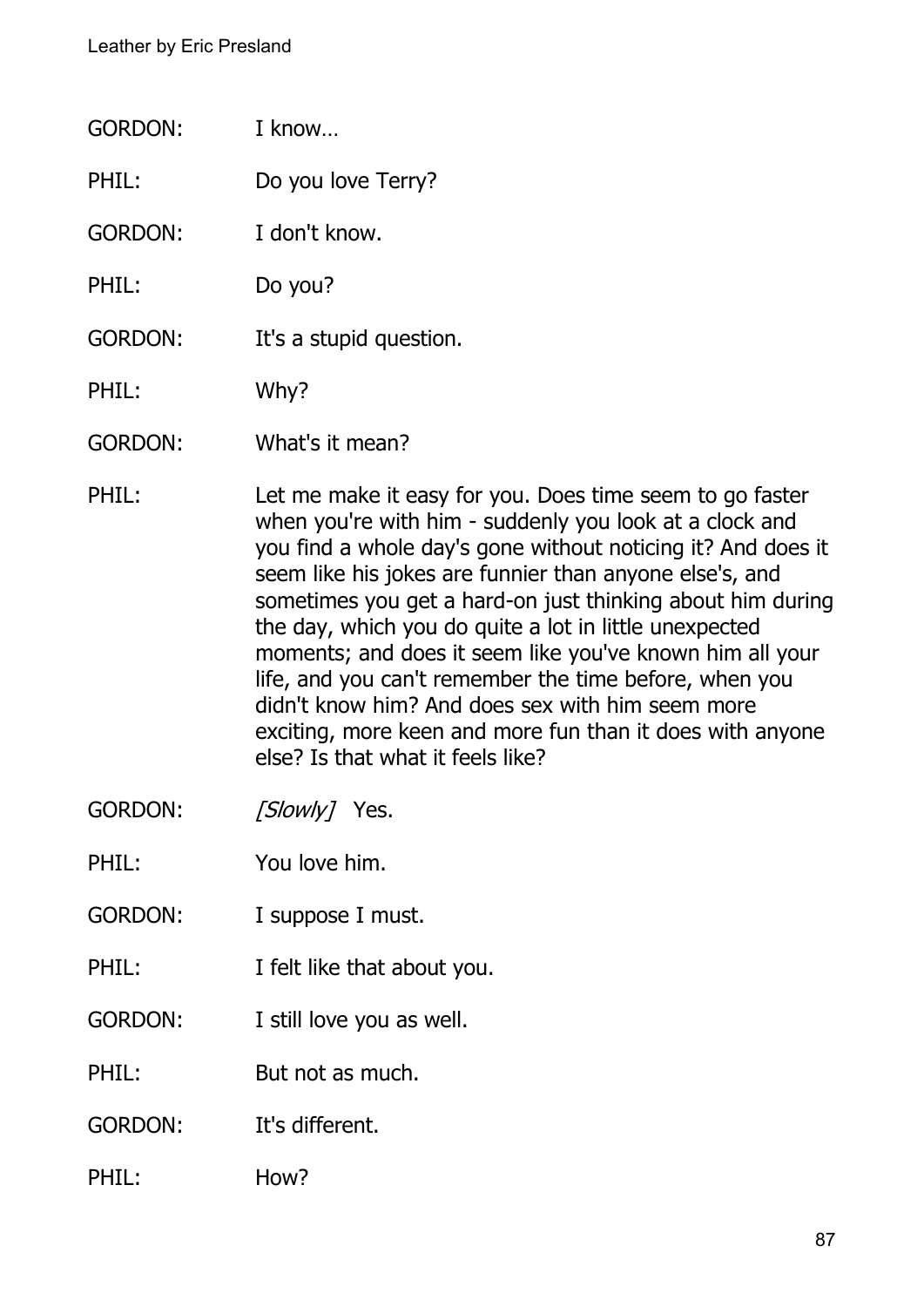GORDON: I know…

PHIL: Do you love Terry?

GORDON: I don't know.

PHIL: Do you?

GORDON: It's a stupid question.

PHIL: Why?

GORDON: What's it mean?

PHIL: Let me make it easy for you. Does time seem to go faster when you're with him - suddenly you look at a clock and you find a whole day's gone without noticing it? And does it seem like his jokes are funnier than anyone else's, and sometimes you get a hard-on just thinking about him during the day, which you do quite a lot in little unexpected moments; and does it seem like you've known him all your life, and you can't remember the time before, when you didn't know him? And does sex with him seem more exciting, more keen and more fun than it does with anyone else? Is that what it feels like?

GORDON: *[Slowly]* Yes.

PHIL: You love him.

GORDON: I suppose I must.

PHIL: I felt like that about you.

GORDON: I still love you as well.

PHIL: But not as much.

GORDON: It's different.

PHIL: How?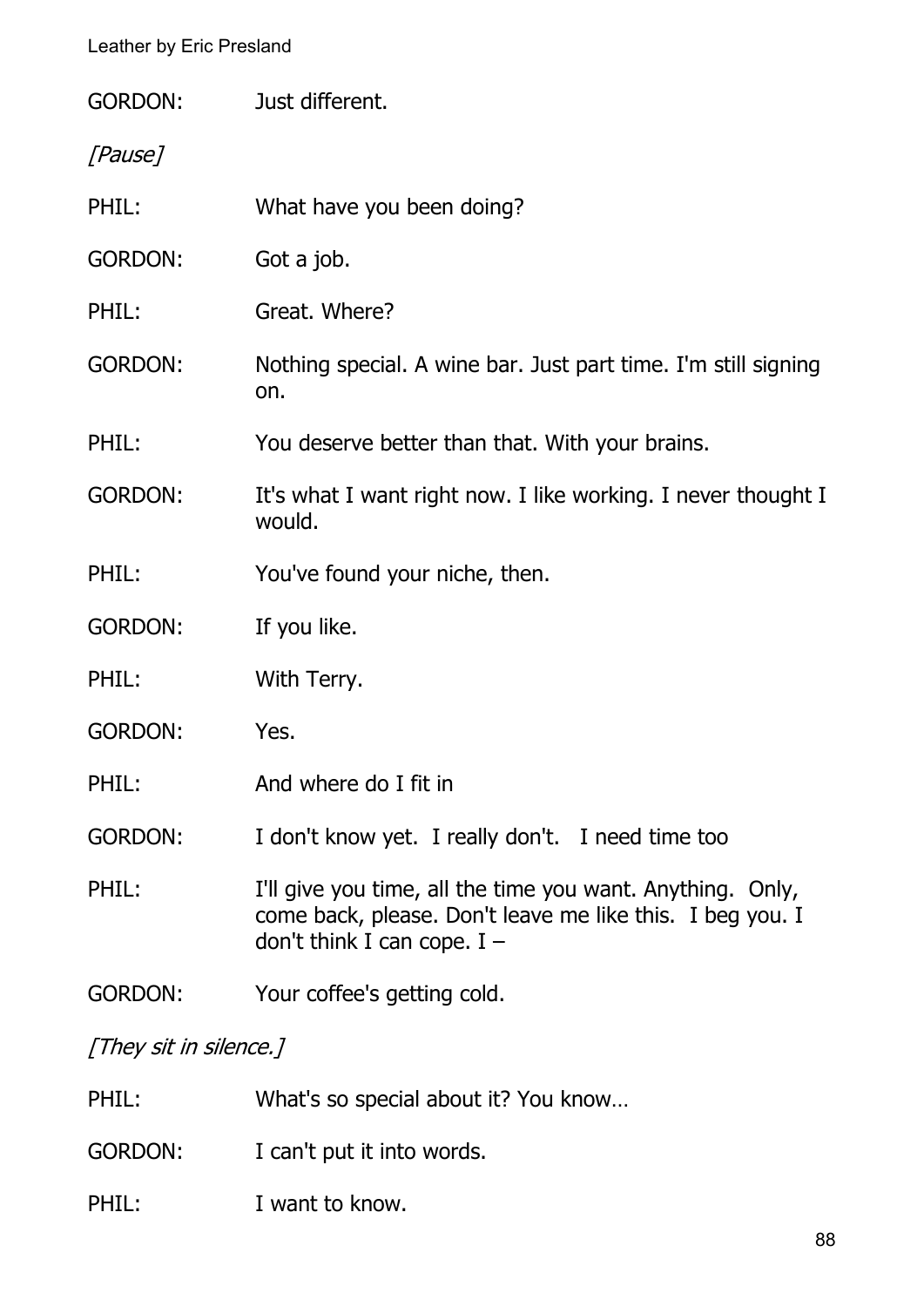GORDON: Just different.

*[Pause]*

PHIL: What have you been doing?

GORDON: Got a job.

PHIL: Great. Where?

GORDON: Nothing special. A wine bar. Just part time. I'm still signing on.

PHIL: You deserve better than that. With your brains.

GORDON: It's what I want right now. I like working. I never thought I would.

PHIL: You've found your niche, then.

GORDON: If you like.

PHIL: With Terry.

GORDON: Yes.

PHIL: And where do I fit in

GORDON: I don't know yet. I really don't. I need time too

PHIL: I'll give you time, all the time you want. Anything. Only, come back, please. Don't leave me like this. I beg you. I don't think I can cope. I –

GORDON: Your coffee's getting cold.

*[They sit in silence.]*

PHIL: What's so special about it? You know…

GORDON: I can't put it into words.

PHIL: I want to know.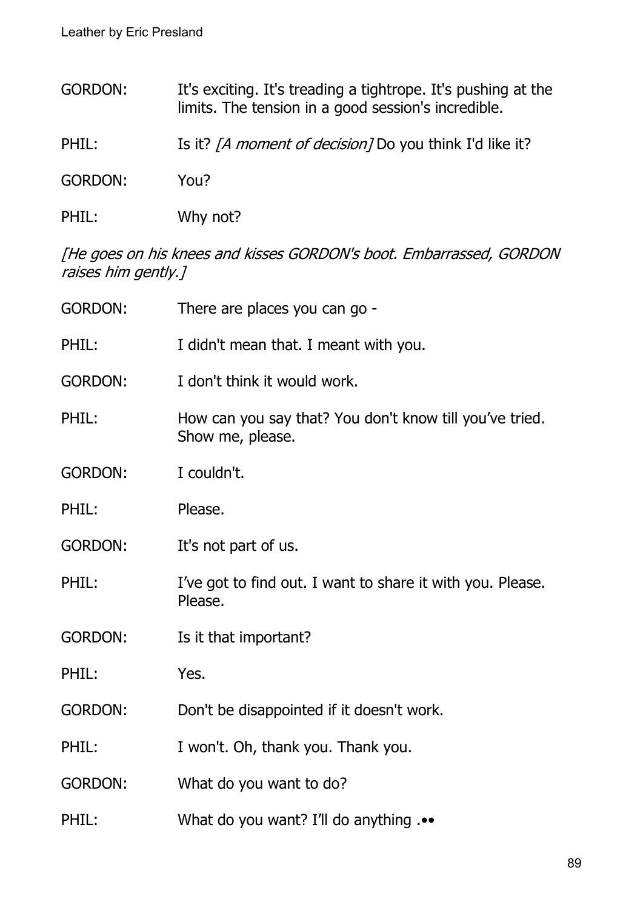GORDON: It's exciting. It's treading a tightrope. It's pushing at the limits. The tension in a good session's incredible.

PHIL: Is it? *[A moment of decision]* Do you think I'd like it?

GORDON: You?

PHIL: Why not?

*[He goes on his knees and kisses GORDON's boot. Embarrassed, GORDON raises him gently.]*

GORDON: There are places you can go -

PHIL: I didn't mean that. I meant with you.

GORDON: I don't think it would work.

PHIL: How can you say that? You don't know till you've tried. Show me, please.

GORDON: I couldn't.

PHIL: Please.

GORDON: It's not part of us.

PHIL: I've got to find out. I want to share it with you. Please. Please.

GORDON: Is it that important?

PHIL: Yes.

GORDON: Don't be disappointed if it doesn't work.

PHIL: I won't. Oh, thank you. Thank you.

GORDON: What do you want to do?

PHIL: What do you want? I'll do anything .••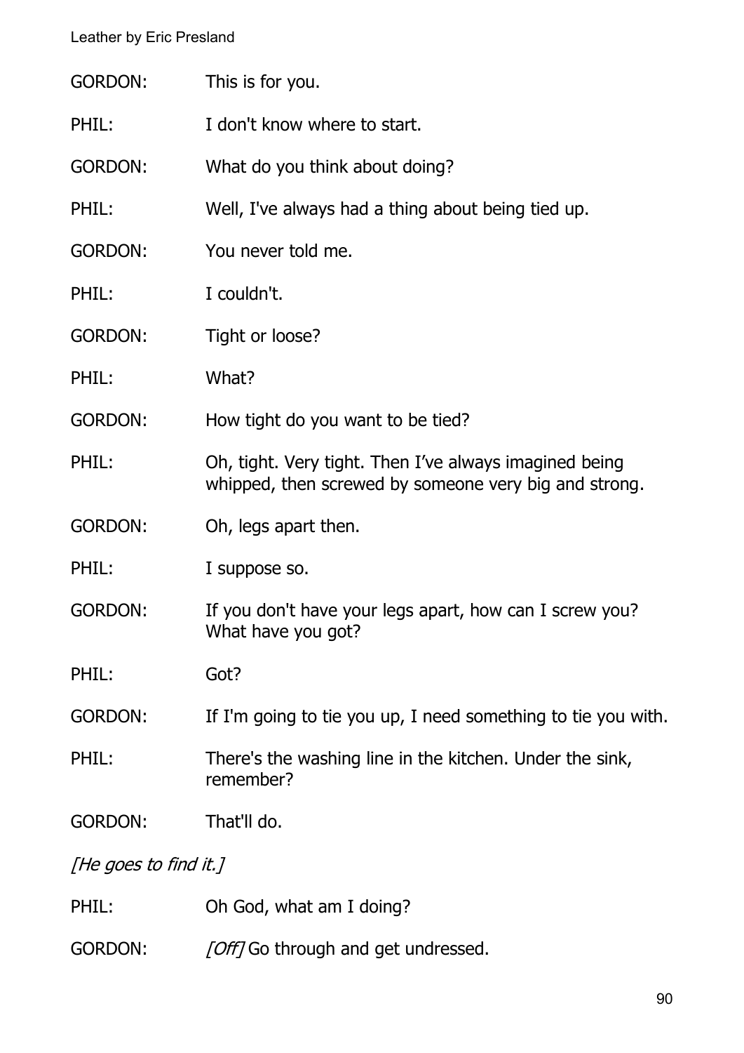GORDON: This is for you.

PHIL: I don't know where to start.

GORDON: What do you think about doing?

PHIL: Well, I've always had a thing about being tied up.

GORDON: You never told me.

PHIL: I couldn't.

GORDON: Tight or loose?

PHIL: What?

GORDON: How tight do you want to be tied?

PHIL: Oh, tight. Very tight. Then I've always imagined being whipped, then screwed by someone very big and strong.

GORDON: Oh, legs apart then.

PHIL: I suppose so.

GORDON: If you don't have your legs apart, how can I screw you? What have you got?

PHIL: Got?

GORDON: If I'm going to tie you up, I need something to tie you with.

PHIL: There's the washing line in the kitchen. Under the sink, remember?

GORDON: That'll do.

*[He goes to find it.]*

PHIL: Oh God, what am I doing?

GORDON: *[Off]* Go through and get undressed.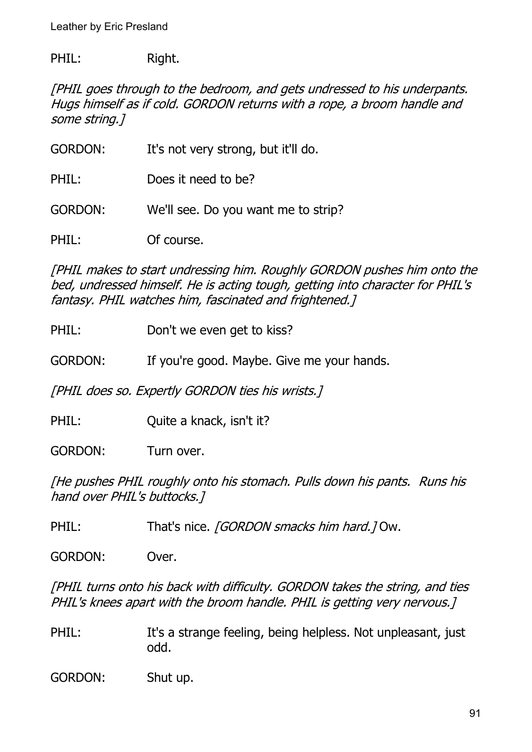PHIL: Right.

*[PHIL goes through to the bedroom, and gets undressed to his underpants. Hugs himself as if cold. GORDON returns with a rope, a broom handle and some string.]*

GORDON: It's not very strong, but it'll do.

PHIL: Does it need to be?

GORDON: We'll see. Do you want me to strip?

PHIL: Of course.

*[PHIL makes to start undressing him. Roughly GORDON pushes him onto the bed, undressed himself. He is acting tough, getting into character for PHIL's fantasy. PHIL watches him, fascinated and frightened.]*

PHIL: Don't we even get to kiss?

GORDON: If you're good. Maybe. Give me your hands.

*[PHIL does so. Expertly GORDON ties his wrists.]*

PHIL: Quite a knack, isn't it?

GORDON: Turn over.

*[He pushes PHIL roughly onto his stomach. Pulls down his pants. Runs his hand over PHIL's buttocks.]*

PHIL: That's nice. *[GORDON smacks him hard.]* Ow.

GORDON: Over.

*[PHIL turns onto his back with difficulty. GORDON takes the string, and ties PHIL's knees apart with the broom handle. PHIL is getting very nervous.]*

PHIL: It's a strange feeling, being helpless. Not unpleasant, just odd.

GORDON: Shut up.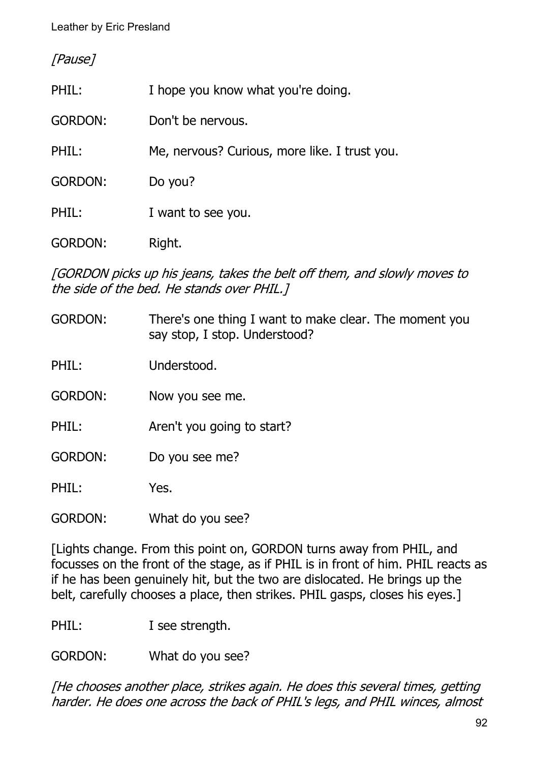*[Pause]*

PHIL: I hope you know what you're doing.

GORDON: Don't be nervous.

PHIL: Me, nervous? Curious, more like. I trust you.

GORDON: Do you?

PHIL: I want to see you.

GORDON: Right.

*[GORDON picks up his jeans, takes the belt off them, and slowly moves to the side of the bed. He stands over PHIL.]*

GORDON: There's one thing I want to make clear. The moment you say stop, I stop. Understood?

PHIL: Understood.

GORDON: Now you see me.

PHIL: Aren't you going to start?

GORDON: Do you see me?

PHIL: Yes.

GORDON: What do you see?

[Lights change. From this point on, GORDON turns away from PHIL, and focusses on the front of the stage, as if PHIL is in front of him. PHIL reacts as if he has been genuinely hit, but the two are dislocated. He brings up the belt, carefully chooses a place, then strikes. PHIL gasps, closes his eyes.]

PHIL: I see strength.

GORDON: What do you see?

*[He chooses another place, strikes again. He does this several times, getting harder. He does one across the back of PHIL's legs, and PHIL winces, almost*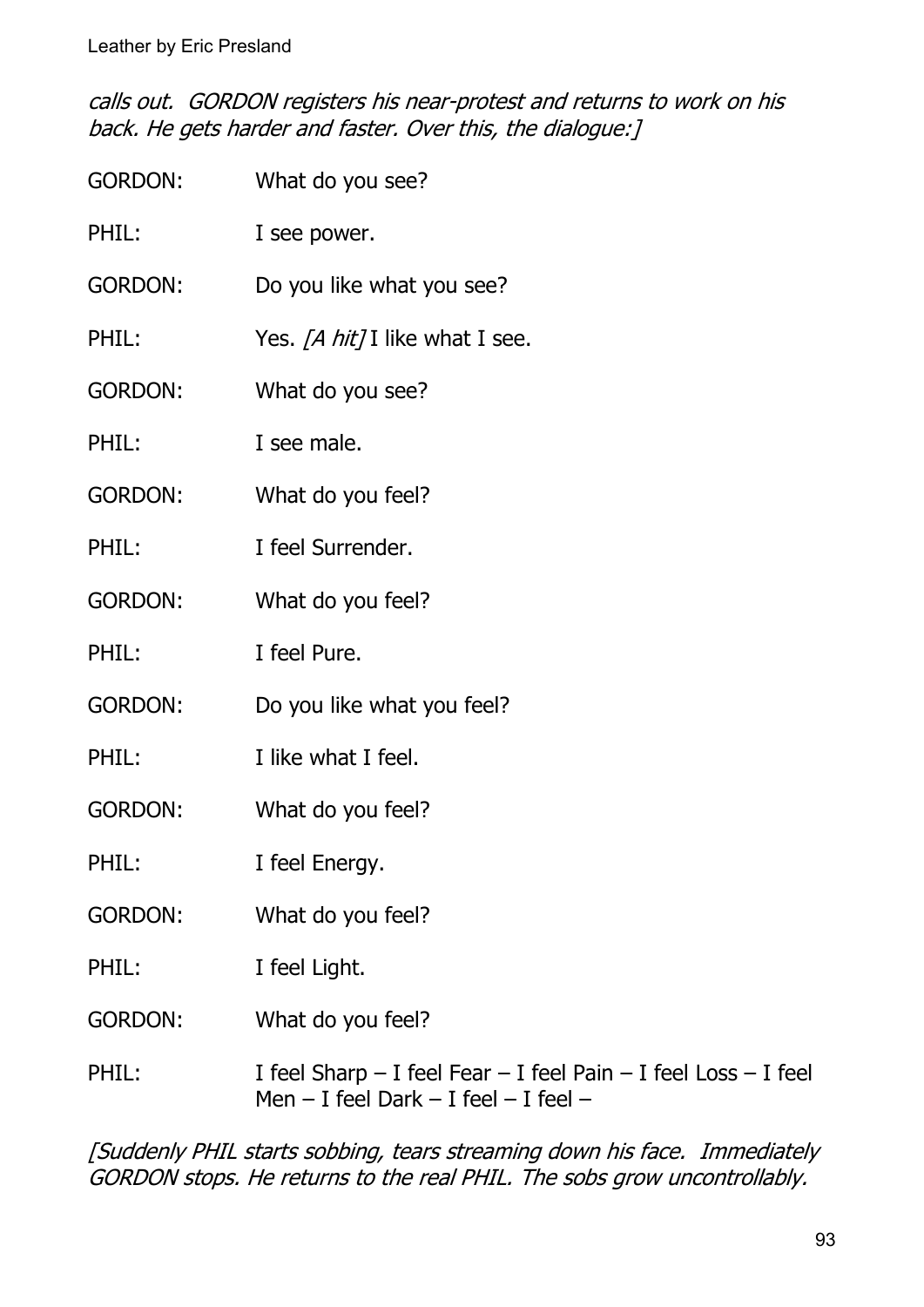*calls out. GORDON registers his near-protest and returns to work on his back. He gets harder and faster. Over this, the dialogue:]*

GORDON: What do you see?

PHIL: I see power.

GORDON: Do you like what you see?

PHIL: Yes. *[A hit]* I like what I see.

GORDON: What do you see?

PHIL: I see male.

GORDON: What do you feel?

PHIL: I feel Surrender.

GORDON: What do you feel?

PHIL: I feel Pure.

GORDON: Do you like what you feel?

PHIL: I like what I feel.

GORDON: What do you feel?

PHIL: I feel Energy.

GORDON: What do you feel?

PHIL: I feel Light.

GORDON: What do you feel?

PHIL: I feel Sharp – I feel Fear – I feel Pain – I feel Loss – I feel Men – I feel Dark – I feel – I feel –

*[Suddenly PHIL starts sobbing, tears streaming down his face. Immediately GORDON stops. He returns to the real PHIL. The sobs grow uncontrollably.*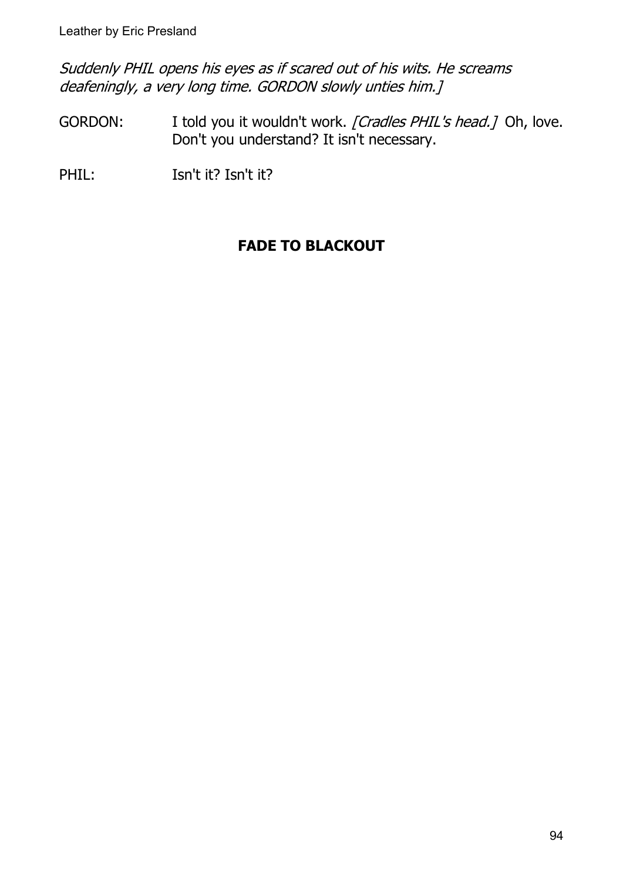*Suddenly PHIL opens his eyes as if scared out of his wits. He screams deafeningly, a very long time. GORDON slowly unties him.]*

GORDON: I told you it wouldn't work. *[Cradles PHIL's head.]* Oh, love. Don't you understand? It isn't necessary.

PHIL: Isn't it? Isn't it?

**FADE TO BLACKOUT**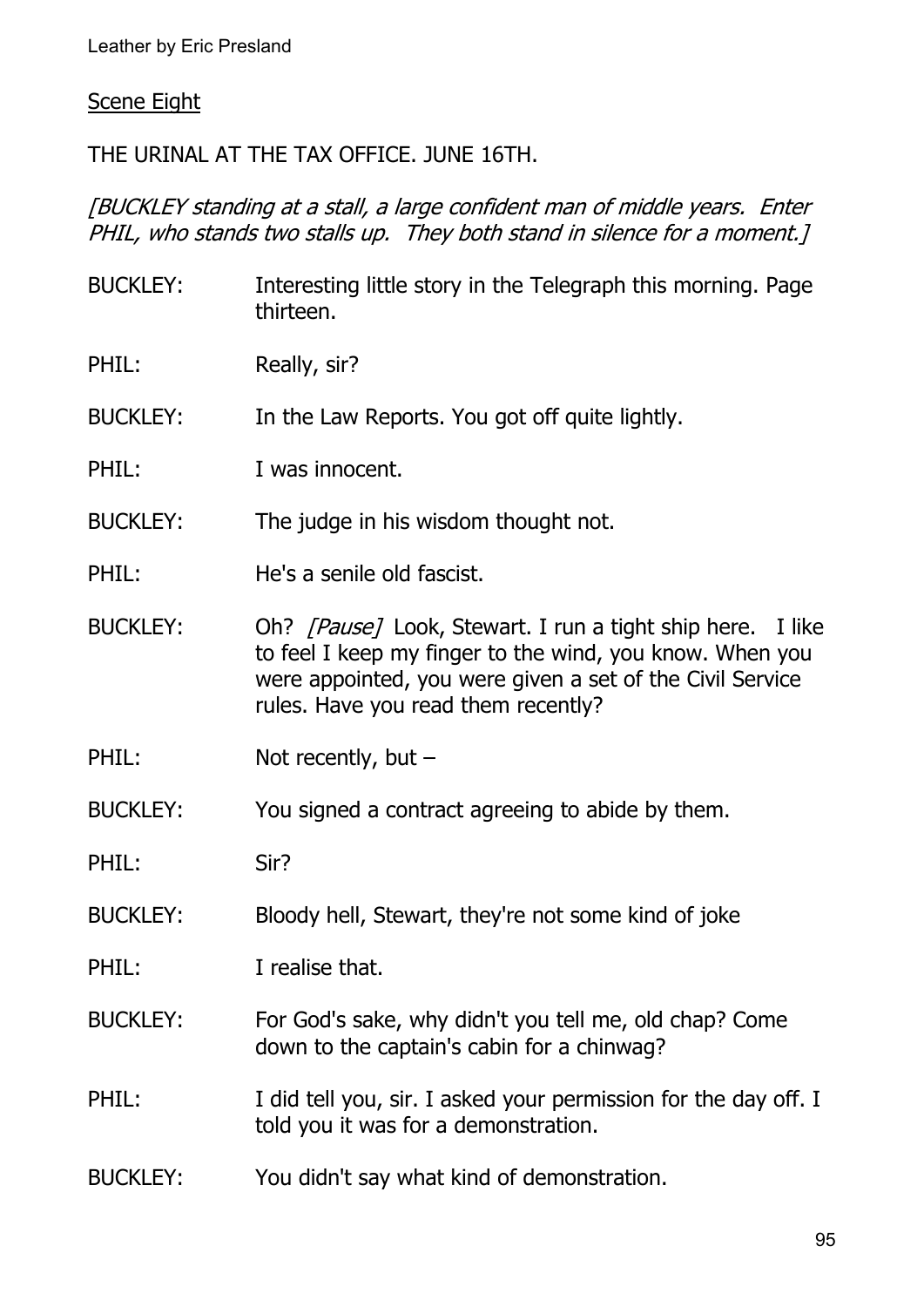<u>Scene Eight</u>

THE URINAL AT THE TAX OFFICE. JUNE 16TH.

*[BUCKLEY standing at a stall, a large confident man of middle years. Enter PHIL, who stands two stalls up. They both stand in silence for a moment.]*

BUCKLEY: Interesting little story in the Telegraph this morning. Page thirteen.

PHIL: Really, sir?

BUCKLEY: In the Law Reports. You got off quite lightly.

PHIL: I was innocent.

BUCKLEY: The judge in his wisdom thought not.

PHIL: He's a senile old fascist.

BUCKLEY: Oh? *[Pause]* Look, Stewart. I run a tight ship here. I like to feel I keep my finger to the wind, you know. When you were appointed, you were given a set of the Civil Service rules. Have you read them recently?

PHIL: Not recently, but –

BUCKLEY: You signed a contract agreeing to abide by them.

PHIL: Sir?

BUCKLEY: Bloody hell, Stewart, they're not some kind of joke

PHIL: I realise that.

BUCKLEY: For God's sake, why didn't you tell me, old chap? Come down to the captain's cabin for a chinwag?

PHIL: I did tell you, sir. I asked your permission for the day off. I told you it was for a demonstration.

BUCKLEY: You didn't say what kind of demonstration.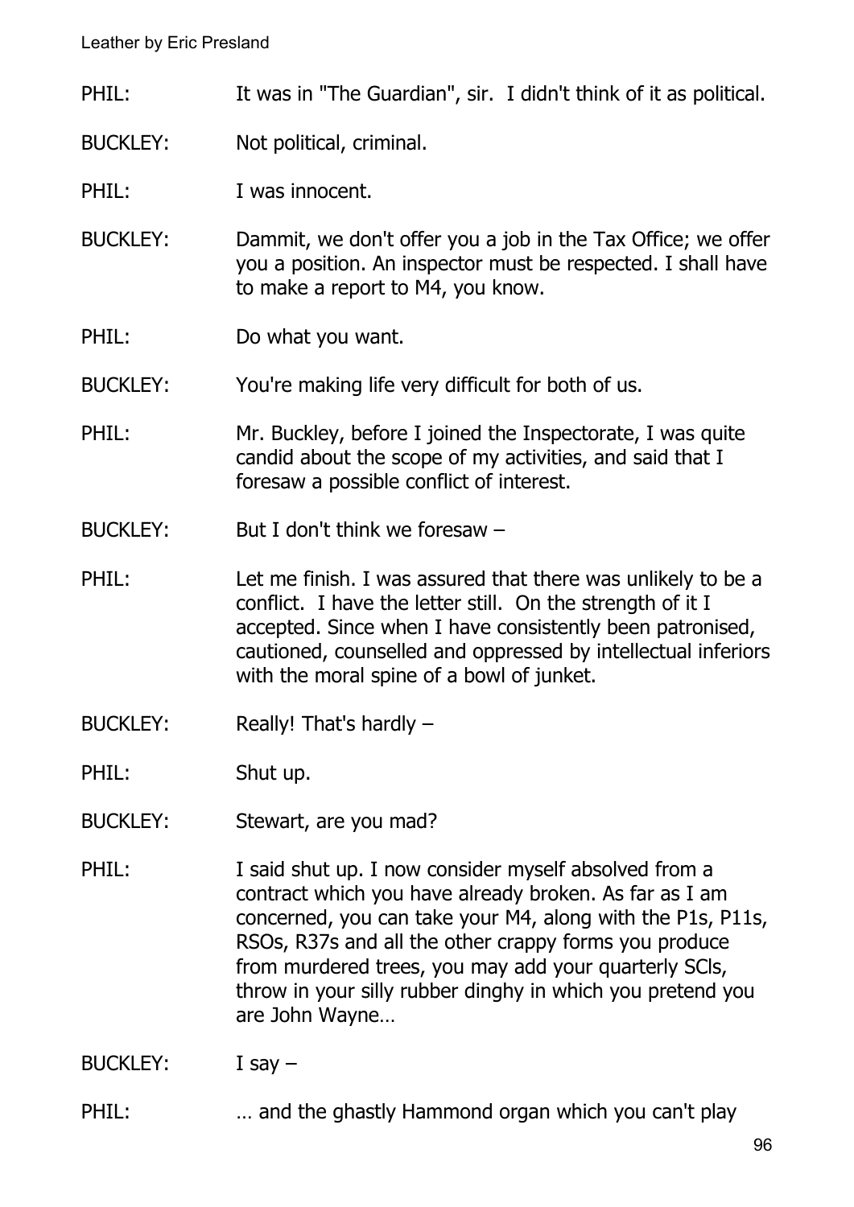PHIL: It was in "The Guardian", sir. I didn't think of it as political.

BUCKLEY: Not political, criminal.

PHIL: I was innocent.

BUCKLEY: Dammit, we don't offer you a job in the Tax Office; we offer you a position. An inspector must be respected. I shall have to make a report to M4, you know.

PHIL: Do what you want.

BUCKLEY: You're making life very difficult for both of us.

PHIL: Mr. Buckley, before I joined the Inspectorate, I was quite candid about the scope of my activities, and said that I foresaw a possible conflict of interest.

BUCKLEY: But I don't think we foresaw –

PHIL: Let me finish. I was assured that there was unlikely to be a conflict. I have the letter still. On the strength of it I accepted. Since when I have consistently been patronised, cautioned, counselled and oppressed by intellectual inferiors with the moral spine of a bowl of junket.

BUCKLEY: Really! That's hardly –

PHIL: Shut up.

BUCKLEY: Stewart, are you mad?

PHIL: I said shut up. I now consider myself absolved from a contract which you have already broken. As far as I am concerned, you can take your M4, along with the P1s, P11s, RSOs, R37s and all the other crappy forms you produce from murdered trees, you may add your quarterly SCls, throw in your silly rubber dinghy in which you pretend you are John Wayne…

BUCKLEY: I say –

PHIL: … and the ghastly Hammond organ which you can't play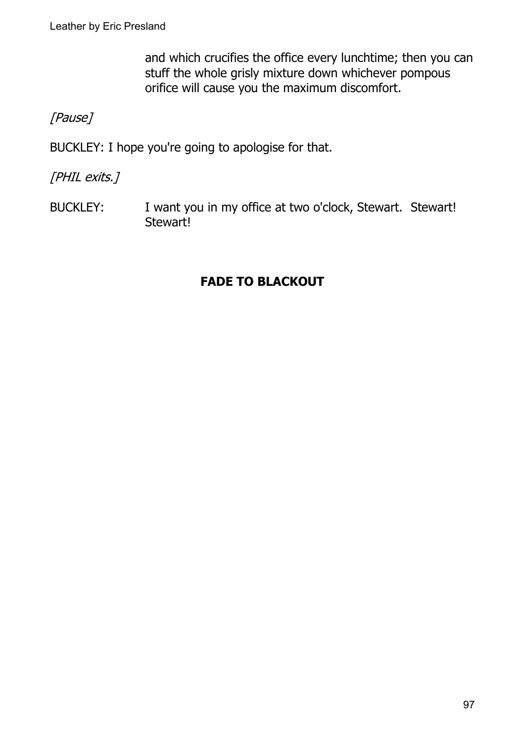and which crucifies the office every lunchtime; then you can stuff the whole grisly mixture down whichever pompous orifice will cause you the maximum discomfort.

*[Pause]*

BUCKLEY: I hope you're going to apologise for that.

*[PHIL exits.]*

BUCKLEY: I want you in my office at two o'clock, Stewart. Stewart! Stewart!

**FADE TO BLACKOUT**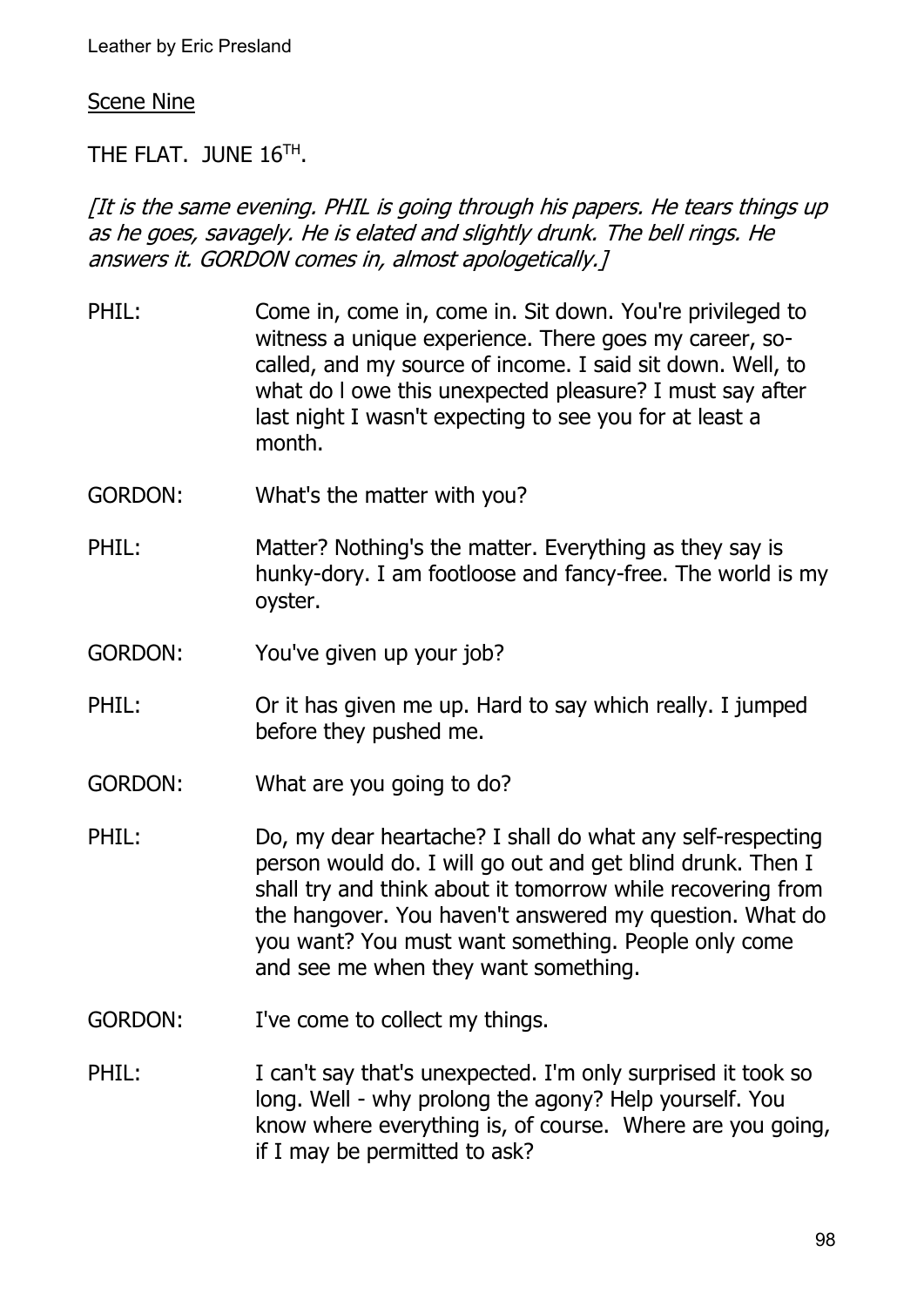Scene Nine

THE FLAT. JUNE 16TH.

*[It is the same evening. PHIL is going through his papers. He tears things up as he goes, savagely. He is elated and slightly drunk. The bell rings. He answers it. GORDON comes in, almost apologetically.]*

PHIL: Come in, come in, come in. Sit down. You're privileged to witness a unique experience. There goes my career, so-called, and my source of income. I said sit down. Well, to what do I owe this unexpected pleasure? I must say after last night I wasn't expecting to see you for at least a month.

GORDON: What's the matter with you?

PHIL: Matter? Nothing's the matter. Everything as they say is hunky-dory. I am footloose and fancy-free. The world is my oyster.

GORDON: You've given up your job?

PHIL: Or it has given me up. Hard to say which really. I jumped before they pushed me.

GORDON: What are you going to do?

PHIL: Do, my dear heartache? I shall do what any self-respecting person would do. I will go out and get blind drunk. Then I shall try and think about it tomorrow while recovering from the hangover. You haven't answered my question. What do you want? You must want something. People only come and see me when they want something.

GORDON: I've come to collect my things.

PHIL: I can't say that's unexpected. I'm only surprised it took so long. Well - why prolong the agony? Help yourself. You know where everything is, of course. Where are you going, if I may be permitted to ask?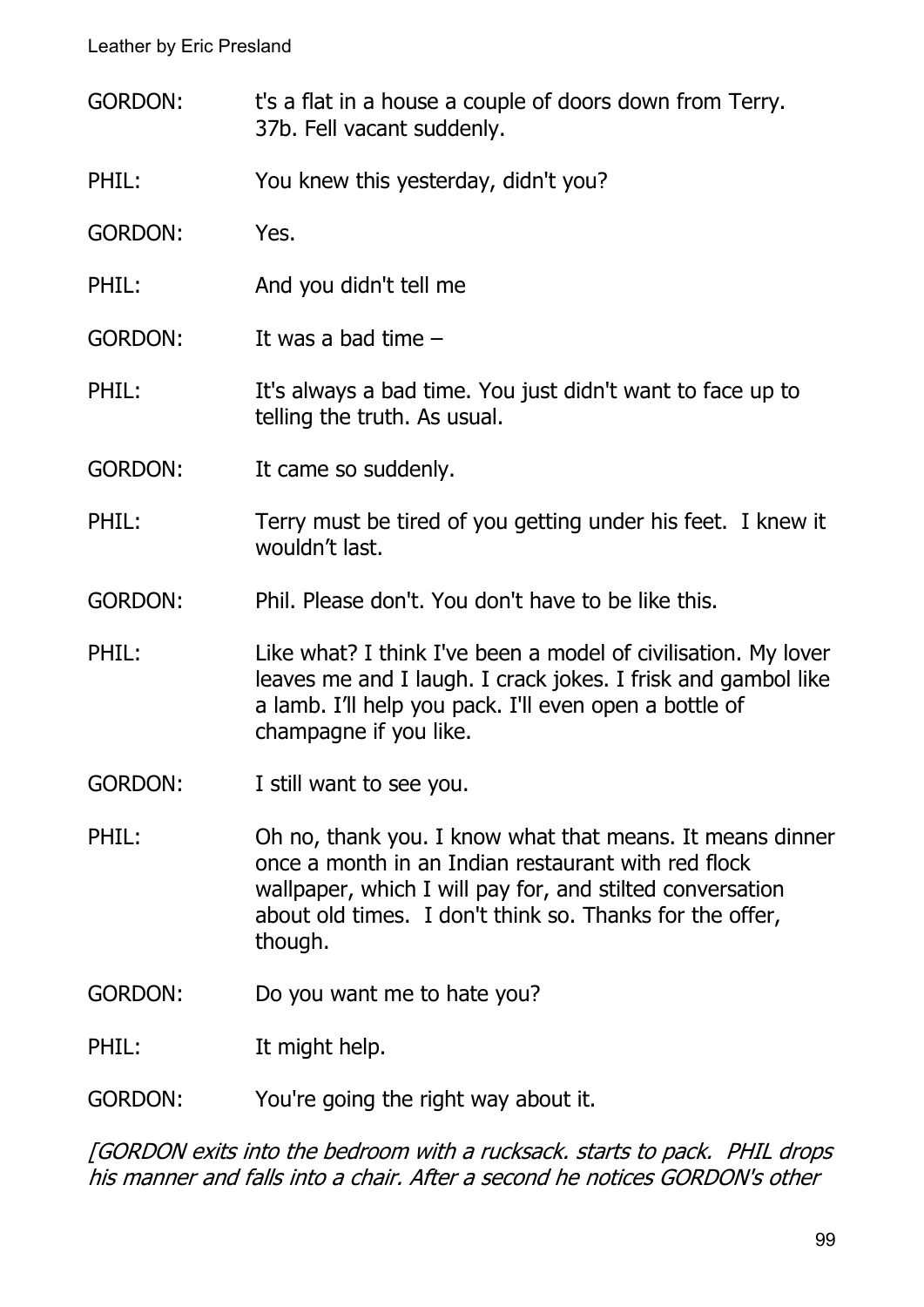GORDON: t's a flat in a house a couple of doors down from Terry. 37b. Fell vacant suddenly.

PHIL: You knew this yesterday, didn't you?

GORDON: Yes.

PHIL: And you didn't tell me

GORDON: It was a bad time –

PHIL: It's always a bad time. You just didn't want to face up to telling the truth. As usual.

GORDON: It came so suddenly.

PHIL: Terry must be tired of you getting under his feet. I knew it wouldn't last.

GORDON: Phil. Please don't. You don't have to be like this.

PHIL: Like what? I think I've been a model of civilisation. My lover leaves me and I laugh. I crack jokes. I frisk and gambol like a lamb. I'll help you pack. I'll even open a bottle of champagne if you like.

GORDON: I still want to see you.

PHIL: Oh no, thank you. I know what that means. It means dinner once a month in an Indian restaurant with red flock wallpaper, which I will pay for, and stilted conversation about old times. I don't think so. Thanks for the offer, though.

GORDON: Do you want me to hate you?

PHIL: It might help.

GORDON: You're going the right way about it.

*[GORDON exits into the bedroom with a rucksack. starts to pack. PHIL drops his manner and falls into a chair. After a second he notices GORDON's other*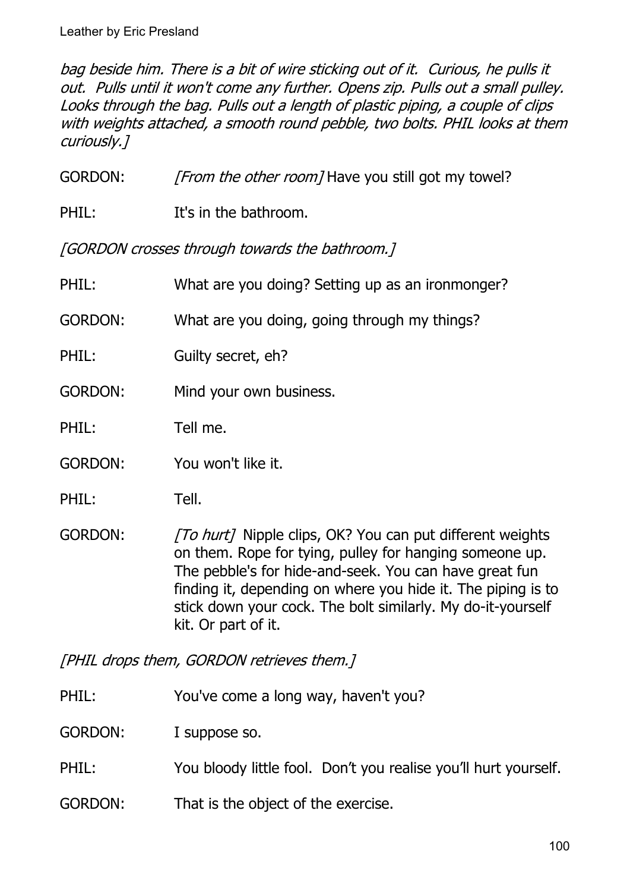*bag beside him. There is a bit of wire sticking out of it. Curious, he pulls it out. Pulls until it won't come any further. Opens zip. Pulls out a small pulley. Looks through the bag. Pulls out a length of plastic piping, a couple of clips with weights attached, a smooth round pebble, two bolts. PHIL looks at them curiously.]*

GORDON: *[From the other room]* Have you still got my towel?

PHIL: It's in the bathroom.

*[GORDON crosses through towards the bathroom.]*

PHIL: What are you doing? Setting up as an ironmonger?

GORDON: What are you doing, going through my things?

PHIL: Guilty secret, eh?

GORDON: Mind your own business.

PHIL: Tell me.

GORDON: You won't like it.

PHIL: Tell.

GORDON: *[To hurt]* Nipple clips, OK? You can put different weights on them. Rope for tying, pulley for hanging someone up. The pebble's for hide-and-seek. You can have great fun finding it, depending on where you hide it. The piping is to stick down your cock. The bolt similarly. My do-it-yourself kit. Or part of it.

*[PHIL drops them, GORDON retrieves them.]*

PHIL: You've come a long way, haven't you?

GORDON: I suppose so.

PHIL: You bloody little fool. Don't you realise you'll hurt yourself.

GORDON: That is the object of the exercise.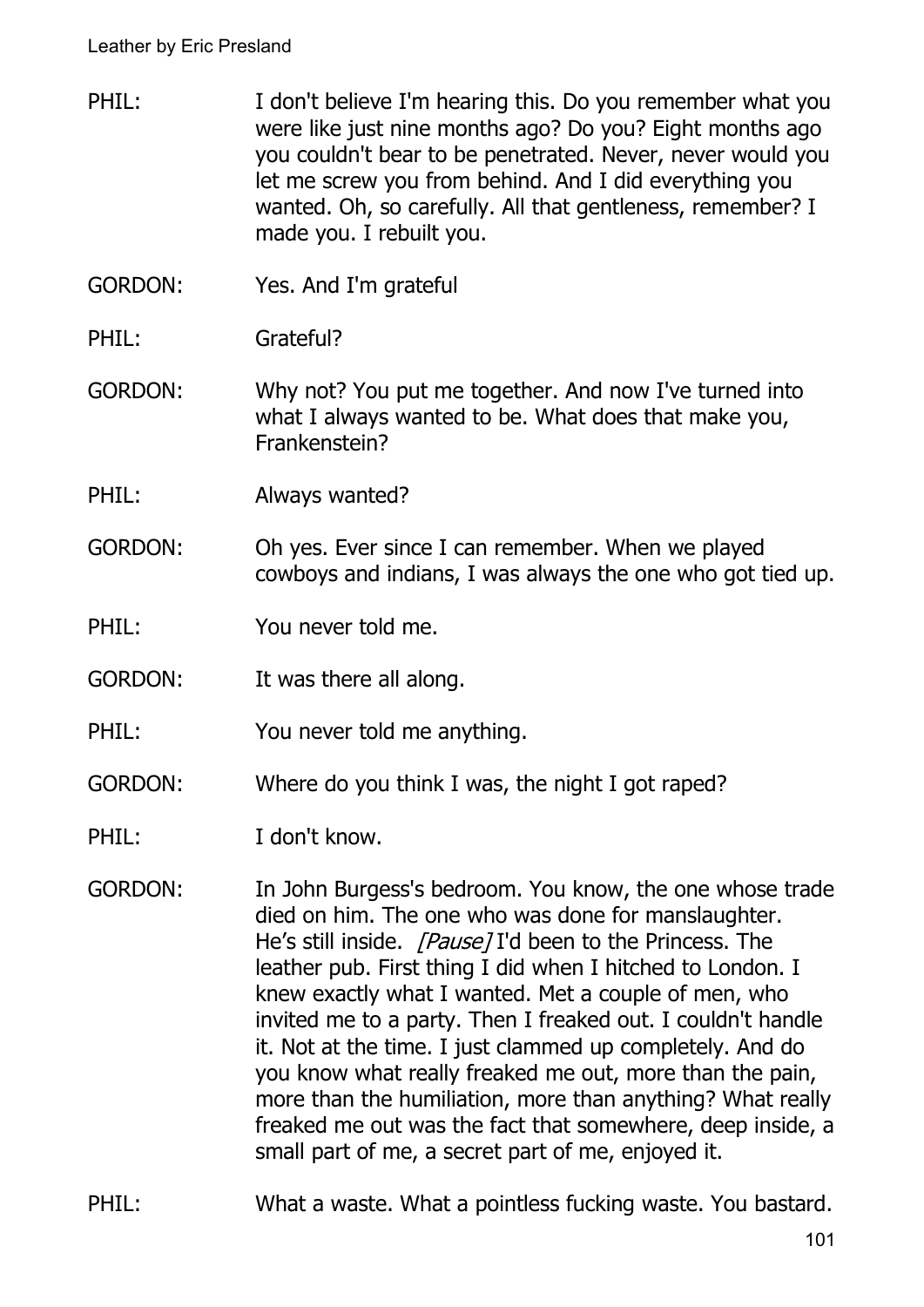PHIL: I don't believe I'm hearing this. Do you remember what you were like just nine months ago? Do you? Eight months ago you couldn't bear to be penetrated. Never, never would you let me screw you from behind. And I did everything you wanted. Oh, so carefully. All that gentleness, remember? I made you. I rebuilt you.

GORDON: Yes. And I'm grateful

PHIL: Grateful?

GORDON: Why not? You put me together. And now I've turned into what I always wanted to be. What does that make you, Frankenstein?

PHIL: Always wanted?

GORDON: Oh yes. Ever since I can remember. When we played cowboys and indians, I was always the one who got tied up.

PHIL: You never told me.

GORDON: It was there all along.

PHIL: You never told me anything.

GORDON: Where do you think I was, the night I got raped?

PHIL: I don't know.

GORDON: In John Burgess's bedroom. You know, the one whose trade died on him. The one who was done for manslaughter. He's still inside. *[Pause]* I'd been to the Princess. The leather pub. First thing I did when I hitched to London. I knew exactly what I wanted. Met a couple of men, who invited me to a party. Then I freaked out. I couldn't handle it. Not at the time. I just clammed up completely. And do you know what really freaked me out, more than the pain, more than the humiliation, more than anything? What really freaked me out was the fact that somewhere, deep inside, a small part of me, a secret part of me, enjoyed it.

PHIL: What a waste. What a pointless fucking waste. You bastard.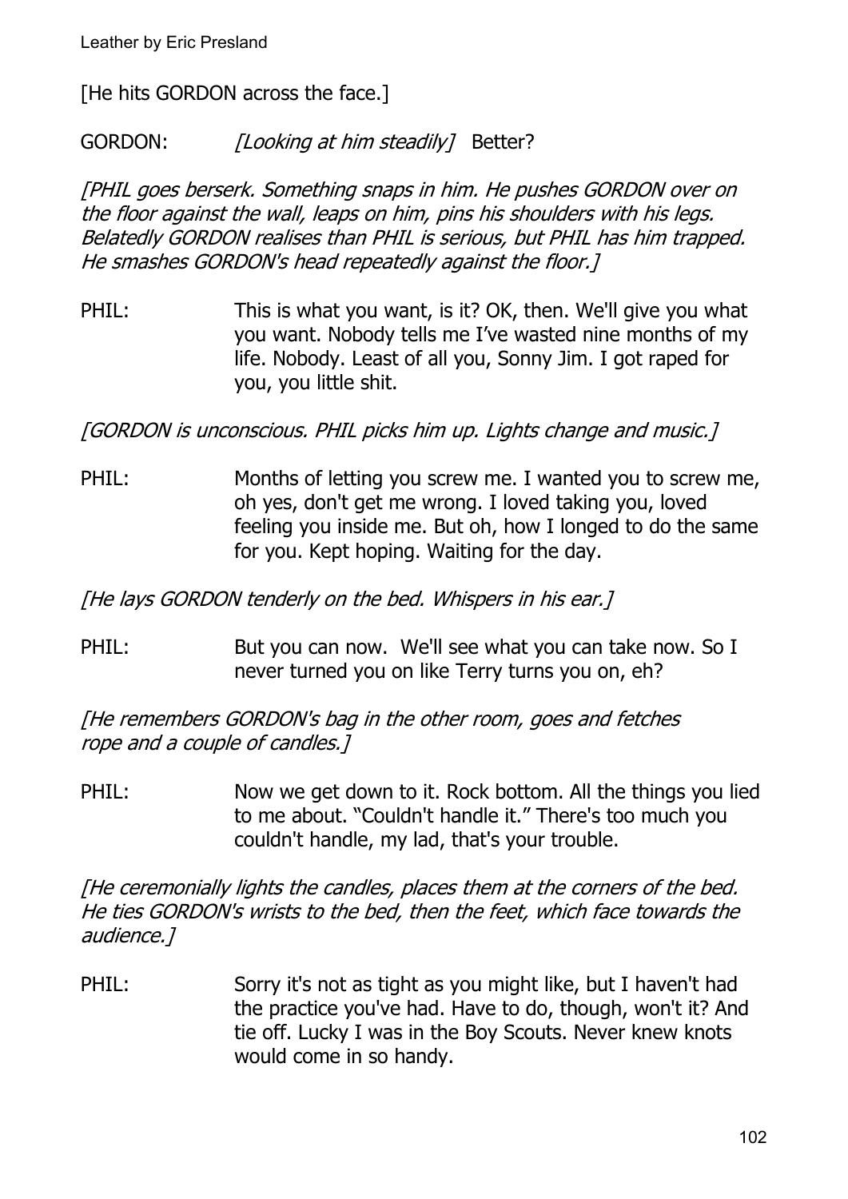[He hits GORDON across the face.]

GORDON: *[Looking at him steadily]* Better?

*[PHIL goes berserk. Something snaps in him. He pushes GORDON over on the floor against the wall, leaps on him, pins his shoulders with his legs. Belatedly GORDON realises than PHIL is serious, but PHIL has him trapped. He smashes GORDON's head repeatedly against the floor.]*

PHIL: This is what you want, is it? OK, then. We'll give you what you want. Nobody tells me I've wasted nine months of my life. Nobody. Least of all you, Sonny Jim. I got raped for you, you little shit.

*[GORDON is unconscious. PHIL picks him up. Lights change and music.]*

PHIL: Months of letting you screw me. I wanted you to screw me, oh yes, don't get me wrong. I loved taking you, loved feeling you inside me. But oh, how I longed to do the same for you. Kept hoping. Waiting for the day.

*[He lays GORDON tenderly on the bed. Whispers in his ear.]*

PHIL: But you can now. We'll see what you can take now. So I never turned you on like Terry turns you on, eh?

*[He remembers GORDON's bag in the other room, goes and fetches rope and a couple of candles.]*

PHIL: Now we get down to it. Rock bottom. All the things you lied to me about. "Couldn't handle it." There's too much you couldn't handle, my lad, that's your trouble.

*[He ceremonially lights the candles, places them at the corners of the bed. He ties GORDON's wrists to the bed, then the feet, which face towards the audience.]*

PHIL: Sorry it's not as tight as you might like, but I haven't had the practice you've had. Have to do, though, won't it? And tie off. Lucky I was in the Boy Scouts. Never knew knots would come in so handy.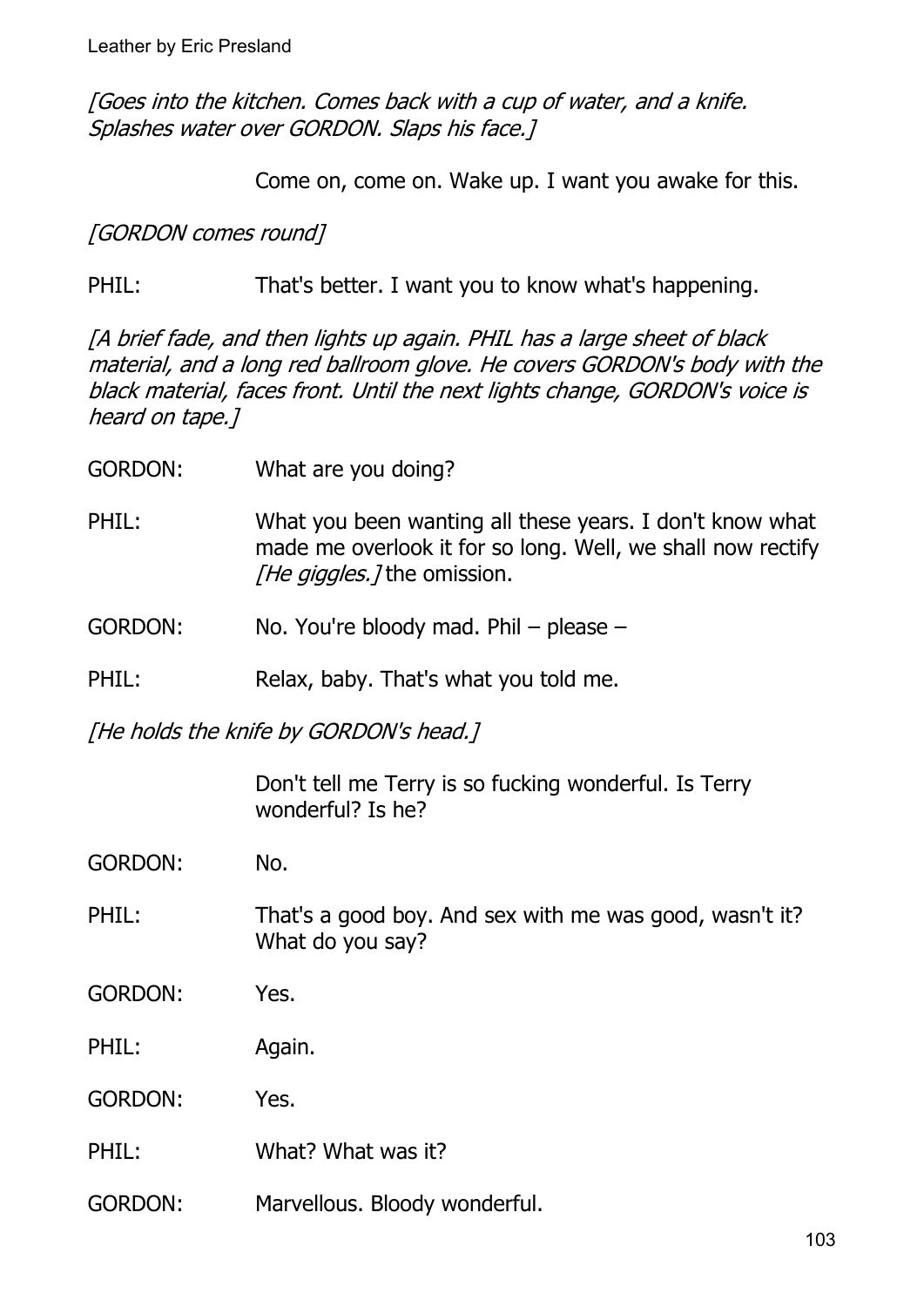*[Goes into the kitchen. Comes back with a cup of water, and a knife. Splashes water over GORDON. Slaps his face.]*

Come on, come on. Wake up. I want you awake for this.

*[GORDON comes round]*

PHIL: That's better. I want you to know what's happening.

*[A brief fade, and then lights up again. PHIL has a large sheet of black material, and a long red ballroom glove. He covers GORDON's body with the black material, faces front. Until the next lights change, GORDON's voice is heard on tape.]*

GORDON: What are you doing?

PHIL: What you been wanting all these years. I don't know what made me overlook it for so long. Well, we shall now rectify *[He giggles.]* the omission.

GORDON: No. You're bloody mad. Phil – please –

PHIL: Relax, baby. That's what you told me.

*[He holds the knife by GORDON's head.]*

Don't tell me Terry is so fucking wonderful. Is Terry wonderful? Is he?

GORDON: No.

PHIL: That's a good boy. And sex with me was good, wasn't it? What do you say?

GORDON: Yes.

PHIL: Again.

GORDON: Yes.

PHIL: What? What was it?

GORDON: Marvellous. Bloody wonderful.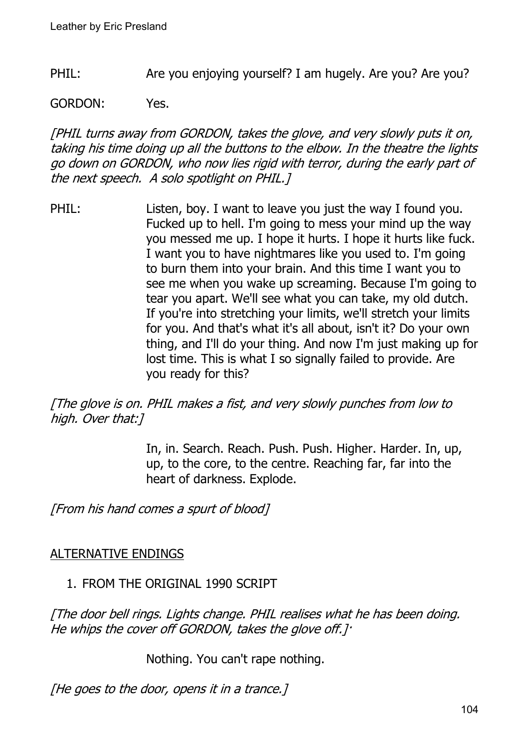PHIL: Are you enjoying yourself? I am hugely. Are you? Are you?

GORDON: Yes.

*[PHIL turns away from GORDON, takes the glove, and very slowly puts it on, taking his time doing up all the buttons to the elbow. In the theatre the lights go down on GORDON, who now lies rigid with terror, during the early part of the next speech. A solo spotlight on PHIL.]*

PHIL: Listen, boy. I want to leave you just the way I found you. Fucked up to hell. I'm going to mess your mind up the way you messed me up. I hope it hurts. I hope it hurts like fuck. I want you to have nightmares like you used to. I'm going to burn them into your brain. And this time I want you to see me when you wake up screaming. Because I'm going to tear you apart. We'll see what you can take, my old dutch. If you're into stretching your limits, we'll stretch your limits for you. And that's what it's all about, isn't it? Do your own thing, and I'll do your thing. And now I'm just making up for lost time. This is what I so signally failed to provide. Are you ready for this?

*[The glove is on. PHIL makes a fist, and very slowly punches from low to high. Over that:]*

In, in. Search. Reach. Push. Push. Higher. Harder. In, up, up, to the core, to the centre. Reaching far, far into the heart of darkness. Explode.

*[From his hand comes a spurt of blood]*

<u>ALTERNATIVE ENDINGS</u>

1. FROM THE ORIGINAL 1990 SCRIPT

*[The door bell rings. Lights change. PHIL realises what he has been doing. He whips the cover off GORDON, takes the glove off.]*·

Nothing. You can't rape nothing.

*[He goes to the door, opens it in a trance.]*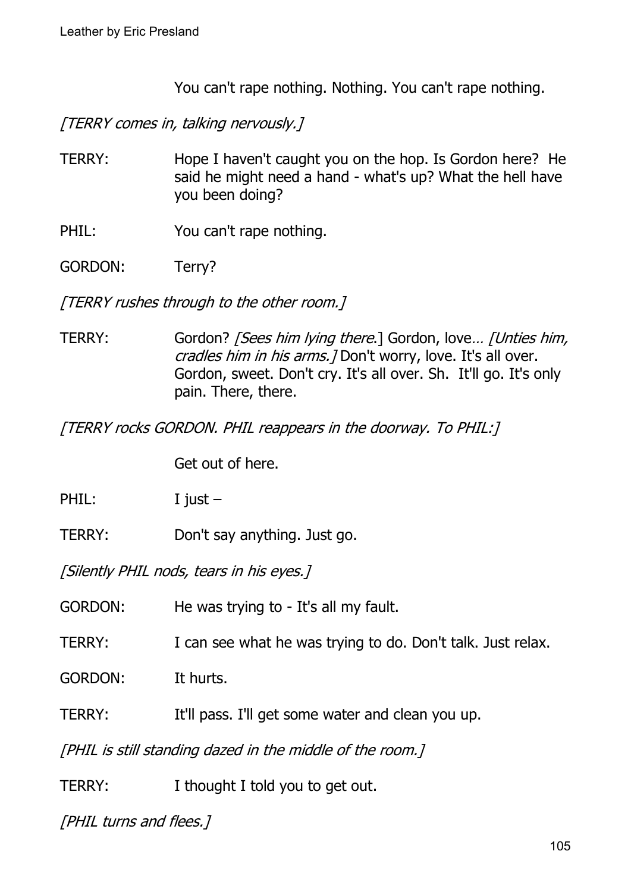You can't rape nothing. Nothing. You can't rape nothing.

*[TERRY comes in, talking nervously.]*

TERRY: Hope I haven't caught you on the hop. Is Gordon here? He said he might need a hand - what's up? What the hell have you been doing?

PHIL: You can't rape nothing.

GORDON: Terry?

*[TERRY rushes through to the other room.]*

TERRY: Gordon? *[Sees him lying there.]* Gordon, love… *[Unties him, cradles him in his arms.]* Don't worry, love. It's all over. Gordon, sweet. Don't cry. It's all over. Sh. It'll go. It's only pain. There, there.

*[TERRY rocks GORDON. PHIL reappears in the doorway. To PHIL:]*

Get out of here.

PHIL: I just –

TERRY: Don't say anything. Just go.

*[Silently PHIL nods, tears in his eyes.]*

GORDON: He was trying to - It's all my fault.

TERRY: I can see what he was trying to do. Don't talk. Just relax.

GORDON: It hurts.

TERRY: It'll pass. I'll get some water and clean you up.

*[PHIL is still standing dazed in the middle of the room.]*

TERRY: I thought I told you to get out.

*[PHIL turns and flees.]*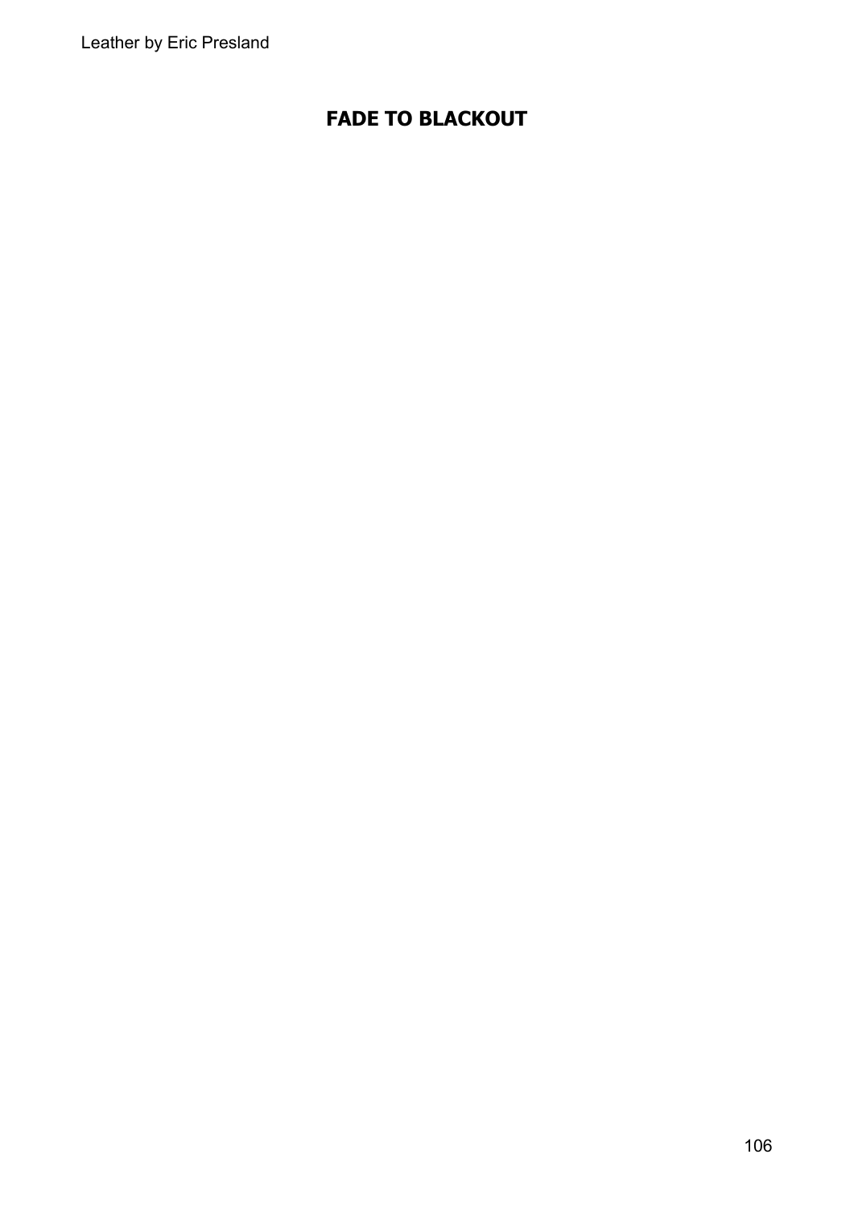**FADE TO BLACKOUT**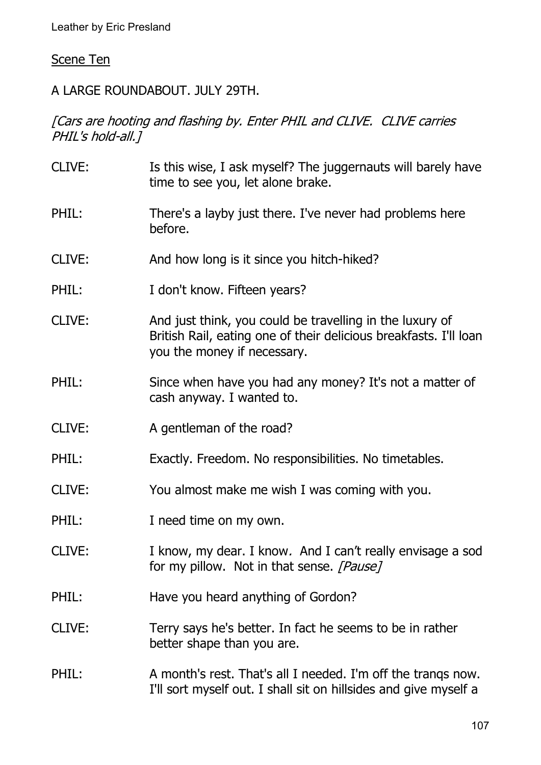Scene Ten

A LARGE ROUNDABOUT. JULY 29TH.

*[Cars are hooting and flashing by. Enter PHIL and CLIVE. CLIVE carries PHIL's hold-all.]*

CLIVE: Is this wise, I ask myself? The juggernauts will barely have time to see you, let alone brake.

PHIL: There's a layby just there. I've never had problems here before.

CLIVE: And how long is it since you hitch-hiked?

PHIL: I don't know. Fifteen years?

CLIVE: And just think, you could be travelling in the luxury of British Rail, eating one of their delicious breakfasts. I'll loan you the money if necessary.

PHIL: Since when have you had any money? It's not a matter of cash anyway. I wanted to.

CLIVE: A gentleman of the road?

PHIL: Exactly. Freedom. No responsibilities. No timetables.

CLIVE: You almost make me wish I was coming with you.

PHIL: I need time on my own.

CLIVE: I know, my dear. I know. And I can't really envisage a sod for my pillow. Not in that sense. *[Pause]*

PHIL: Have you heard anything of Gordon?

CLIVE: Terry says he's better. In fact he seems to be in rather better shape than you are.

PHIL: A month's rest. That's all I needed. I'm off the tranqs now. I'll sort myself out. I shall sit on hillsides and give myself a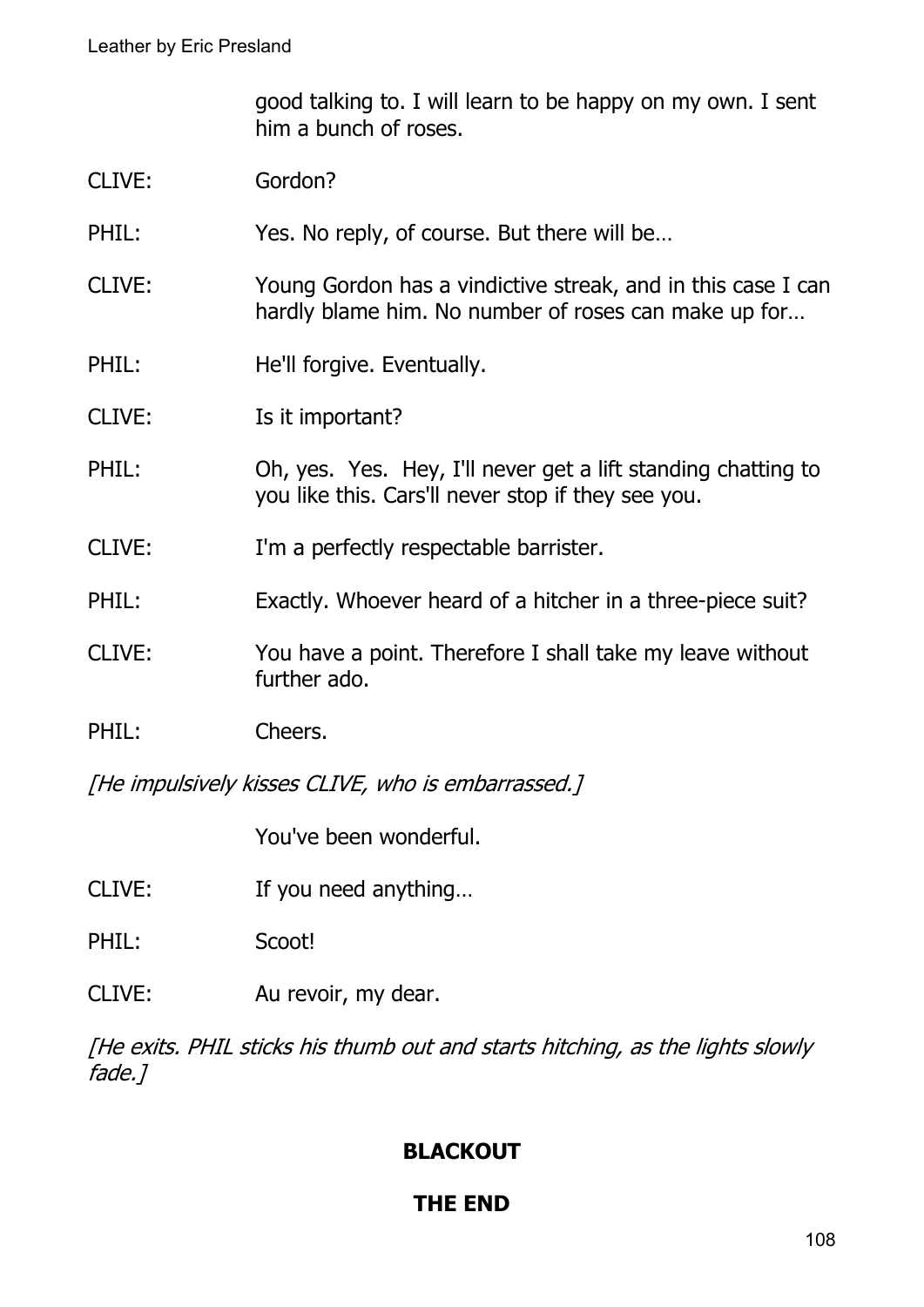good talking to. I will learn to be happy on my own. I sent him a bunch of roses.

CLIVE: Gordon?

PHIL: Yes. No reply, of course. But there will be…

CLIVE: Young Gordon has a vindictive streak, and in this case I can hardly blame him. No number of roses can make up for…

PHIL: He'll forgive. Eventually.

CLIVE: Is it important?

PHIL: Oh, yes. Yes. Hey, I'll never get a lift standing chatting to you like this. Cars'll never stop if they see you.

CLIVE: I'm a perfectly respectable barrister.

PHIL: Exactly. Whoever heard of a hitcher in a three-piece suit?

CLIVE: You have a point. Therefore I shall take my leave without further ado.

PHIL: Cheers.

*[He impulsively kisses CLIVE, who is embarrassed.]*

You've been wonderful.

CLIVE: If you need anything…

PHIL: Scoot!

CLIVE: Au revoir, my dear.

*[He exits. PHIL sticks his thumb out and starts hitching, as the lights slowly fade.]*

**BLACKOUT**

**THE END**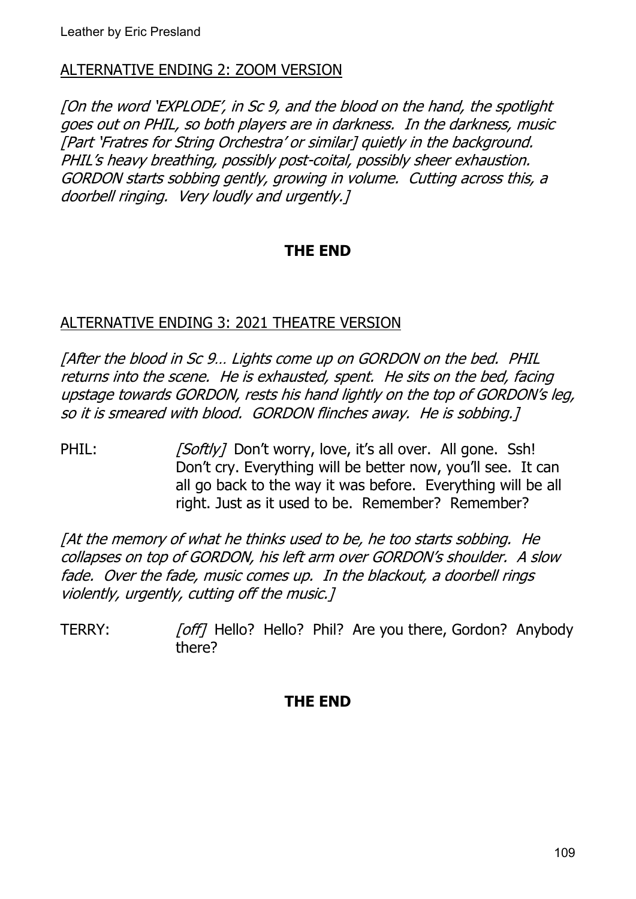ALTERNATIVE ENDING 2: ZOOM VERSION

*[On the word 'EXPLODE', in Sc 9, and the blood on the hand, the spotlight goes out on PHIL, so both players are in darkness. In the darkness, music [Part 'Fratres for String Orchestra' or similar] quietly in the background. PHIL's heavy breathing, possibly post-coital, possibly sheer exhaustion. GORDON starts sobbing gently, growing in volume. Cutting across this, a doorbell ringing. Very loudly and urgently.]*

**THE END**

ALTERNATIVE ENDING 3: 2021 THEATRE VERSION

*[After the blood in Sc 9… Lights come up on GORDON on the bed. PHIL returns into the scene. He is exhausted, spent. He sits on the bed, facing upstage towards GORDON, rests his hand lightly on the top of GORDON's leg, so it is smeared with blood. GORDON flinches away. He is sobbing.]*

PHIL: *[Softly]* Don't worry, love, it's all over. All gone. Ssh! Don't cry. Everything will be better now, you'll see. It can all go back to the way it was before. Everything will be all right. Just as it used to be. Remember? Remember?

*[At the memory of what he thinks used to be, he too starts sobbing. He collapses on top of GORDON, his left arm over GORDON's shoulder. A slow fade. Over the fade, music comes up. In the blackout, a doorbell rings violently, urgently, cutting off the music.]*

TERRY: *[off]* Hello? Hello? Phil? Are you there, Gordon? Anybody there?

**THE END**